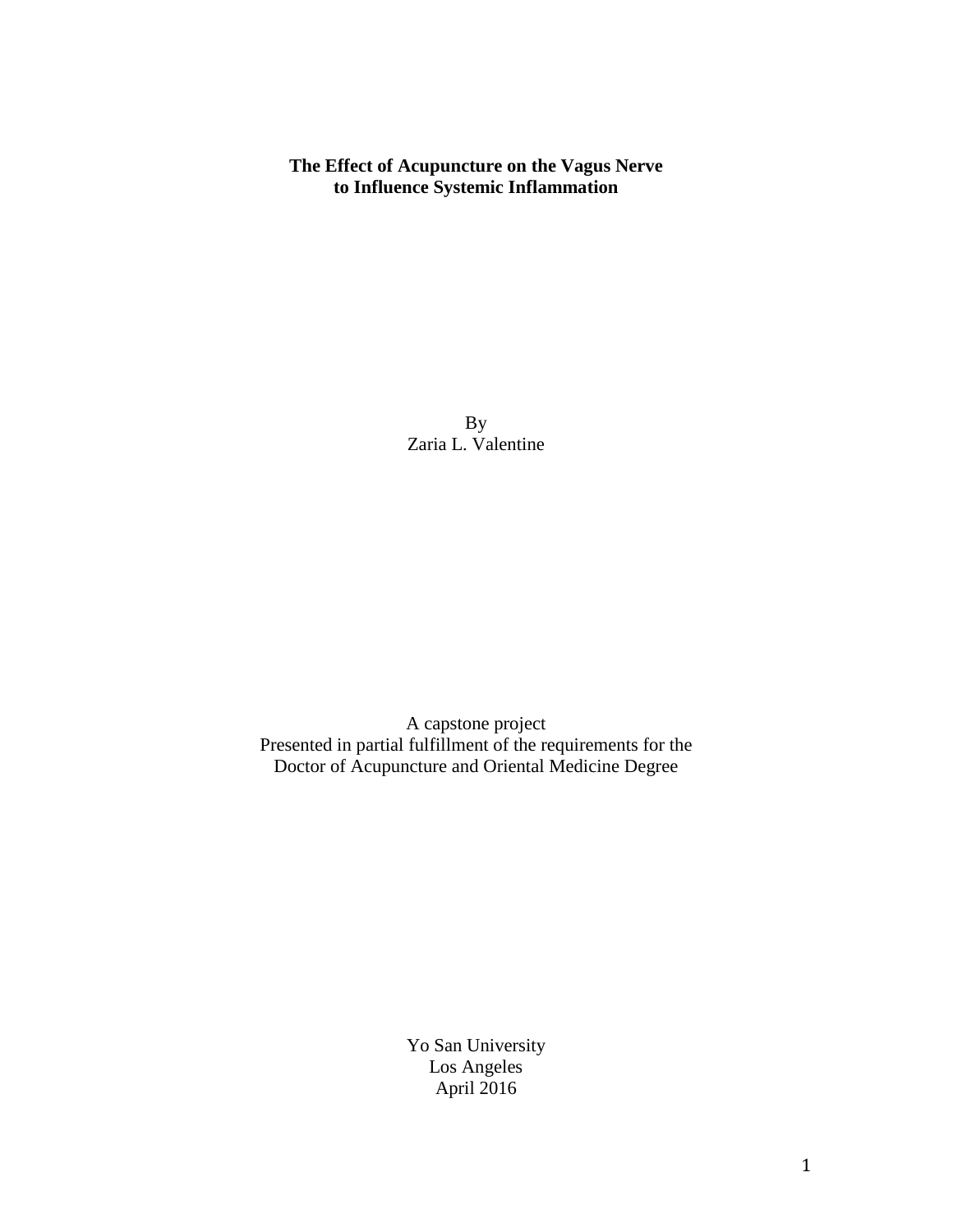# The Effect of Acupuncture on the Vagus Nerve to Influence Systemic Inflammation

By
Zaria L. Valentine

A capstone project
Presented in partial fulfillment of the requirements for the
Doctor of Acupuncture and Oriental Medicine Degree

Yo San University
Los Angeles
April 2016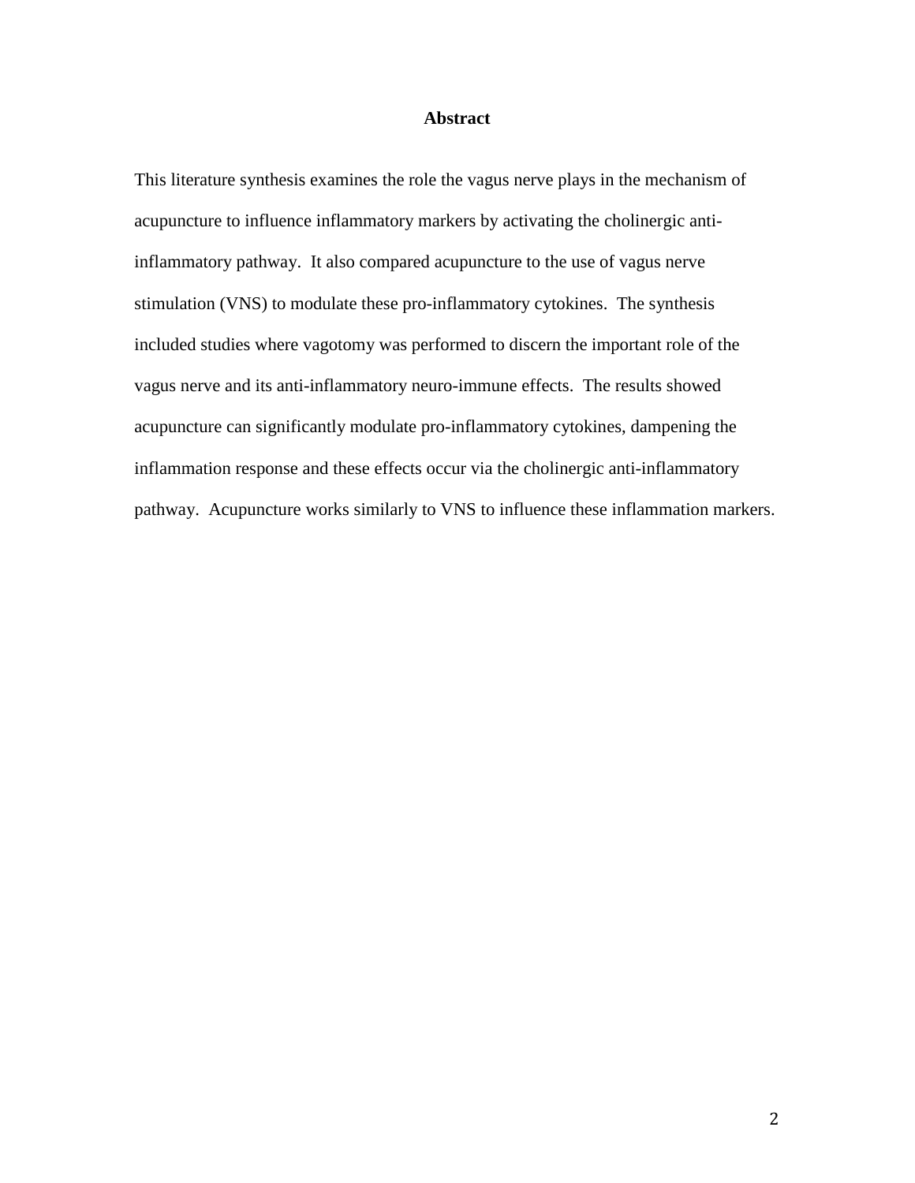## Abstract

This literature synthesis examines the role the vagus nerve plays in the mechanism of acupuncture to influence inflammatory markers by activating the cholinergic anti-inflammatory pathway. It also compared acupuncture to the use of vagus nerve stimulation (VNS) to modulate these pro-inflammatory cytokines. The synthesis included studies where vagotomy was performed to discern the important role of the vagus nerve and its anti-inflammatory neuro-immune effects. The results showed acupuncture can significantly modulate pro-inflammatory cytokines, dampening the inflammation response and these effects occur via the cholinergic anti-inflammatory pathway. Acupuncture works similarly to VNS to influence these inflammation markers.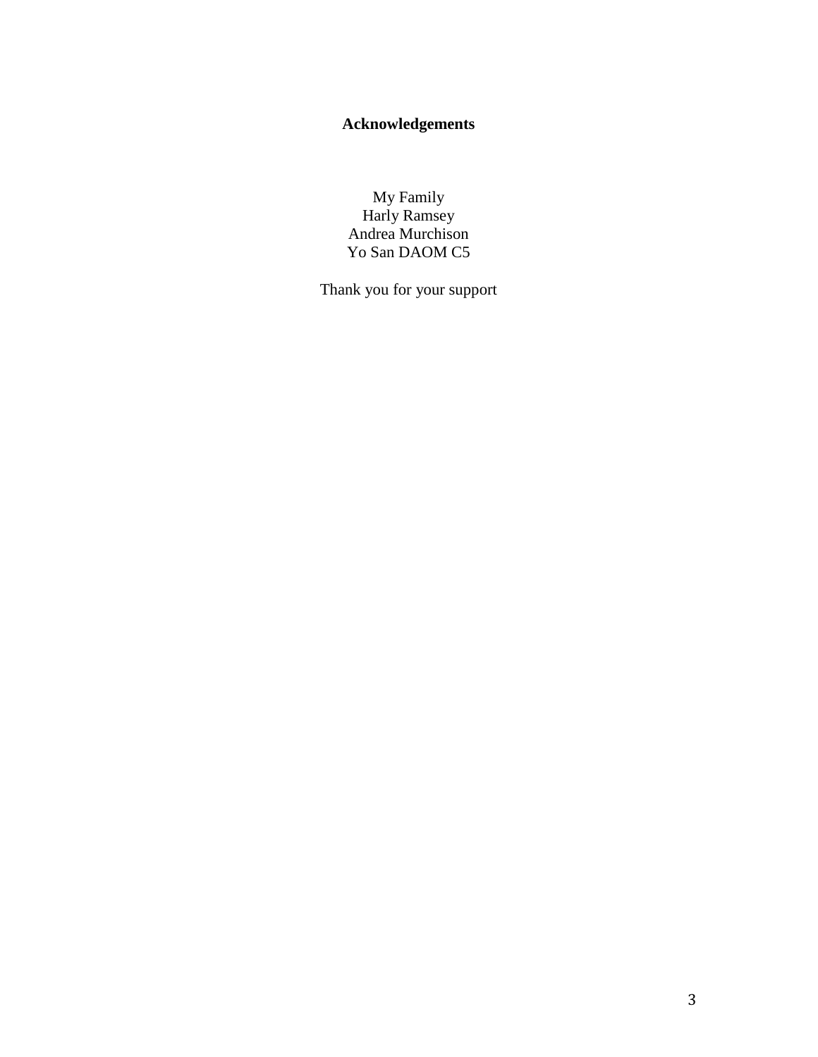# **Acknowledgements**

My Family
Harly Ramsey
Andrea Murchison
Yo San DAOM C5

Thank you for your support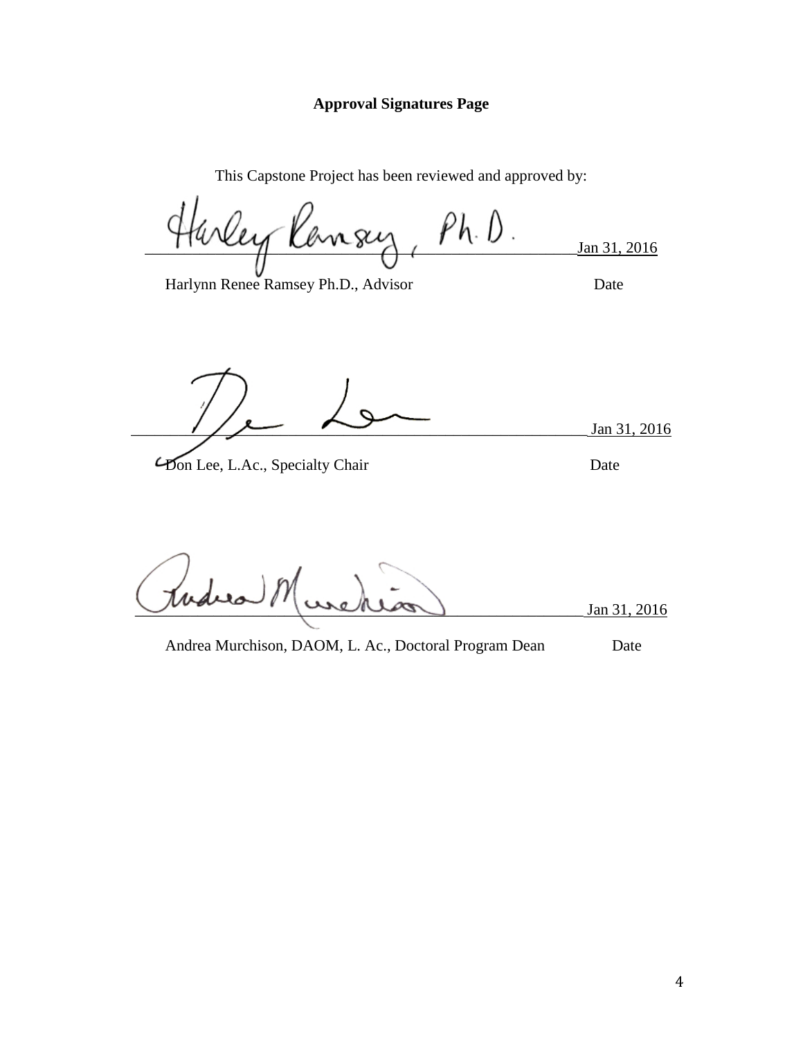**Approval Signatures Page**

This Capstone Project has been reviewed and approved by:

Harley Ramsey, Ph.D. ______________________ Jan 31, 2016

Harlynn Renee Ramsey Ph.D., Advisor — Date

______________________ Jan 31, 2016

Don Lee, L.Ac., Specialty Chair — Date

______________________ Jan 31, 2016

Andrea Murchison, DAOM, L. Ac., Doctoral Program Dean — Date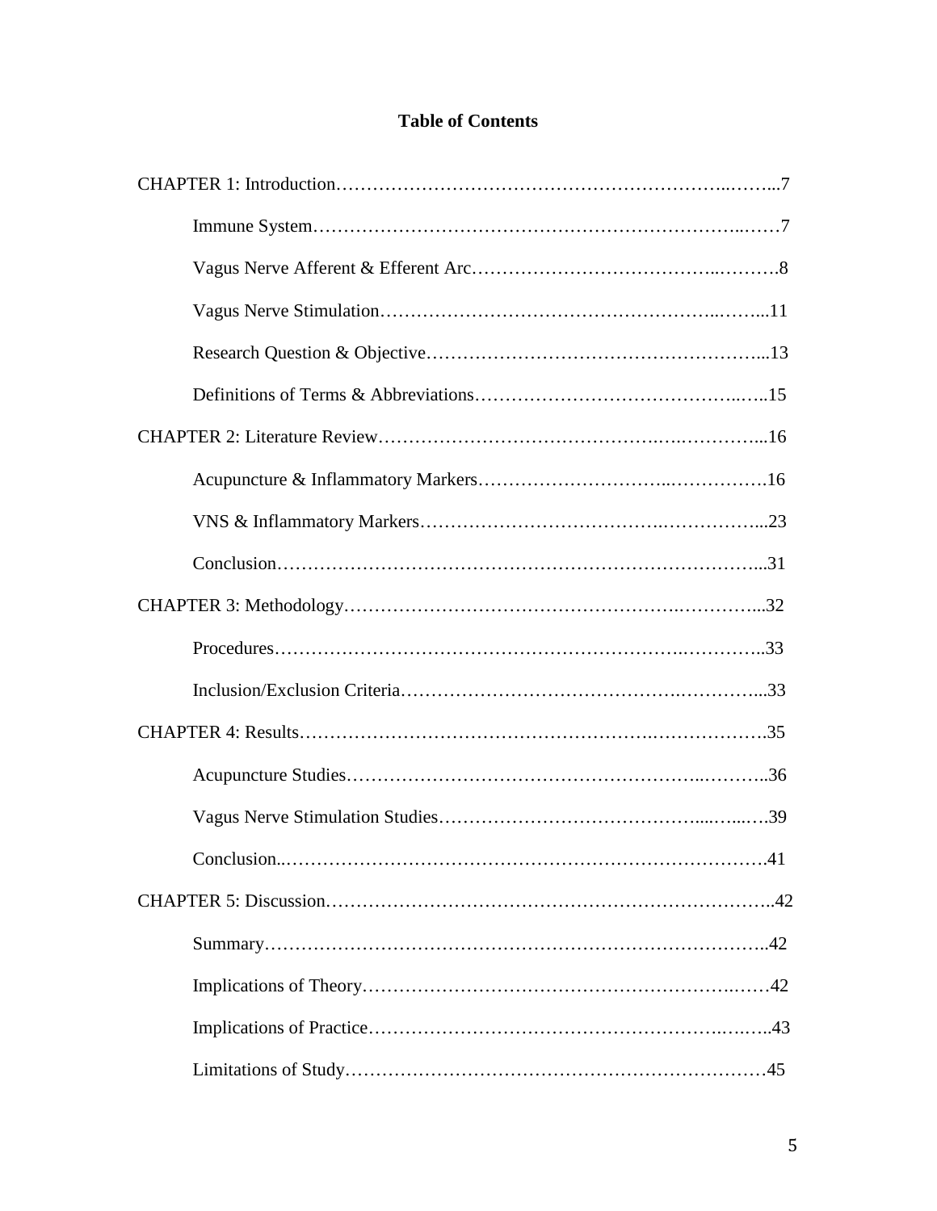# Table of Contents

CHAPTER 1: Introduction……………………………………………………..……...7

- Immune System…………………………………………………………..……7
- Vagus Nerve Afferent & Efferent Arc…………………………………..……….8
- Vagus Nerve Stimulation……………………………………………..……...11
- Research Question & Objective……………………………….……………...13
- Definitions of Terms & Abbreviations…………………………………..…..15

CHAPTER 2: Literature Review……………………………….….………….…...16

- Acupuncture & Inflammatory Markers…………………………..…………….16
- VNS & Inflammatory Markers……………………………….……………...23
- Conclusion……………………………………………………………….…...31

CHAPTER 3: Methodology…………………………………………….…………...32

- Procedures…………………………………………………….…………..33
- Inclusion/Exclusion Criteria…………………………………….…………...33

CHAPTER 4: Results……………………………………………….……………….35

- Acupuncture Studies…………………………………………………..………..36
- Vagus Nerve Stimulation Studies…………………………………....…...….39
- Conclusion..…………………………………………………………………….41

CHAPTER 5: Discussion………………………………………………………………..42

- Summary………………………………………………………………………..42
- Implications of Theory…………………………………………………….……42
- Implications of Practice……………………………………………….….…..43
- Limitations of Study……………………………………………………………45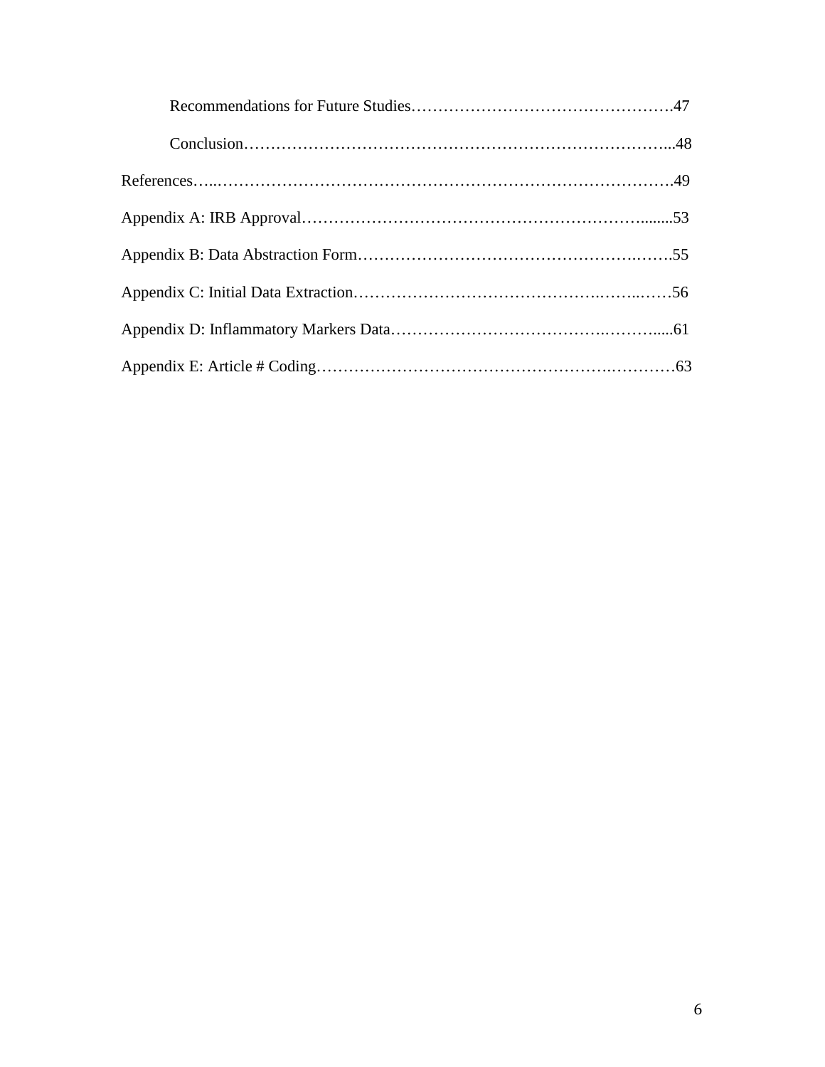Recommendations for Future Studies…………………………………………47

Conclusion……………………………………………………………………...48

References…..…………………………………………………………………………49

Appendix A: IRB Approval………………………………………………………........53

Appendix B: Data Abstraction Form…………………………………………….…….55

Appendix C: Initial Data Extraction……………………………………..……..……56

Appendix D: Inflammatory Markers Data………………………………….……….....61

Appendix E: Article # Coding……………………………………………….…………63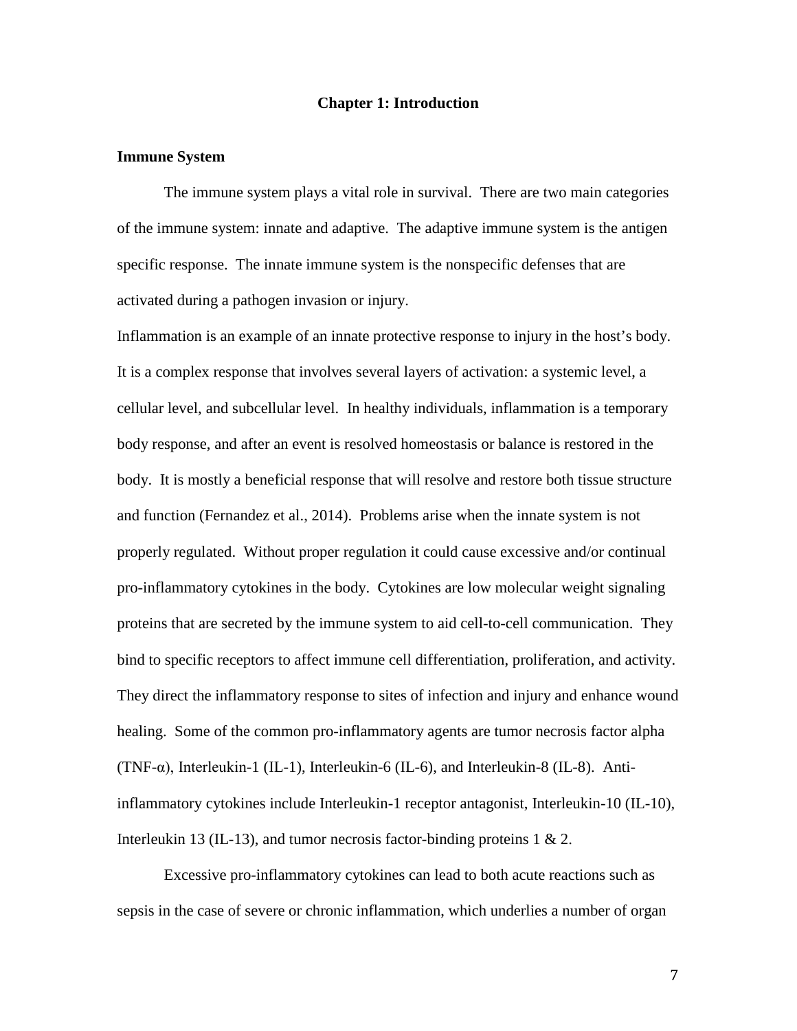# Chapter 1: Introduction

## Immune System

The immune system plays a vital role in survival. There are two main categories of the immune system: innate and adaptive. The adaptive immune system is the antigen specific response. The innate immune system is the nonspecific defenses that are activated during a pathogen invasion or injury.

Inflammation is an example of an innate protective response to injury in the host's body. It is a complex response that involves several layers of activation: a systemic level, a cellular level, and subcellular level. In healthy individuals, inflammation is a temporary body response, and after an event is resolved homeostasis or balance is restored in the body. It is mostly a beneficial response that will resolve and restore both tissue structure and function (Fernandez et al., 2014). Problems arise when the innate system is not properly regulated. Without proper regulation it could cause excessive and/or continual pro-inflammatory cytokines in the body. Cytokines are low molecular weight signaling proteins that are secreted by the immune system to aid cell-to-cell communication. They bind to specific receptors to affect immune cell differentiation, proliferation, and activity. They direct the inflammatory response to sites of infection and injury and enhance wound healing. Some of the common pro-inflammatory agents are tumor necrosis factor alpha (TNF-α), Interleukin-1 (IL-1), Interleukin-6 (IL-6), and Interleukin-8 (IL-8). Anti-inflammatory cytokines include Interleukin-1 receptor antagonist, Interleukin-10 (IL-10), Interleukin 13 (IL-13), and tumor necrosis factor-binding proteins 1 & 2.

Excessive pro-inflammatory cytokines can lead to both acute reactions such as sepsis in the case of severe or chronic inflammation, which underlies a number of organ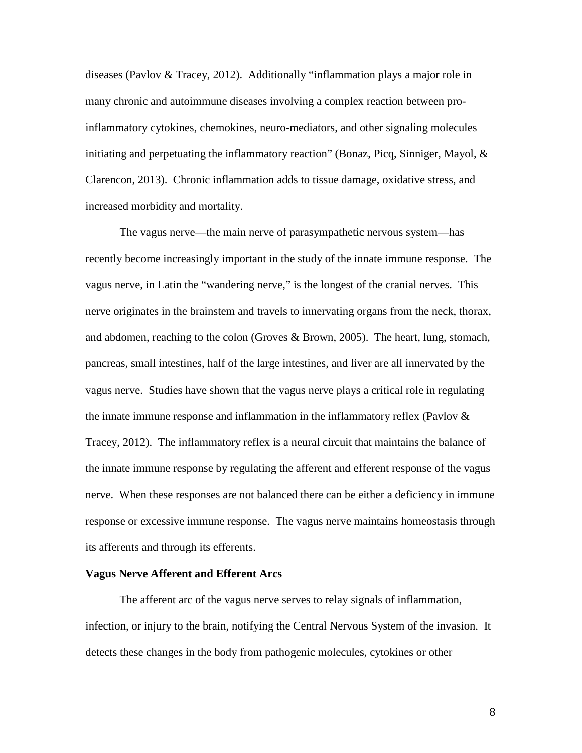diseases (Pavlov & Tracey, 2012). Additionally "inflammation plays a major role in many chronic and autoimmune diseases involving a complex reaction between pro-inflammatory cytokines, chemokines, neuro-mediators, and other signaling molecules initiating and perpetuating the inflammatory reaction" (Bonaz, Picq, Sinniger, Mayol, & Clarencon, 2013). Chronic inflammation adds to tissue damage, oxidative stress, and increased morbidity and mortality.

The vagus nerve—the main nerve of parasympathetic nervous system—has recently become increasingly important in the study of the innate immune response. The vagus nerve, in Latin the "wandering nerve," is the longest of the cranial nerves. This nerve originates in the brainstem and travels to innervating organs from the neck, thorax, and abdomen, reaching to the colon (Groves & Brown, 2005). The heart, lung, stomach, pancreas, small intestines, half of the large intestines, and liver are all innervated by the vagus nerve. Studies have shown that the vagus nerve plays a critical role in regulating the innate immune response and inflammation in the inflammatory reflex (Pavlov & Tracey, 2012). The inflammatory reflex is a neural circuit that maintains the balance of the innate immune response by regulating the afferent and efferent response of the vagus nerve. When these responses are not balanced there can be either a deficiency in immune response or excessive immune response. The vagus nerve maintains homeostasis through its afferents and through its efferents.

**Vagus Nerve Afferent and Efferent Arcs**

The afferent arc of the vagus nerve serves to relay signals of inflammation, infection, or injury to the brain, notifying the Central Nervous System of the invasion. It detects these changes in the body from pathogenic molecules, cytokines or other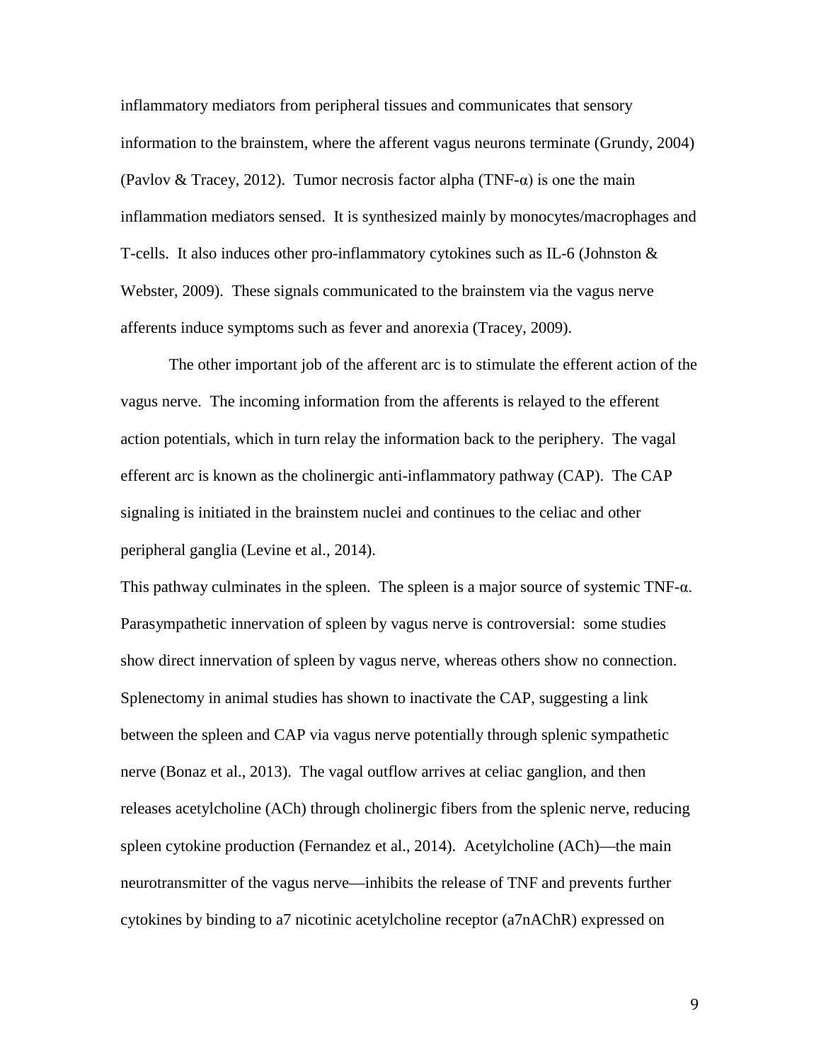inflammatory mediators from peripheral tissues and communicates that sensory information to the brainstem, where the afferent vagus neurons terminate (Grundy, 2004) (Pavlov & Tracey, 2012). Tumor necrosis factor alpha (TNF-$\alpha$) is one the main inflammation mediators sensed. It is synthesized mainly by monocytes/macrophages and T-cells. It also induces other pro-inflammatory cytokines such as IL-6 (Johnston & Webster, 2009). These signals communicated to the brainstem via the vagus nerve afferents induce symptoms such as fever and anorexia (Tracey, 2009).

The other important job of the afferent arc is to stimulate the efferent action of the vagus nerve. The incoming information from the afferents is relayed to the efferent action potentials, which in turn relay the information back to the periphery. The vagal efferent arc is known as the cholinergic anti-inflammatory pathway (CAP). The CAP signaling is initiated in the brainstem nuclei and continues to the celiac and other peripheral ganglia (Levine et al., 2014).

This pathway culminates in the spleen. The spleen is a major source of systemic TNF-$\alpha$. Parasympathetic innervation of spleen by vagus nerve is controversial: some studies show direct innervation of spleen by vagus nerve, whereas others show no connection. Splenectomy in animal studies has shown to inactivate the CAP, suggesting a link between the spleen and CAP via vagus nerve potentially through splenic sympathetic nerve (Bonaz et al., 2013). The vagal outflow arrives at celiac ganglion, and then releases acetylcholine (ACh) through cholinergic fibers from the splenic nerve, reducing spleen cytokine production (Fernandez et al., 2014). Acetylcholine (ACh)—the main neurotransmitter of the vagus nerve—inhibits the release of TNF and prevents further cytokines by binding to a7 nicotinic acetylcholine receptor (a7nAChR) expressed on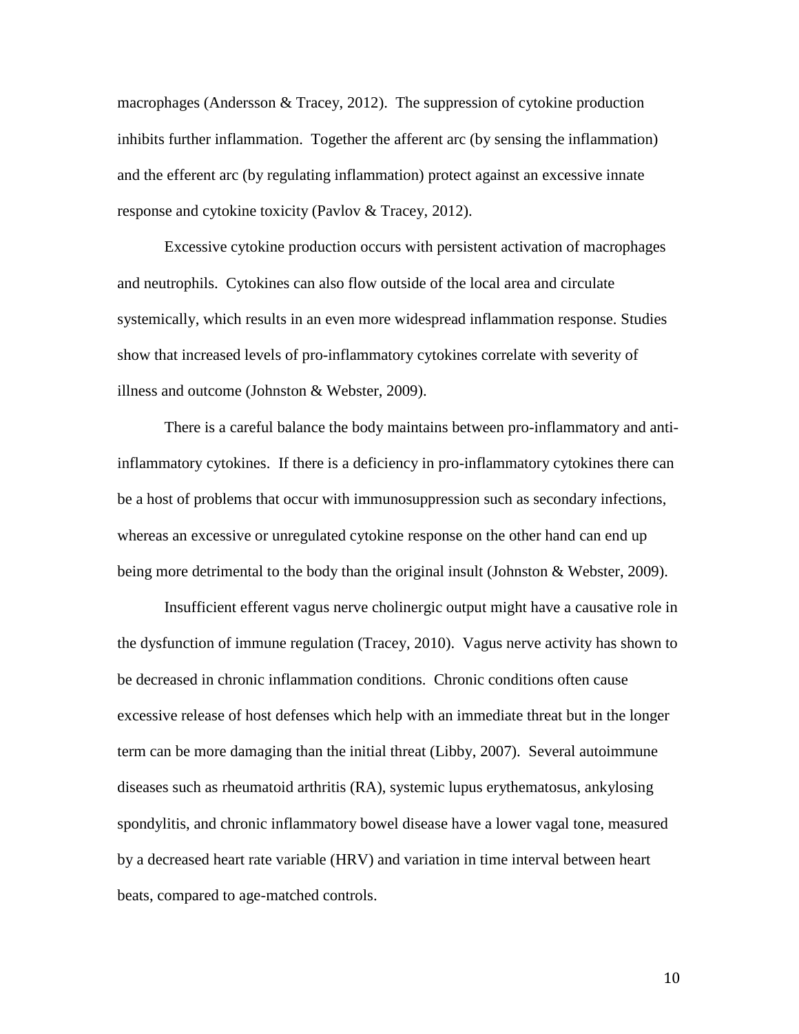macrophages (Andersson & Tracey, 2012). The suppression of cytokine production inhibits further inflammation. Together the afferent arc (by sensing the inflammation) and the efferent arc (by regulating inflammation) protect against an excessive innate response and cytokine toxicity (Pavlov & Tracey, 2012).

Excessive cytokine production occurs with persistent activation of macrophages and neutrophils. Cytokines can also flow outside of the local area and circulate systemically, which results in an even more widespread inflammation response. Studies show that increased levels of pro-inflammatory cytokines correlate with severity of illness and outcome (Johnston & Webster, 2009).

There is a careful balance the body maintains between pro-inflammatory and anti-inflammatory cytokines. If there is a deficiency in pro-inflammatory cytokines there can be a host of problems that occur with immunosuppression such as secondary infections, whereas an excessive or unregulated cytokine response on the other hand can end up being more detrimental to the body than the original insult (Johnston & Webster, 2009).

Insufficient efferent vagus nerve cholinergic output might have a causative role in the dysfunction of immune regulation (Tracey, 2010). Vagus nerve activity has shown to be decreased in chronic inflammation conditions. Chronic conditions often cause excessive release of host defenses which help with an immediate threat but in the longer term can be more damaging than the initial threat (Libby, 2007). Several autoimmune diseases such as rheumatoid arthritis (RA), systemic lupus erythematosus, ankylosing spondylitis, and chronic inflammatory bowel disease have a lower vagal tone, measured by a decreased heart rate variable (HRV) and variation in time interval between heart beats, compared to age-matched controls.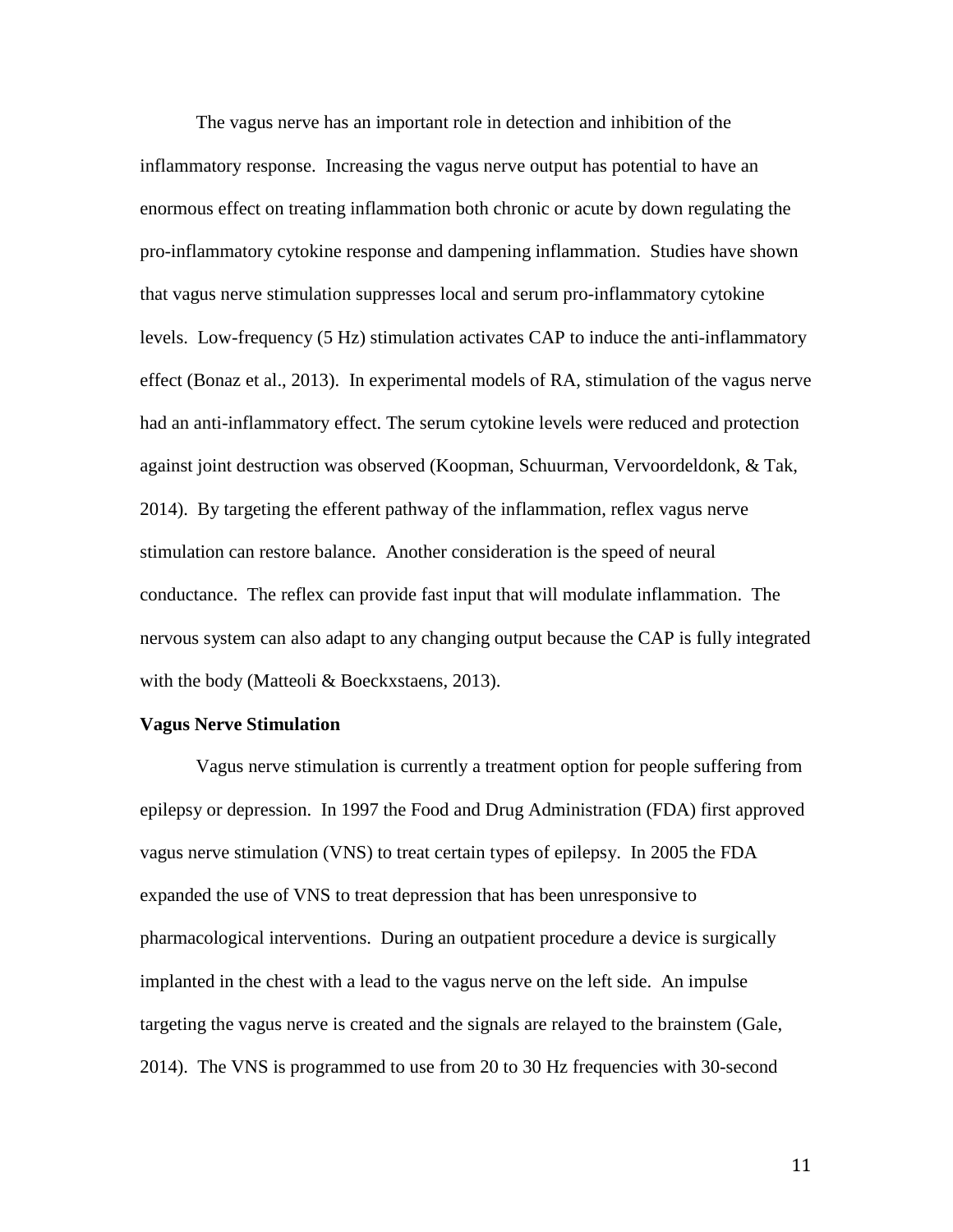The vagus nerve has an important role in detection and inhibition of the inflammatory response. Increasing the vagus nerve output has potential to have an enormous effect on treating inflammation both chronic or acute by down regulating the pro-inflammatory cytokine response and dampening inflammation. Studies have shown that vagus nerve stimulation suppresses local and serum pro-inflammatory cytokine levels. Low-frequency (5 Hz) stimulation activates CAP to induce the anti-inflammatory effect (Bonaz et al., 2013). In experimental models of RA, stimulation of the vagus nerve had an anti-inflammatory effect. The serum cytokine levels were reduced and protection against joint destruction was observed (Koopman, Schuurman, Vervoordeldonk, & Tak, 2014). By targeting the efferent pathway of the inflammation, reflex vagus nerve stimulation can restore balance. Another consideration is the speed of neural conductance. The reflex can provide fast input that will modulate inflammation. The nervous system can also adapt to any changing output because the CAP is fully integrated with the body (Matteoli & Boeckxstaens, 2013).

**Vagus Nerve Stimulation**

Vagus nerve stimulation is currently a treatment option for people suffering from epilepsy or depression. In 1997 the Food and Drug Administration (FDA) first approved vagus nerve stimulation (VNS) to treat certain types of epilepsy. In 2005 the FDA expanded the use of VNS to treat depression that has been unresponsive to pharmacological interventions. During an outpatient procedure a device is surgically implanted in the chest with a lead to the vagus nerve on the left side. An impulse targeting the vagus nerve is created and the signals are relayed to the brainstem (Gale, 2014). The VNS is programmed to use from 20 to 30 Hz frequencies with 30-second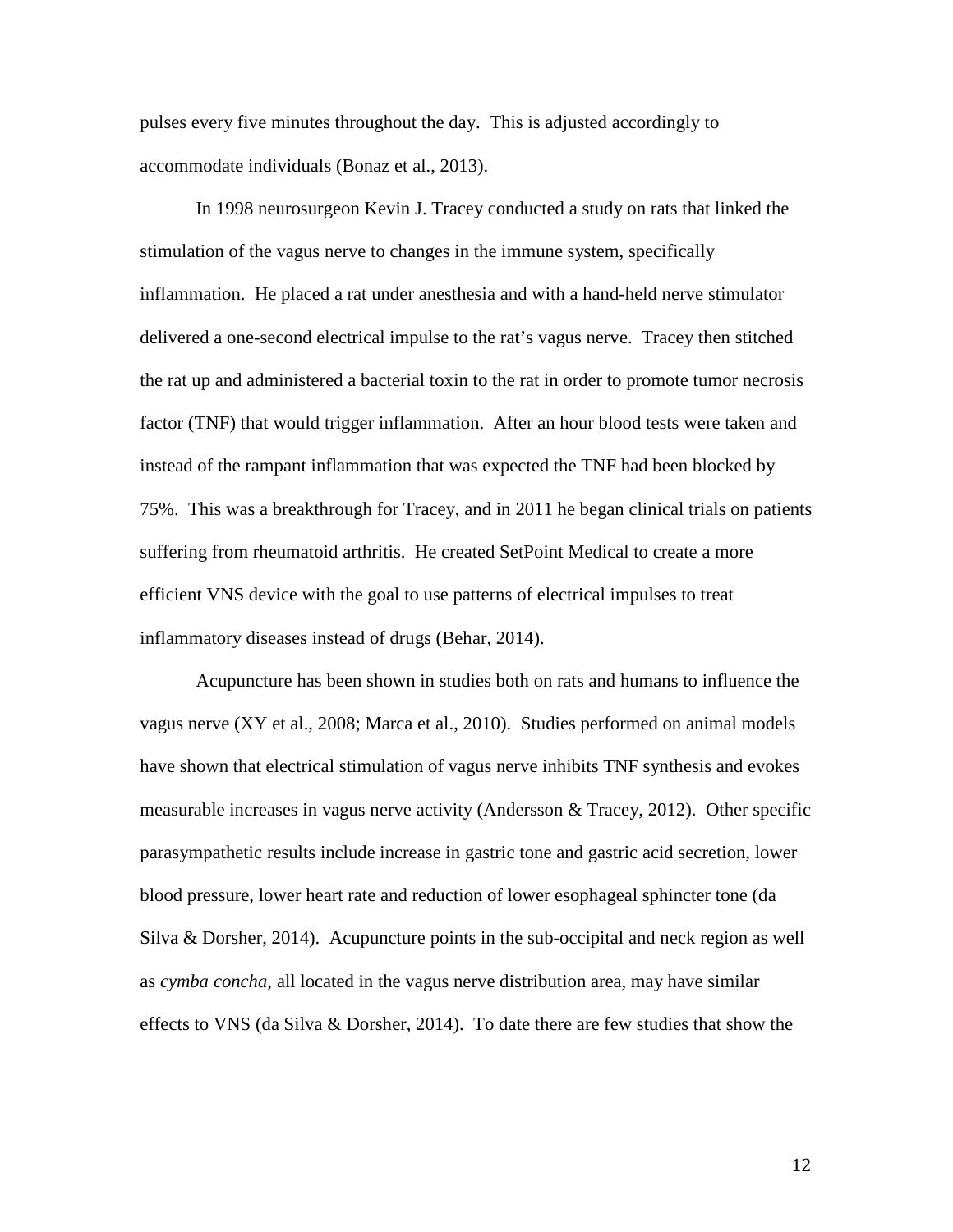pulses every five minutes throughout the day. This is adjusted accordingly to accommodate individuals (Bonaz et al., 2013).

In 1998 neurosurgeon Kevin J. Tracey conducted a study on rats that linked the stimulation of the vagus nerve to changes in the immune system, specifically inflammation. He placed a rat under anesthesia and with a hand-held nerve stimulator delivered a one-second electrical impulse to the rat's vagus nerve. Tracey then stitched the rat up and administered a bacterial toxin to the rat in order to promote tumor necrosis factor (TNF) that would trigger inflammation. After an hour blood tests were taken and instead of the rampant inflammation that was expected the TNF had been blocked by 75%. This was a breakthrough for Tracey, and in 2011 he began clinical trials on patients suffering from rheumatoid arthritis. He created SetPoint Medical to create a more efficient VNS device with the goal to use patterns of electrical impulses to treat inflammatory diseases instead of drugs (Behar, 2014).

Acupuncture has been shown in studies both on rats and humans to influence the vagus nerve (XY et al., 2008; Marca et al., 2010). Studies performed on animal models have shown that electrical stimulation of vagus nerve inhibits TNF synthesis and evokes measurable increases in vagus nerve activity (Andersson & Tracey, 2012). Other specific parasympathetic results include increase in gastric tone and gastric acid secretion, lower blood pressure, lower heart rate and reduction of lower esophageal sphincter tone (da Silva & Dorsher, 2014). Acupuncture points in the sub-occipital and neck region as well as *cymba concha*, all located in the vagus nerve distribution area, may have similar effects to VNS (da Silva & Dorsher, 2014). To date there are few studies that show the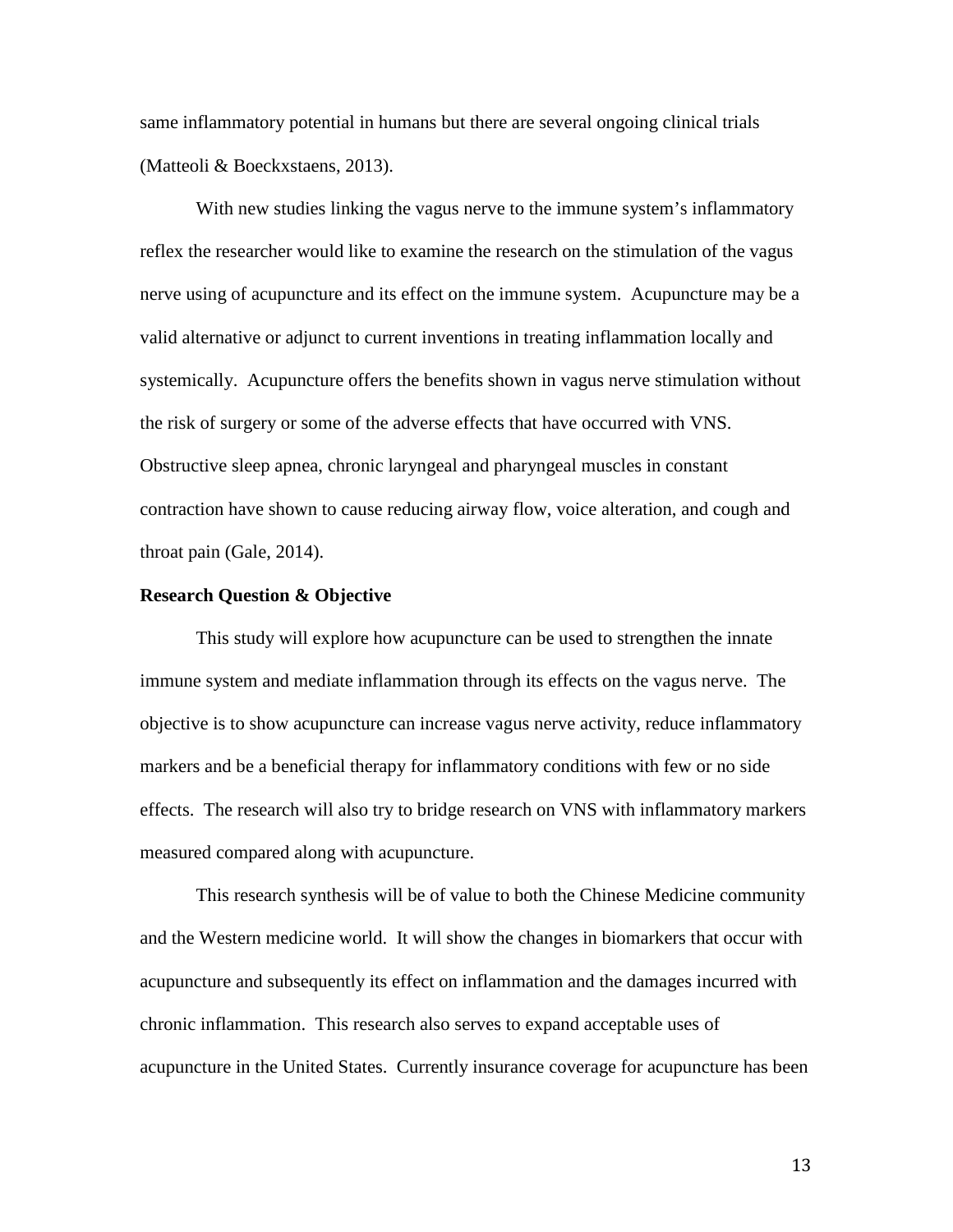same inflammatory potential in humans but there are several ongoing clinical trials (Matteoli & Boeckxstaens, 2013).

With new studies linking the vagus nerve to the immune system's inflammatory reflex the researcher would like to examine the research on the stimulation of the vagus nerve using of acupuncture and its effect on the immune system. Acupuncture may be a valid alternative or adjunct to current inventions in treating inflammation locally and systemically. Acupuncture offers the benefits shown in vagus nerve stimulation without the risk of surgery or some of the adverse effects that have occurred with VNS. Obstructive sleep apnea, chronic laryngeal and pharyngeal muscles in constant contraction have shown to cause reducing airway flow, voice alteration, and cough and throat pain (Gale, 2014).

**Research Question & Objective**

This study will explore how acupuncture can be used to strengthen the innate immune system and mediate inflammation through its effects on the vagus nerve. The objective is to show acupuncture can increase vagus nerve activity, reduce inflammatory markers and be a beneficial therapy for inflammatory conditions with few or no side effects. The research will also try to bridge research on VNS with inflammatory markers measured compared along with acupuncture.

This research synthesis will be of value to both the Chinese Medicine community and the Western medicine world. It will show the changes in biomarkers that occur with acupuncture and subsequently its effect on inflammation and the damages incurred with chronic inflammation. This research also serves to expand acceptable uses of acupuncture in the United States. Currently insurance coverage for acupuncture has been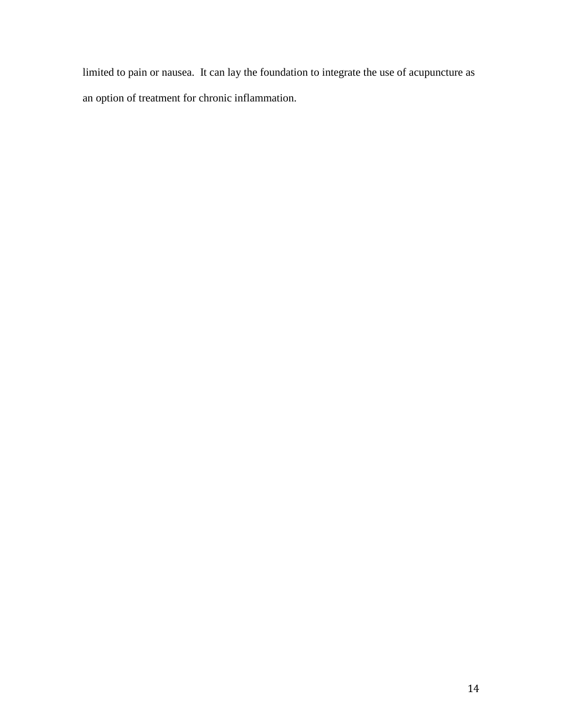limited to pain or nausea.  It can lay the foundation to integrate the use of acupuncture as an option of treatment for chronic inflammation.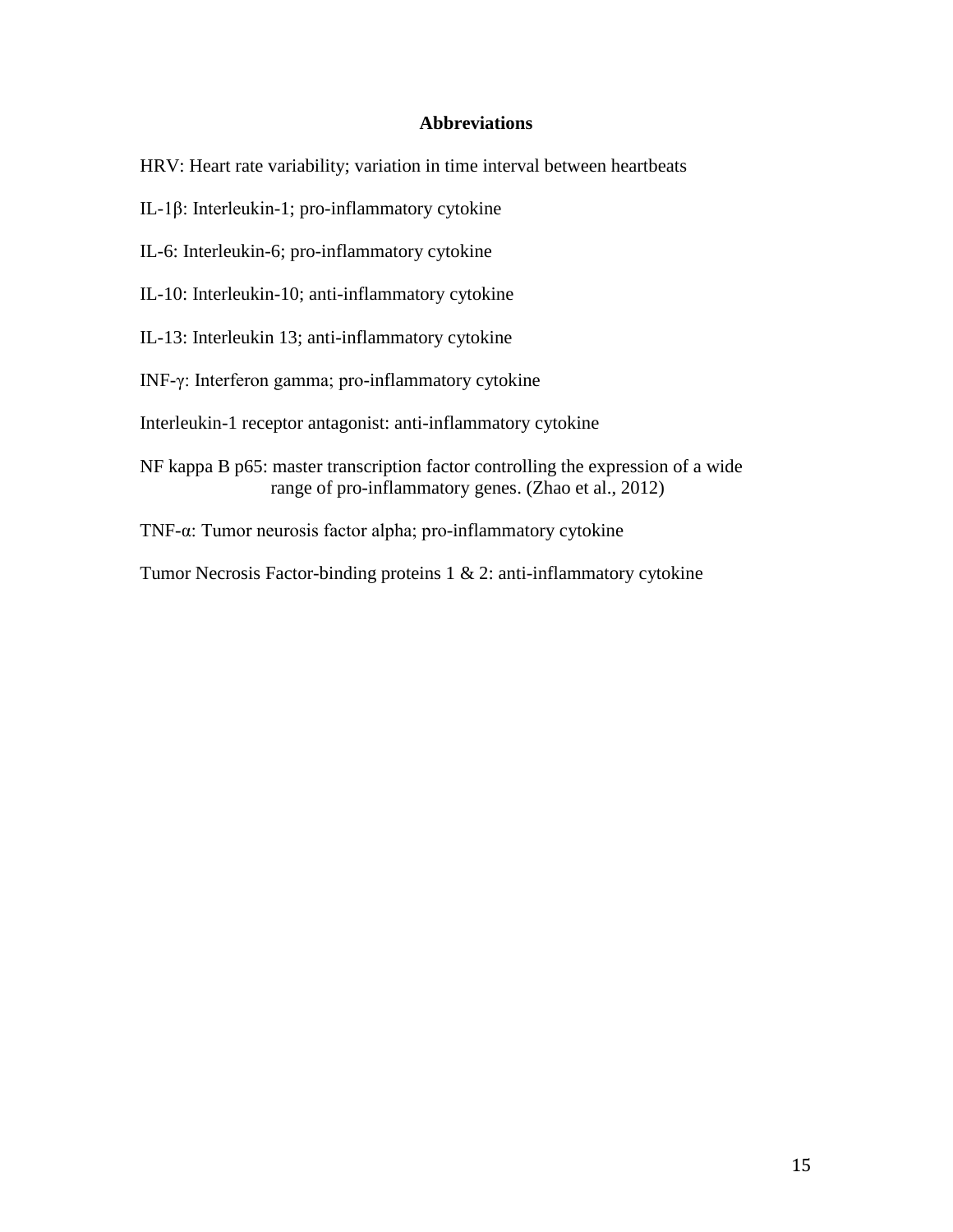## Abbreviations

HRV: Heart rate variability; variation in time interval between heartbeats

IL-1β: Interleukin-1; pro-inflammatory cytokine

IL-6: Interleukin-6; pro-inflammatory cytokine

IL-10: Interleukin-10; anti-inflammatory cytokine

IL-13: Interleukin 13; anti-inflammatory cytokine

INF-γ: Interferon gamma; pro-inflammatory cytokine

Interleukin-1 receptor antagonist: anti-inflammatory cytokine

NF kappa B p65: master transcription factor controlling the expression of a wide range of pro-inflammatory genes. (Zhao et al., 2012)

TNF-α: Tumor neurosis factor alpha; pro-inflammatory cytokine

Tumor Necrosis Factor-binding proteins 1 & 2: anti-inflammatory cytokine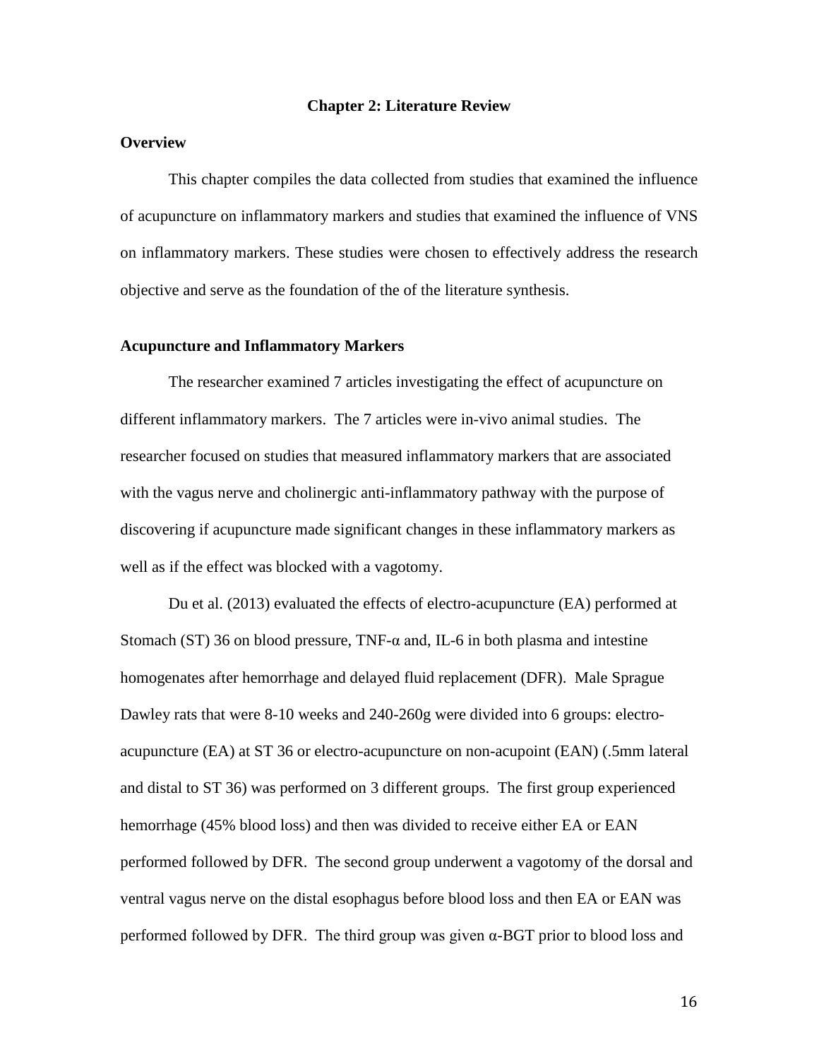# Chapter 2: Literature Review

## Overview

This chapter compiles the data collected from studies that examined the influence of acupuncture on inflammatory markers and studies that examined the influence of VNS on inflammatory markers. These studies were chosen to effectively address the research objective and serve as the foundation of the of the literature synthesis.

## Acupuncture and Inflammatory Markers

The researcher examined 7 articles investigating the effect of acupuncture on different inflammatory markers. The 7 articles were in-vivo animal studies. The researcher focused on studies that measured inflammatory markers that are associated with the vagus nerve and cholinergic anti-inflammatory pathway with the purpose of discovering if acupuncture made significant changes in these inflammatory markers as well as if the effect was blocked with a vagotomy.

Du et al. (2013) evaluated the effects of electro-acupuncture (EA) performed at Stomach (ST) 36 on blood pressure, TNF-α and, IL-6 in both plasma and intestine homogenates after hemorrhage and delayed fluid replacement (DFR). Male Sprague Dawley rats that were 8-10 weeks and 240-260g were divided into 6 groups: electro-acupuncture (EA) at ST 36 or electro-acupuncture on non-acupoint (EAN) (.5mm lateral and distal to ST 36) was performed on 3 different groups. The first group experienced hemorrhage (45% blood loss) and then was divided to receive either EA or EAN performed followed by DFR. The second group underwent a vagotomy of the dorsal and ventral vagus nerve on the distal esophagus before blood loss and then EA or EAN was performed followed by DFR. The third group was given α-BGT prior to blood loss and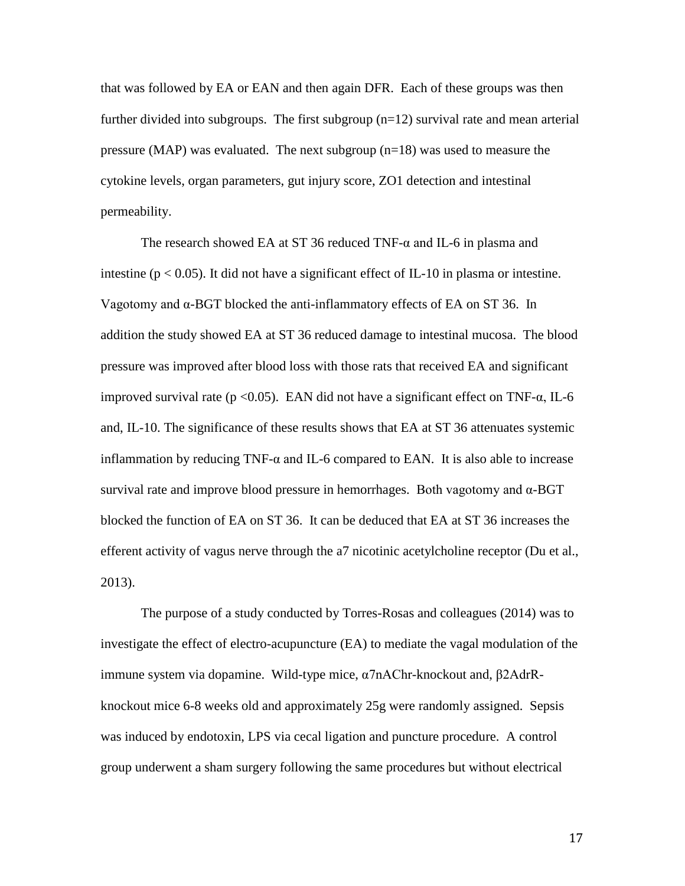that was followed by EA or EAN and then again DFR. Each of these groups was then further divided into subgroups. The first subgroup ($n=12$) survival rate and mean arterial pressure (MAP) was evaluated. The next subgroup ($n=18$) was used to measure the cytokine levels, organ parameters, gut injury score, ZO1 detection and intestinal permeability.

The research showed EA at ST 36 reduced TNF-α and IL-6 in plasma and intestine ($p < 0.05$). It did not have a significant effect of IL-10 in plasma or intestine. Vagotomy and α-BGT blocked the anti-inflammatory effects of EA on ST 36. In addition the study showed EA at ST 36 reduced damage to intestinal mucosa. The blood pressure was improved after blood loss with those rats that received EA and significant improved survival rate ($p < 0.05$). EAN did not have a significant effect on TNF-α, IL-6 and, IL-10. The significance of these results shows that EA at ST 36 attenuates systemic inflammation by reducing TNF-α and IL-6 compared to EAN. It is also able to increase survival rate and improve blood pressure in hemorrhages. Both vagotomy and α-BGT blocked the function of EA on ST 36. It can be deduced that EA at ST 36 increases the efferent activity of vagus nerve through the a7 nicotinic acetylcholine receptor (Du et al., 2013).

The purpose of a study conducted by Torres-Rosas and colleagues (2014) was to investigate the effect of electro-acupuncture (EA) to mediate the vagal modulation of the immune system via dopamine. Wild-type mice, α7nAChr-knockout and, β2AdrR-knockout mice 6-8 weeks old and approximately 25g were randomly assigned. Sepsis was induced by endotoxin, LPS via cecal ligation and puncture procedure. A control group underwent a sham surgery following the same procedures but without electrical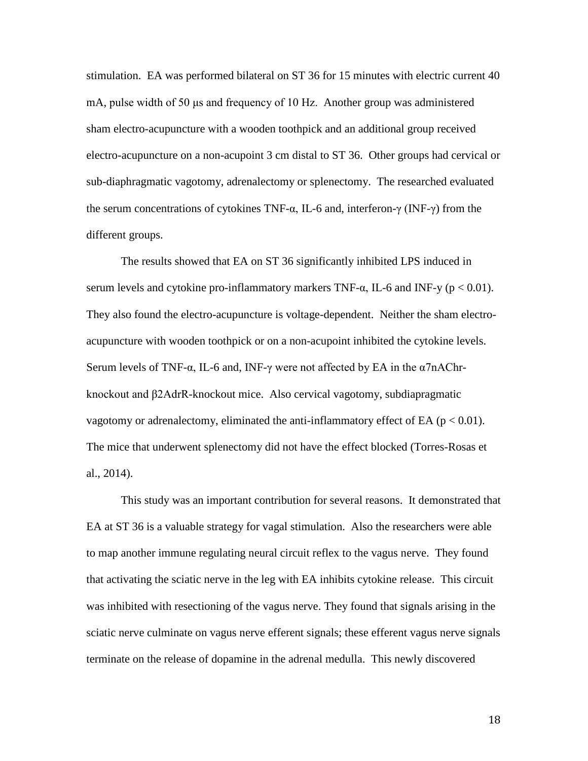stimulation. EA was performed bilateral on ST 36 for 15 minutes with electric current 40 mA, pulse width of 50 μs and frequency of 10 Hz. Another group was administered sham electro-acupuncture with a wooden toothpick and an additional group received electro-acupuncture on a non-acupoint 3 cm distal to ST 36. Other groups had cervical or sub-diaphragmatic vagotomy, adrenalectomy or splenectomy. The researched evaluated the serum concentrations of cytokines TNF-α, IL-6 and, interferon-γ (INF-γ) from the different groups.

The results showed that EA on ST 36 significantly inhibited LPS induced in serum levels and cytokine pro-inflammatory markers TNF-α, IL-6 and INF-y ($p < 0.01$). They also found the electro-acupuncture is voltage-dependent. Neither the sham electro-acupuncture with wooden toothpick or on a non-acupoint inhibited the cytokine levels. Serum levels of TNF-α, IL-6 and, INF-γ were not affected by EA in the α7nAChr-knockout and β2AdrR-knockout mice. Also cervical vagotomy, subdiapragmatic vagotomy or adrenalectomy, eliminated the anti-inflammatory effect of EA ($p < 0.01$). The mice that underwent splenectomy did not have the effect blocked (Torres-Rosas et al., 2014).

This study was an important contribution for several reasons. It demonstrated that EA at ST 36 is a valuable strategy for vagal stimulation. Also the researchers were able to map another immune regulating neural circuit reflex to the vagus nerve. They found that activating the sciatic nerve in the leg with EA inhibits cytokine release. This circuit was inhibited with resectioning of the vagus nerve. They found that signals arising in the sciatic nerve culminate on vagus nerve efferent signals; these efferent vagus nerve signals terminate on the release of dopamine in the adrenal medulla. This newly discovered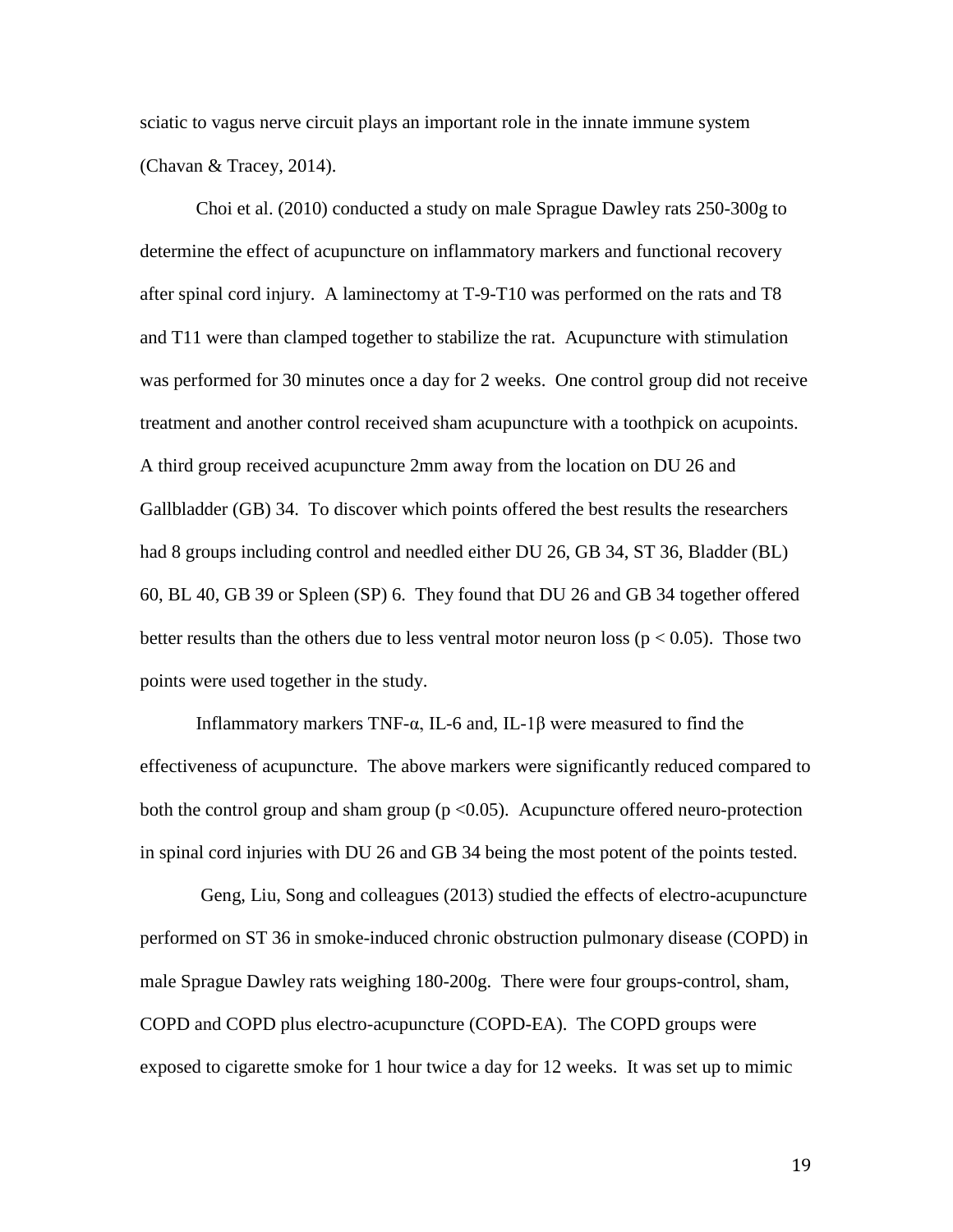sciatic to vagus nerve circuit plays an important role in the innate immune system (Chavan & Tracey, 2014).

Choi et al. (2010) conducted a study on male Sprague Dawley rats 250-300g to determine the effect of acupuncture on inflammatory markers and functional recovery after spinal cord injury. A laminectomy at T-9-T10 was performed on the rats and T8 and T11 were than clamped together to stabilize the rat. Acupuncture with stimulation was performed for 30 minutes once a day for 2 weeks. One control group did not receive treatment and another control received sham acupuncture with a toothpick on acupoints. A third group received acupuncture 2mm away from the location on DU 26 and Gallbladder (GB) 34. To discover which points offered the best results the researchers had 8 groups including control and needled either DU 26, GB 34, ST 36, Bladder (BL) 60, BL 40, GB 39 or Spleen (SP) 6. They found that DU 26 and GB 34 together offered better results than the others due to less ventral motor neuron loss ($p < 0.05$). Those two points were used together in the study.

Inflammatory markers TNF-α, IL-6 and, IL-1β were measured to find the effectiveness of acupuncture. The above markers were significantly reduced compared to both the control group and sham group ($p < 0.05$). Acupuncture offered neuro-protection in spinal cord injuries with DU 26 and GB 34 being the most potent of the points tested.

Geng, Liu, Song and colleagues (2013) studied the effects of electro-acupuncture performed on ST 36 in smoke-induced chronic obstruction pulmonary disease (COPD) in male Sprague Dawley rats weighing 180-200g. There were four groups-control, sham, COPD and COPD plus electro-acupuncture (COPD-EA). The COPD groups were exposed to cigarette smoke for 1 hour twice a day for 12 weeks. It was set up to mimic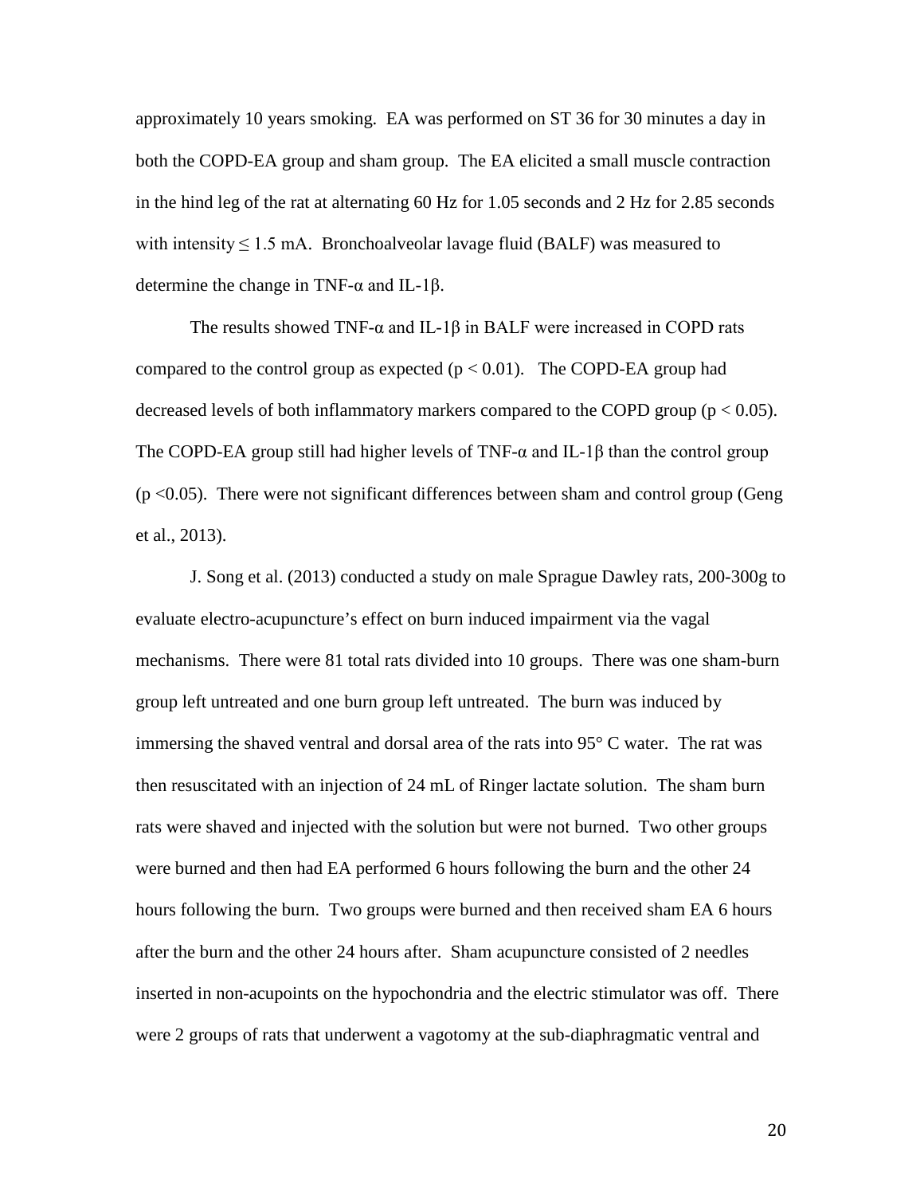approximately 10 years smoking. EA was performed on ST 36 for 30 minutes a day in both the COPD-EA group and sham group. The EA elicited a small muscle contraction in the hind leg of the rat at alternating 60 Hz for 1.05 seconds and 2 Hz for 2.85 seconds with intensity $\leq$ 1.5 mA. Bronchoalveolar lavage fluid (BALF) was measured to determine the change in TNF-α and IL-1β.

The results showed TNF-α and IL-1β in BALF were increased in COPD rats compared to the control group as expected ($p < 0.01$). The COPD-EA group had decreased levels of both inflammatory markers compared to the COPD group ($p < 0.05$). The COPD-EA group still had higher levels of TNF-α and IL-1β than the control group ($p < 0.05$). There were not significant differences between sham and control group (Geng et al., 2013).

J. Song et al. (2013) conducted a study on male Sprague Dawley rats, 200-300g to evaluate electro-acupuncture's effect on burn induced impairment via the vagal mechanisms. There were 81 total rats divided into 10 groups. There was one sham-burn group left untreated and one burn group left untreated. The burn was induced by immersing the shaved ventral and dorsal area of the rats into 95° C water. The rat was then resuscitated with an injection of 24 mL of Ringer lactate solution. The sham burn rats were shaved and injected with the solution but were not burned. Two other groups were burned and then had EA performed 6 hours following the burn and the other 24 hours following the burn. Two groups were burned and then received sham EA 6 hours after the burn and the other 24 hours after. Sham acupuncture consisted of 2 needles inserted in non-acupoints on the hypochondria and the electric stimulator was off. There were 2 groups of rats that underwent a vagotomy at the sub-diaphragmatic ventral and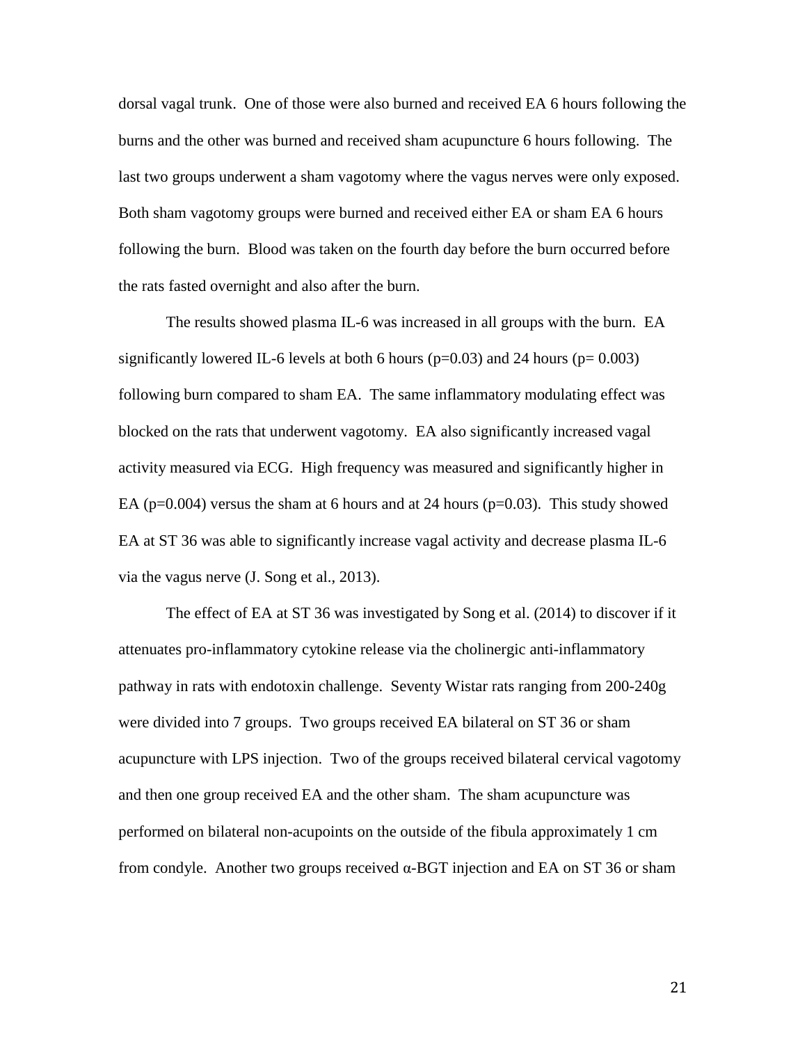dorsal vagal trunk. One of those were also burned and received EA 6 hours following the burns and the other was burned and received sham acupuncture 6 hours following. The last two groups underwent a sham vagotomy where the vagus nerves were only exposed. Both sham vagotomy groups were burned and received either EA or sham EA 6 hours following the burn. Blood was taken on the fourth day before the burn occurred before the rats fasted overnight and also after the burn.

The results showed plasma IL-6 was increased in all groups with the burn. EA significantly lowered IL-6 levels at both 6 hours ($p=0.03$) and 24 hours ($p= 0.003$) following burn compared to sham EA. The same inflammatory modulating effect was blocked on the rats that underwent vagotomy. EA also significantly increased vagal activity measured via ECG. High frequency was measured and significantly higher in EA ($p=0.004$) versus the sham at 6 hours and at 24 hours ($p=0.03$). This study showed EA at ST 36 was able to significantly increase vagal activity and decrease plasma IL-6 via the vagus nerve (J. Song et al., 2013).

The effect of EA at ST 36 was investigated by Song et al. (2014) to discover if it attenuates pro-inflammatory cytokine release via the cholinergic anti-inflammatory pathway in rats with endotoxin challenge. Seventy Wistar rats ranging from 200-240g were divided into 7 groups. Two groups received EA bilateral on ST 36 or sham acupuncture with LPS injection. Two of the groups received bilateral cervical vagotomy and then one group received EA and the other sham. The sham acupuncture was performed on bilateral non-acupoints on the outside of the fibula approximately 1 cm from condyle. Another two groups received α-BGT injection and EA on ST 36 or sham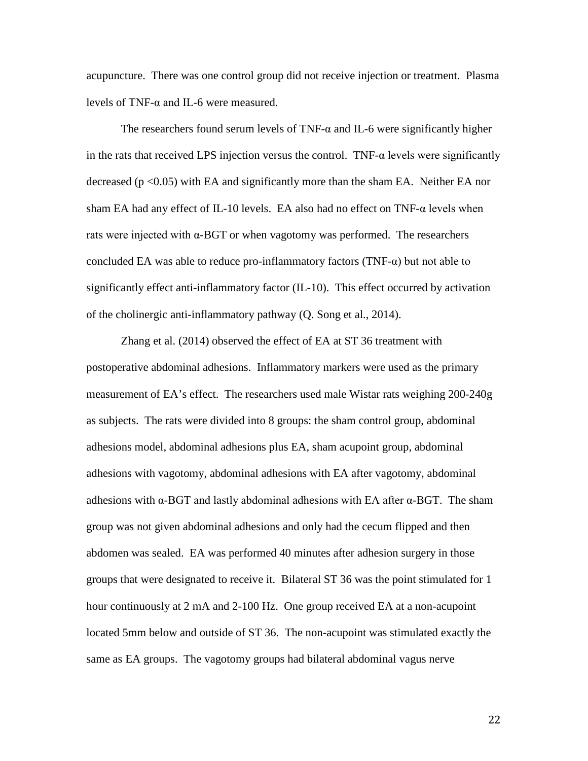acupuncture. There was one control group did not receive injection or treatment. Plasma levels of TNF-α and IL-6 were measured.

The researchers found serum levels of TNF-α and IL-6 were significantly higher in the rats that received LPS injection versus the control. TNF-α levels were significantly decreased ($p < 0.05$) with EA and significantly more than the sham EA. Neither EA nor sham EA had any effect of IL-10 levels. EA also had no effect on TNF-α levels when rats were injected with α-BGT or when vagotomy was performed. The researchers concluded EA was able to reduce pro-inflammatory factors (TNF-α) but not able to significantly effect anti-inflammatory factor (IL-10). This effect occurred by activation of the cholinergic anti-inflammatory pathway (Q. Song et al., 2014).

Zhang et al. (2014) observed the effect of EA at ST 36 treatment with postoperative abdominal adhesions. Inflammatory markers were used as the primary measurement of EA's effect. The researchers used male Wistar rats weighing 200-240g as subjects. The rats were divided into 8 groups: the sham control group, abdominal adhesions model, abdominal adhesions plus EA, sham acupoint group, abdominal adhesions with vagotomy, abdominal adhesions with EA after vagotomy, abdominal adhesions with α-BGT and lastly abdominal adhesions with EA after α-BGT. The sham group was not given abdominal adhesions and only had the cecum flipped and then abdomen was sealed. EA was performed 40 minutes after adhesion surgery in those groups that were designated to receive it. Bilateral ST 36 was the point stimulated for 1 hour continuously at 2 mA and 2-100 Hz. One group received EA at a non-acupoint located 5mm below and outside of ST 36. The non-acupoint was stimulated exactly the same as EA groups. The vagotomy groups had bilateral abdominal vagus nerve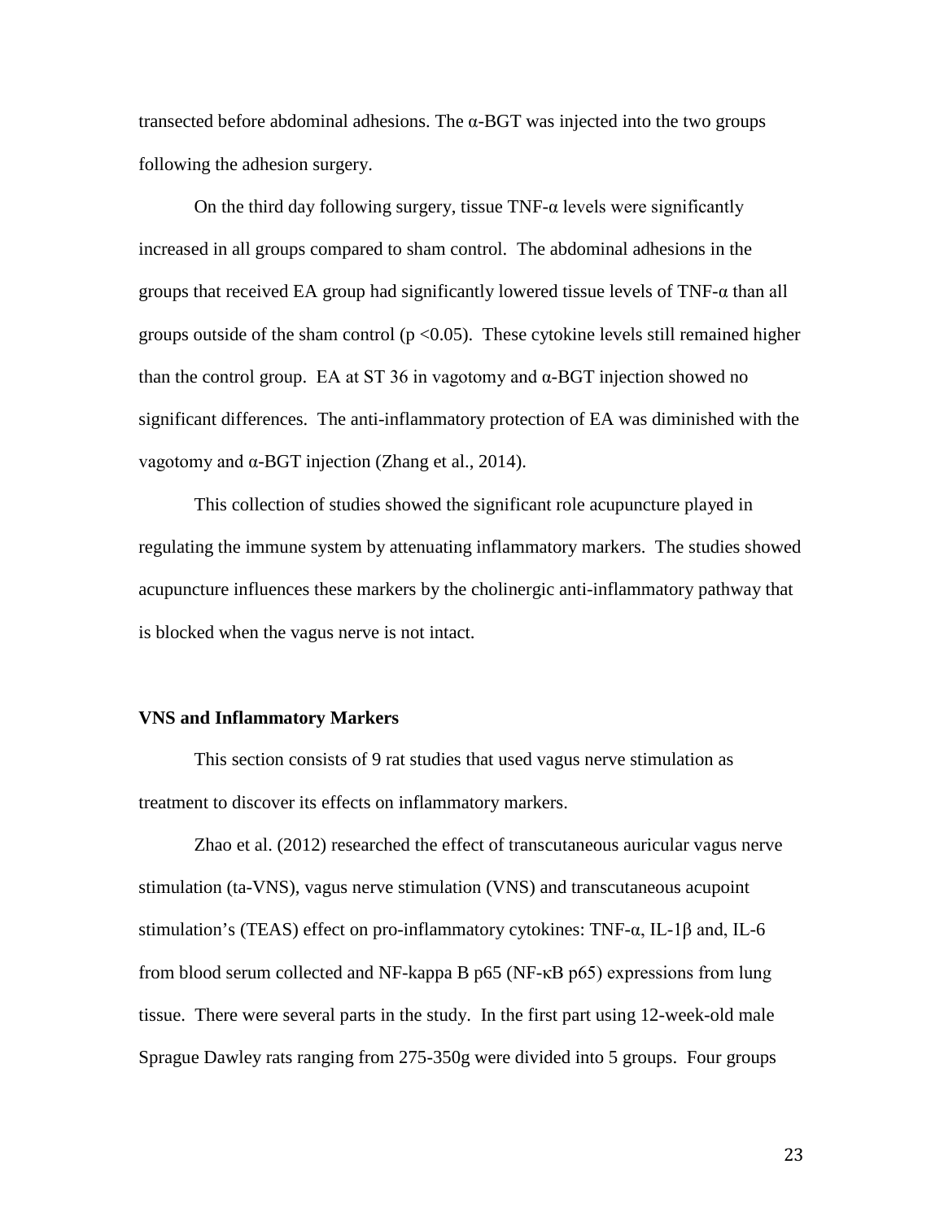transected before abdominal adhesions. The α-BGT was injected into the two groups following the adhesion surgery.

On the third day following surgery, tissue TNF-α levels were significantly increased in all groups compared to sham control. The abdominal adhesions in the groups that received EA group had significantly lowered tissue levels of TNF-α than all groups outside of the sham control ($p < 0.05$). These cytokine levels still remained higher than the control group. EA at ST 36 in vagotomy and α-BGT injection showed no significant differences. The anti-inflammatory protection of EA was diminished with the vagotomy and α-BGT injection (Zhang et al., 2014).

This collection of studies showed the significant role acupuncture played in regulating the immune system by attenuating inflammatory markers. The studies showed acupuncture influences these markers by the cholinergic anti-inflammatory pathway that is blocked when the vagus nerve is not intact.

**VNS and Inflammatory Markers**

This section consists of 9 rat studies that used vagus nerve stimulation as treatment to discover its effects on inflammatory markers.

Zhao et al. (2012) researched the effect of transcutaneous auricular vagus nerve stimulation (ta-VNS), vagus nerve stimulation (VNS) and transcutaneous acupoint stimulation's (TEAS) effect on pro-inflammatory cytokines: TNF-α, IL-1β and, IL-6 from blood serum collected and NF-kappa B p65 (NF-κB p65) expressions from lung tissue. There were several parts in the study. In the first part using 12-week-old male Sprague Dawley rats ranging from 275-350g were divided into 5 groups. Four groups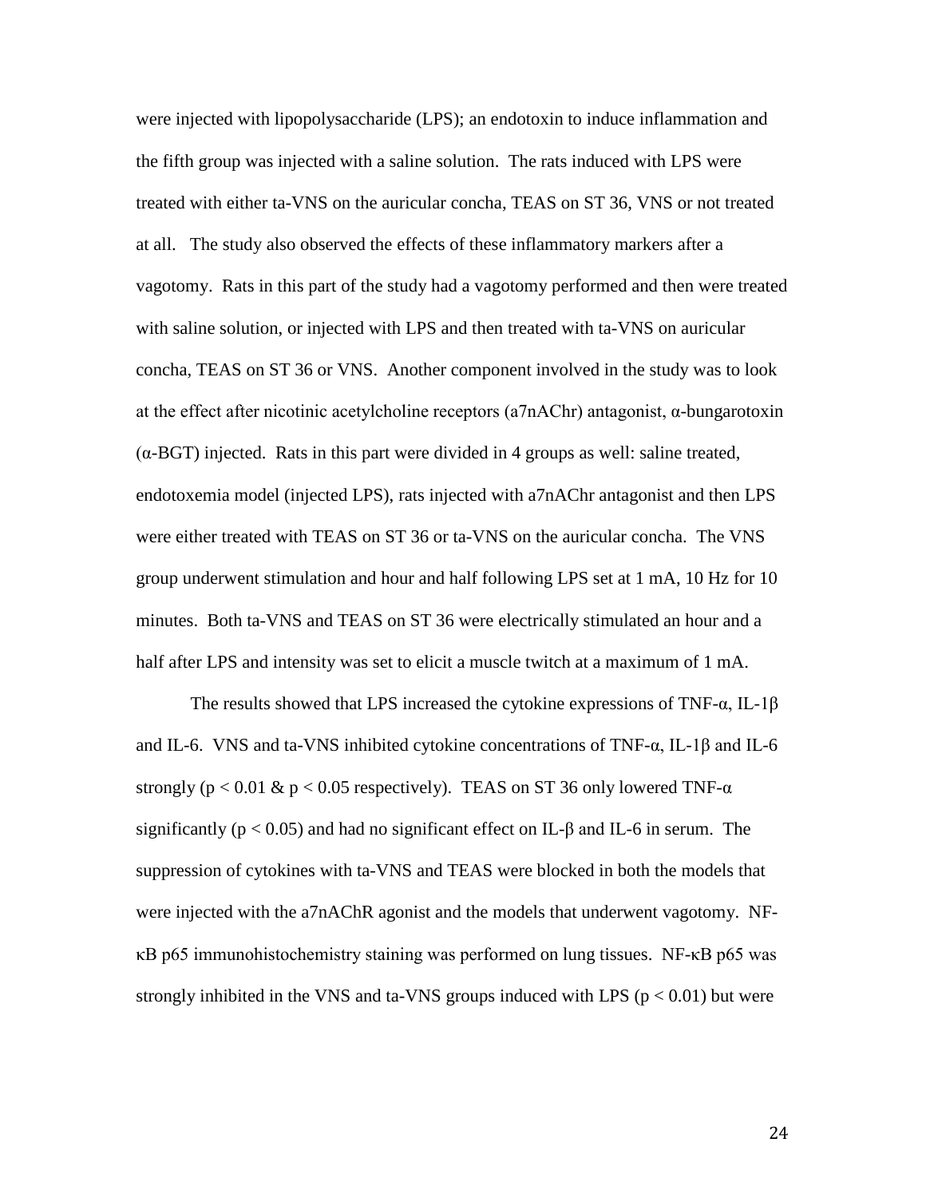were injected with lipopolysaccharide (LPS); an endotoxin to induce inflammation and the fifth group was injected with a saline solution. The rats induced with LPS were treated with either ta-VNS on the auricular concha, TEAS on ST 36, VNS or not treated at all. The study also observed the effects of these inflammatory markers after a vagotomy. Rats in this part of the study had a vagotomy performed and then were treated with saline solution, or injected with LPS and then treated with ta-VNS on auricular concha, TEAS on ST 36 or VNS. Another component involved in the study was to look at the effect after nicotinic acetylcholine receptors (a7nAChr) antagonist, α-bungarotoxin (α-BGT) injected. Rats in this part were divided in 4 groups as well: saline treated, endotoxemia model (injected LPS), rats injected with a7nAChr antagonist and then LPS were either treated with TEAS on ST 36 or ta-VNS on the auricular concha. The VNS group underwent stimulation and hour and half following LPS set at 1 mA, 10 Hz for 10 minutes. Both ta-VNS and TEAS on ST 36 were electrically stimulated an hour and a half after LPS and intensity was set to elicit a muscle twitch at a maximum of 1 mA.

The results showed that LPS increased the cytokine expressions of TNF-α, IL-1β and IL-6. VNS and ta-VNS inhibited cytokine concentrations of TNF-α, IL-1β and IL-6 strongly ($p < 0.01$ & $p < 0.05$ respectively). TEAS on ST 36 only lowered TNF-α significantly ($p < 0.05$) and had no significant effect on IL-β and IL-6 in serum. The suppression of cytokines with ta-VNS and TEAS were blocked in both the models that were injected with the a7nAChR agonist and the models that underwent vagotomy. NF-κB p65 immunohistochemistry staining was performed on lung tissues. NF-κB p65 was strongly inhibited in the VNS and ta-VNS groups induced with LPS ($p < 0.01$) but were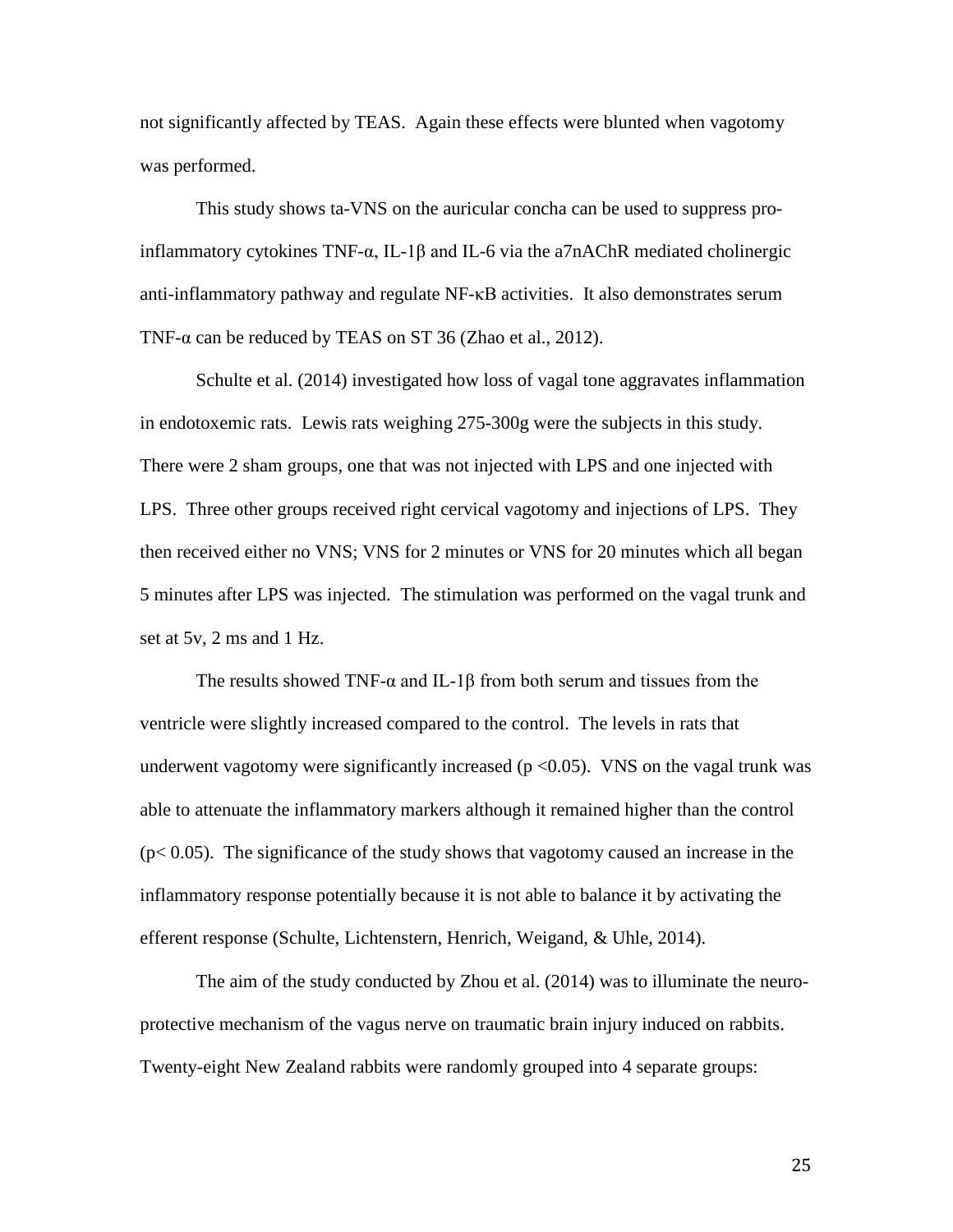not significantly affected by TEAS. Again these effects were blunted when vagotomy was performed.

This study shows ta-VNS on the auricular concha can be used to suppress pro-inflammatory cytokines TNF-α, IL-1β and IL-6 via the a7nAChR mediated cholinergic anti-inflammatory pathway and regulate NF-κB activities. It also demonstrates serum TNF-α can be reduced by TEAS on ST 36 (Zhao et al., 2012).

Schulte et al. (2014) investigated how loss of vagal tone aggravates inflammation in endotoxemic rats. Lewis rats weighing 275-300g were the subjects in this study. There were 2 sham groups, one that was not injected with LPS and one injected with LPS. Three other groups received right cervical vagotomy and injections of LPS. They then received either no VNS; VNS for 2 minutes or VNS for 20 minutes which all began 5 minutes after LPS was injected. The stimulation was performed on the vagal trunk and set at 5v, 2 ms and 1 Hz.

The results showed TNF-α and IL-1β from both serum and tissues from the ventricle were slightly increased compared to the control. The levels in rats that underwent vagotomy were significantly increased ($p < 0.05$). VNS on the vagal trunk was able to attenuate the inflammatory markers although it remained higher than the control ($p < 0.05$). The significance of the study shows that vagotomy caused an increase in the inflammatory response potentially because it is not able to balance it by activating the efferent response (Schulte, Lichtenstern, Henrich, Weigand, & Uhle, 2014).

The aim of the study conducted by Zhou et al. (2014) was to illuminate the neuro-protective mechanism of the vagus nerve on traumatic brain injury induced on rabbits. Twenty-eight New Zealand rabbits were randomly grouped into 4 separate groups: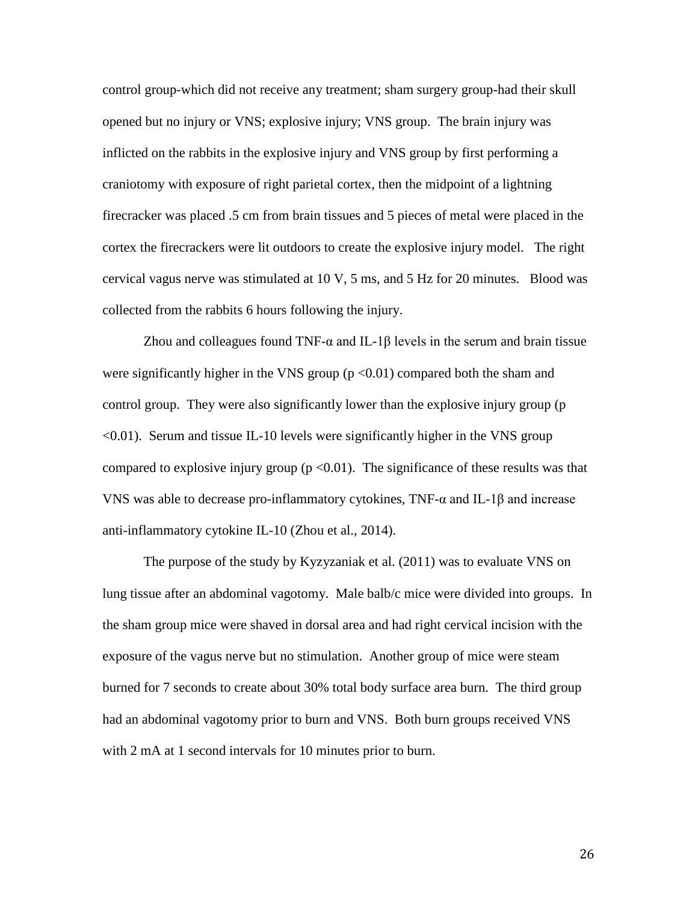control group-which did not receive any treatment; sham surgery group-had their skull opened but no injury or VNS; explosive injury; VNS group. The brain injury was inflicted on the rabbits in the explosive injury and VNS group by first performing a craniotomy with exposure of right parietal cortex, then the midpoint of a lightning firecracker was placed .5 cm from brain tissues and 5 pieces of metal were placed in the cortex the firecrackers were lit outdoors to create the explosive injury model. The right cervical vagus nerve was stimulated at 10 V, 5 ms, and 5 Hz for 20 minutes. Blood was collected from the rabbits 6 hours following the injury.

Zhou and colleagues found TNF-α and IL-1β levels in the serum and brain tissue were significantly higher in the VNS group ($p < 0.01$) compared both the sham and control group. They were also significantly lower than the explosive injury group ($p < 0.01$). Serum and tissue IL-10 levels were significantly higher in the VNS group compared to explosive injury group ($p < 0.01$). The significance of these results was that VNS was able to decrease pro-inflammatory cytokines, TNF-α and IL-1β and increase anti-inflammatory cytokine IL-10 (Zhou et al., 2014).

The purpose of the study by Kyzyzaniak et al. (2011) was to evaluate VNS on lung tissue after an abdominal vagotomy. Male balb/c mice were divided into groups. In the sham group mice were shaved in dorsal area and had right cervical incision with the exposure of the vagus nerve but no stimulation. Another group of mice were steam burned for 7 seconds to create about 30% total body surface area burn. The third group had an abdominal vagotomy prior to burn and VNS. Both burn groups received VNS with 2 mA at 1 second intervals for 10 minutes prior to burn.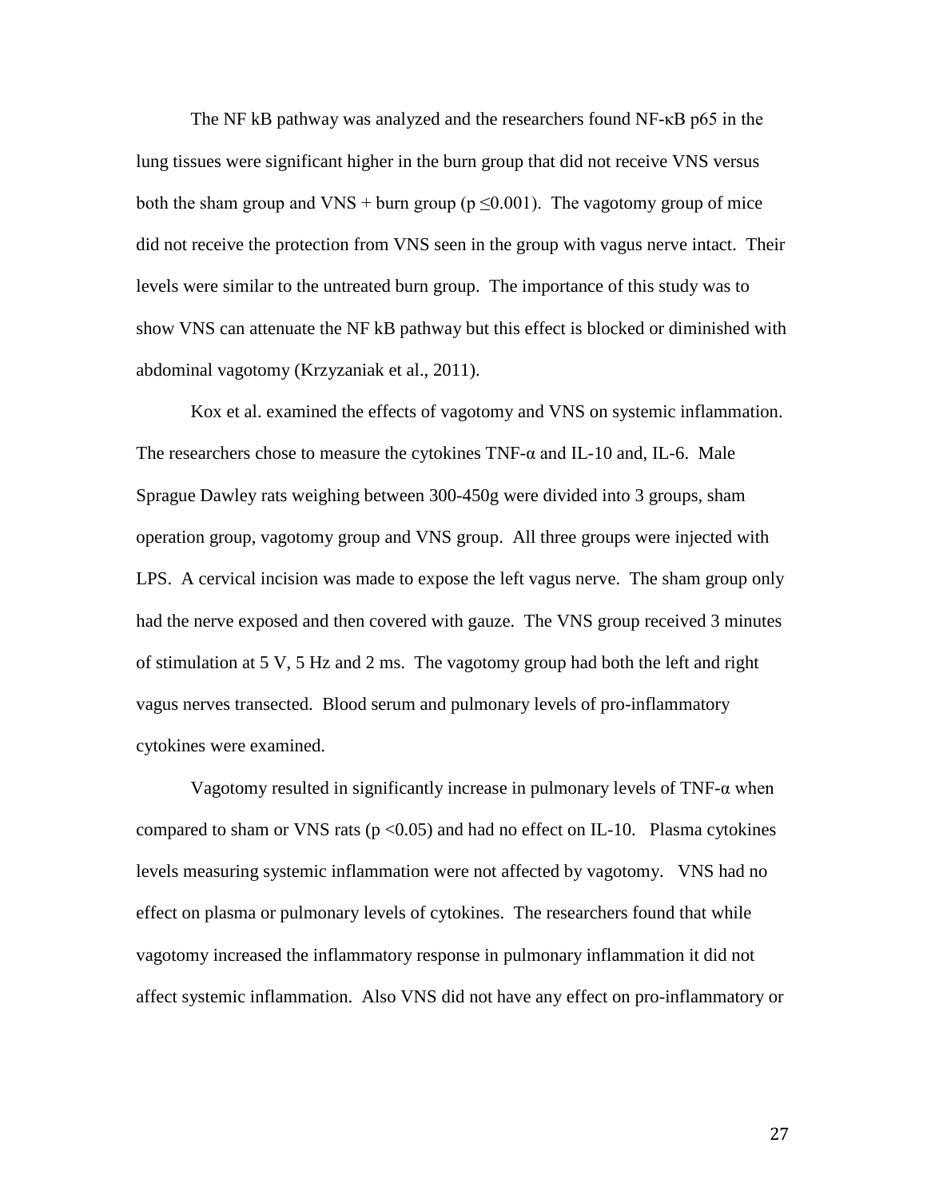The NF kB pathway was analyzed and the researchers found NF-κB p65 in the lung tissues were significant higher in the burn group that did not receive VNS versus both the sham group and VNS + burn group ($p \leq 0.001$). The vagotomy group of mice did not receive the protection from VNS seen in the group with vagus nerve intact. Their levels were similar to the untreated burn group. The importance of this study was to show VNS can attenuate the NF kB pathway but this effect is blocked or diminished with abdominal vagotomy (Krzyzaniak et al., 2011).

Kox et al. examined the effects of vagotomy and VNS on systemic inflammation. The researchers chose to measure the cytokines TNF-α and IL-10 and, IL-6. Male Sprague Dawley rats weighing between 300-450g were divided into 3 groups, sham operation group, vagotomy group and VNS group. All three groups were injected with LPS. A cervical incision was made to expose the left vagus nerve. The sham group only had the nerve exposed and then covered with gauze. The VNS group received 3 minutes of stimulation at 5 V, 5 Hz and 2 ms. The vagotomy group had both the left and right vagus nerves transected. Blood serum and pulmonary levels of pro-inflammatory cytokines were examined.

Vagotomy resulted in significantly increase in pulmonary levels of TNF-α when compared to sham or VNS rats ($p < 0.05$) and had no effect on IL-10. Plasma cytokines levels measuring systemic inflammation were not affected by vagotomy. VNS had no effect on plasma or pulmonary levels of cytokines. The researchers found that while vagotomy increased the inflammatory response in pulmonary inflammation it did not affect systemic inflammation. Also VNS did not have any effect on pro-inflammatory or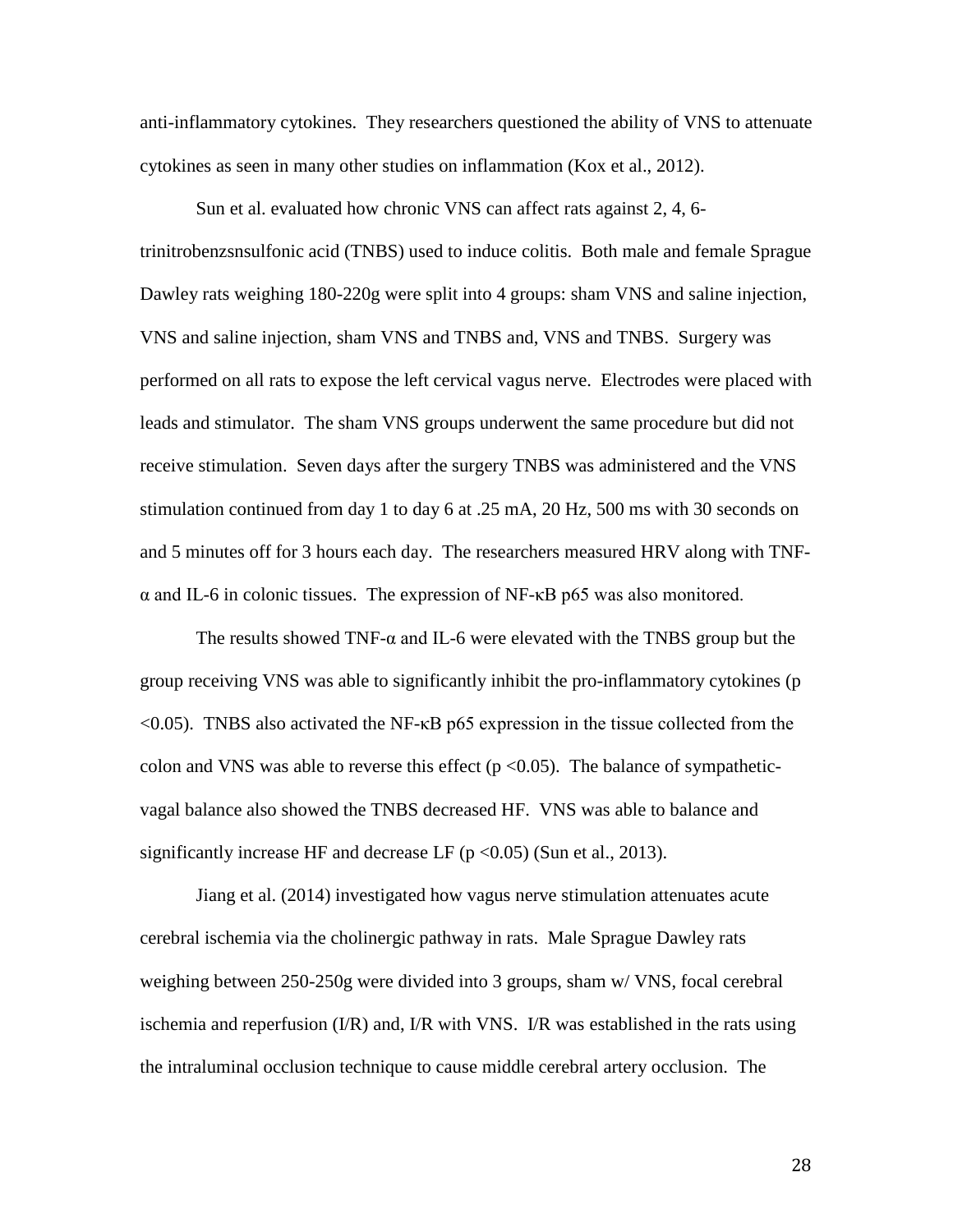anti-inflammatory cytokines. They researchers questioned the ability of VNS to attenuate cytokines as seen in many other studies on inflammation (Kox et al., 2012).

Sun et al. evaluated how chronic VNS can affect rats against 2, 4, 6-trinitrobenzsnsulfonic acid (TNBS) used to induce colitis. Both male and female Sprague Dawley rats weighing 180-220g were split into 4 groups: sham VNS and saline injection, VNS and saline injection, sham VNS and TNBS and, VNS and TNBS. Surgery was performed on all rats to expose the left cervical vagus nerve. Electrodes were placed with leads and stimulator. The sham VNS groups underwent the same procedure but did not receive stimulation. Seven days after the surgery TNBS was administered and the VNS stimulation continued from day 1 to day 6 at .25 mA, 20 Hz, 500 ms with 30 seconds on and 5 minutes off for 3 hours each day. The researchers measured HRV along with TNF-α and IL-6 in colonic tissues. The expression of NF-κB p65 was also monitored.

The results showed TNF-α and IL-6 were elevated with the TNBS group but the group receiving VNS was able to significantly inhibit the pro-inflammatory cytokines ($p < 0.05$). TNBS also activated the NF-κB p65 expression in the tissue collected from the colon and VNS was able to reverse this effect ($p < 0.05$). The balance of sympathetic-vagal balance also showed the TNBS decreased HF. VNS was able to balance and significantly increase HF and decrease LF ($p < 0.05$) (Sun et al., 2013).

Jiang et al. (2014) investigated how vagus nerve stimulation attenuates acute cerebral ischemia via the cholinergic pathway in rats. Male Sprague Dawley rats weighing between 250-250g were divided into 3 groups, sham w/ VNS, focal cerebral ischemia and reperfusion (I/R) and, I/R with VNS. I/R was established in the rats using the intraluminal occlusion technique to cause middle cerebral artery occlusion. The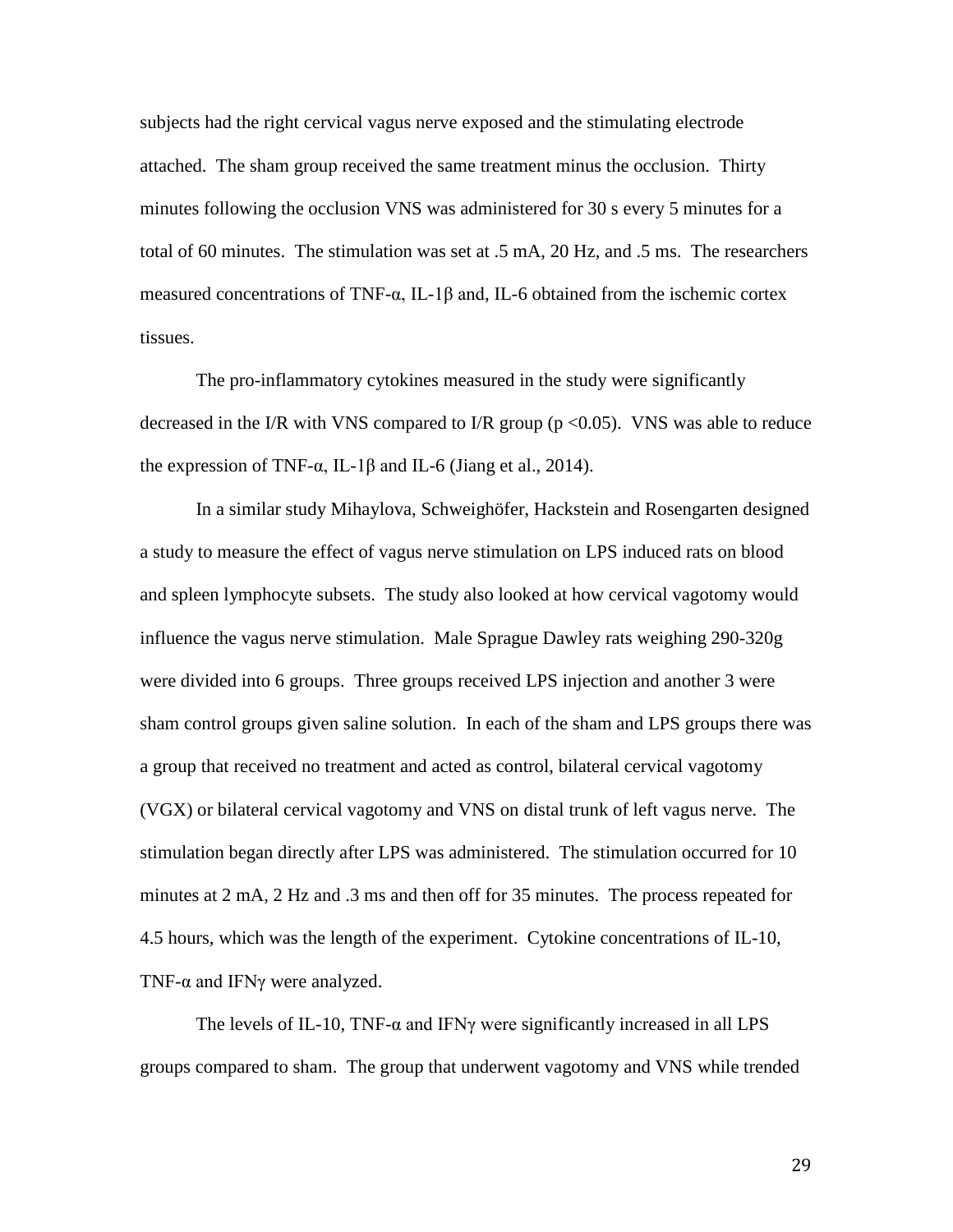subjects had the right cervical vagus nerve exposed and the stimulating electrode attached. The sham group received the same treatment minus the occlusion. Thirty minutes following the occlusion VNS was administered for 30 s every 5 minutes for a total of 60 minutes. The stimulation was set at .5 mA, 20 Hz, and .5 ms. The researchers measured concentrations of TNF-α, IL-1β and, IL-6 obtained from the ischemic cortex tissues.

The pro-inflammatory cytokines measured in the study were significantly decreased in the I/R with VNS compared to I/R group ($p < 0.05$). VNS was able to reduce the expression of TNF-α, IL-1β and IL-6 (Jiang et al., 2014).

In a similar study Mihaylova, Schweighöfer, Hackstein and Rosengarten designed a study to measure the effect of vagus nerve stimulation on LPS induced rats on blood and spleen lymphocyte subsets. The study also looked at how cervical vagotomy would influence the vagus nerve stimulation. Male Sprague Dawley rats weighing 290-320g were divided into 6 groups. Three groups received LPS injection and another 3 were sham control groups given saline solution. In each of the sham and LPS groups there was a group that received no treatment and acted as control, bilateral cervical vagotomy (VGX) or bilateral cervical vagotomy and VNS on distal trunk of left vagus nerve. The stimulation began directly after LPS was administered. The stimulation occurred for 10 minutes at 2 mA, 2 Hz and .3 ms and then off for 35 minutes. The process repeated for 4.5 hours, which was the length of the experiment. Cytokine concentrations of IL-10, TNF-α and IFNγ were analyzed.

The levels of IL-10, TNF-α and IFNγ were significantly increased in all LPS groups compared to sham. The group that underwent vagotomy and VNS while trended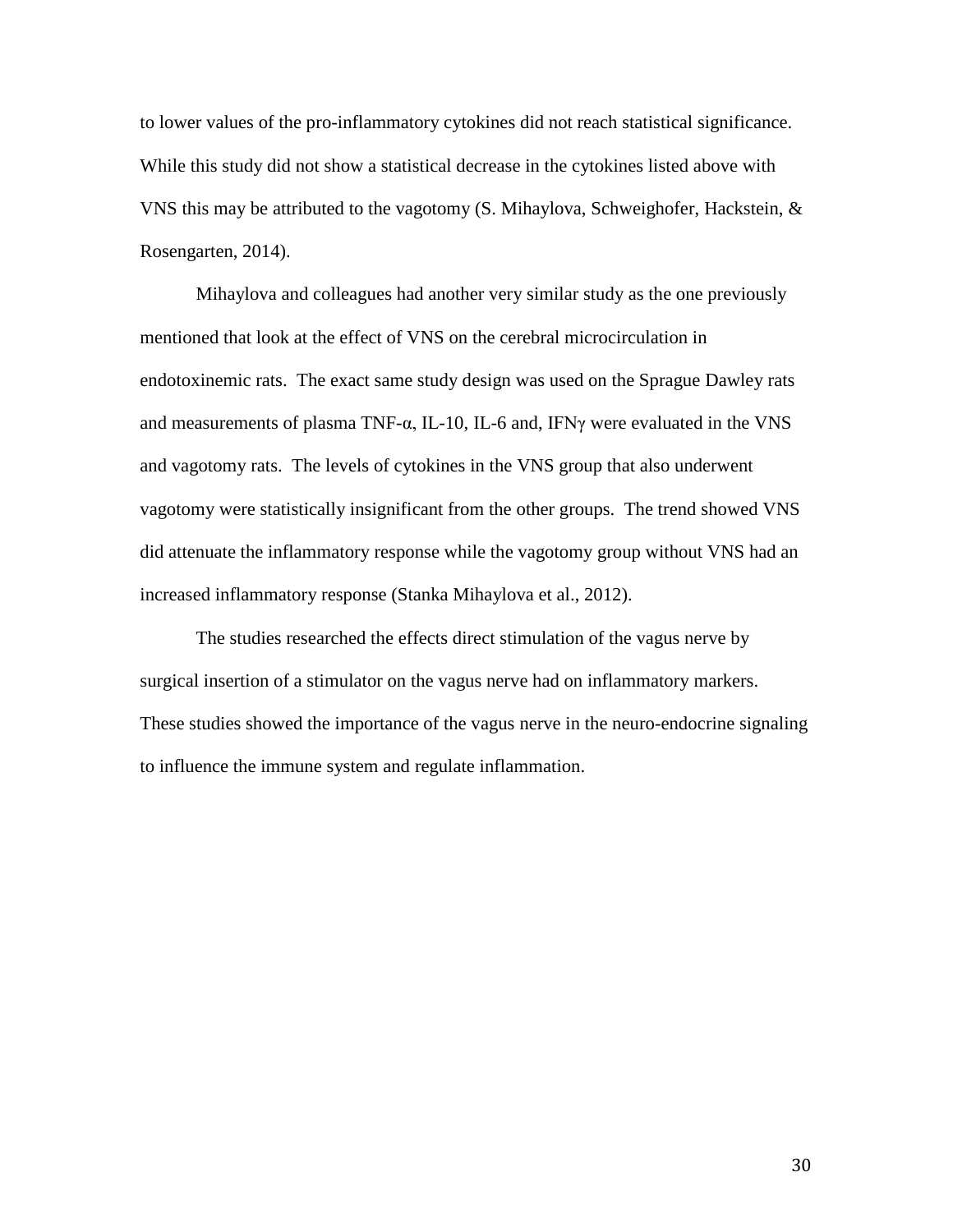to lower values of the pro-inflammatory cytokines did not reach statistical significance. While this study did not show a statistical decrease in the cytokines listed above with VNS this may be attributed to the vagotomy (S. Mihaylova, Schweighofer, Hackstein, & Rosengarten, 2014).

Mihaylova and colleagues had another very similar study as the one previously mentioned that look at the effect of VNS on the cerebral microcirculation in endotoxinemic rats. The exact same study design was used on the Sprague Dawley rats and measurements of plasma TNF-α, IL-10, IL-6 and, IFNγ were evaluated in the VNS and vagotomy rats. The levels of cytokines in the VNS group that also underwent vagotomy were statistically insignificant from the other groups. The trend showed VNS did attenuate the inflammatory response while the vagotomy group without VNS had an increased inflammatory response (Stanka Mihaylova et al., 2012).

The studies researched the effects direct stimulation of the vagus nerve by surgical insertion of a stimulator on the vagus nerve had on inflammatory markers. These studies showed the importance of the vagus nerve in the neuro-endocrine signaling to influence the immune system and regulate inflammation.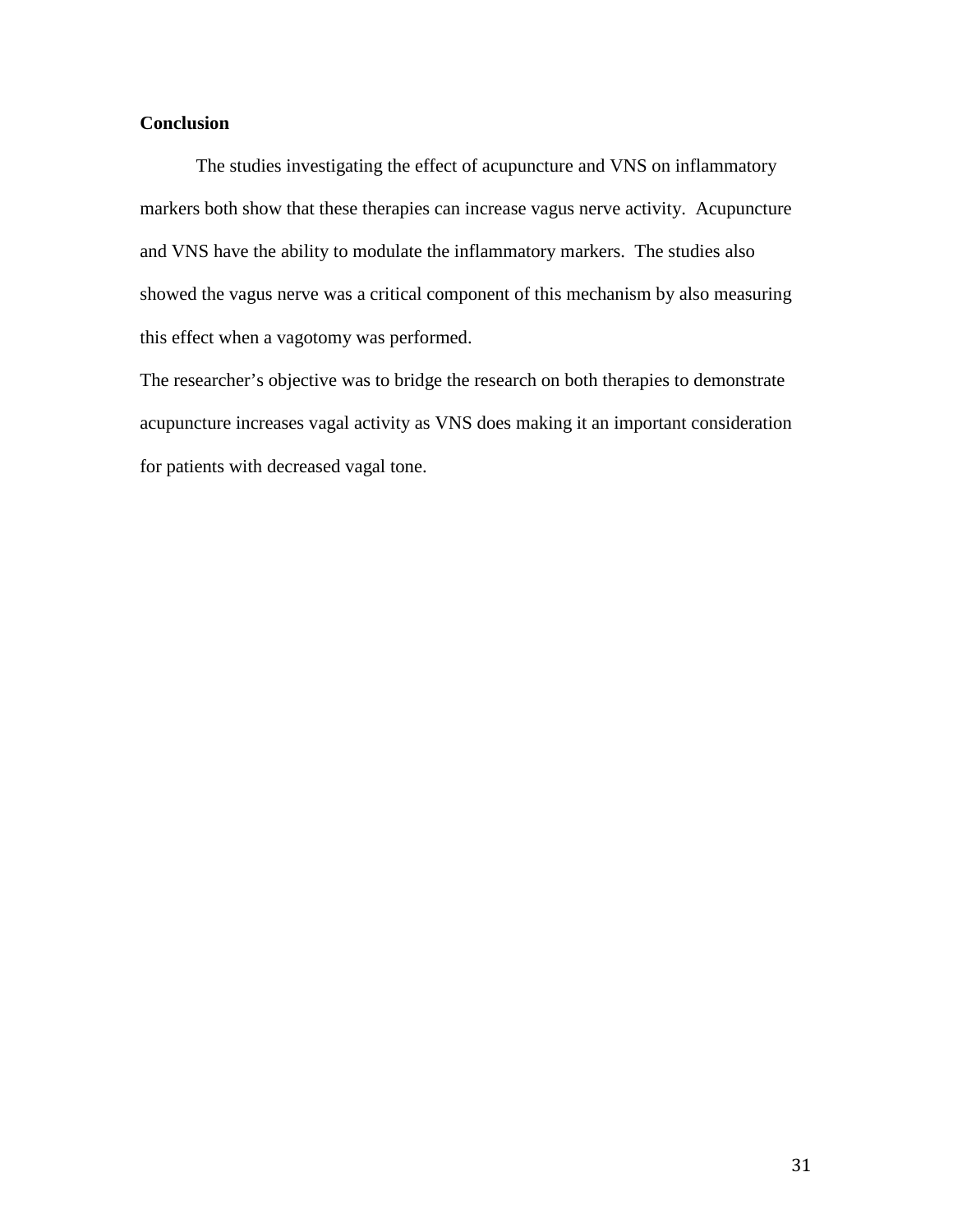**Conclusion**

The studies investigating the effect of acupuncture and VNS on inflammatory markers both show that these therapies can increase vagus nerve activity. Acupuncture and VNS have the ability to modulate the inflammatory markers. The studies also showed the vagus nerve was a critical component of this mechanism by also measuring this effect when a vagotomy was performed.

The researcher's objective was to bridge the research on both therapies to demonstrate acupuncture increases vagal activity as VNS does making it an important consideration for patients with decreased vagal tone.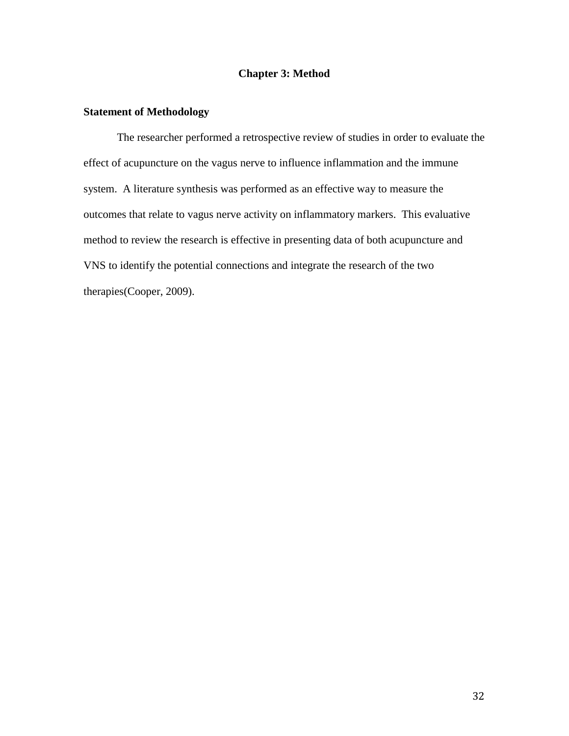# Chapter 3: Method

## Statement of Methodology

The researcher performed a retrospective review of studies in order to evaluate the effect of acupuncture on the vagus nerve to influence inflammation and the immune system. A literature synthesis was performed as an effective way to measure the outcomes that relate to vagus nerve activity on inflammatory markers. This evaluative method to review the research is effective in presenting data of both acupuncture and VNS to identify the potential connections and integrate the research of the two therapies(Cooper, 2009).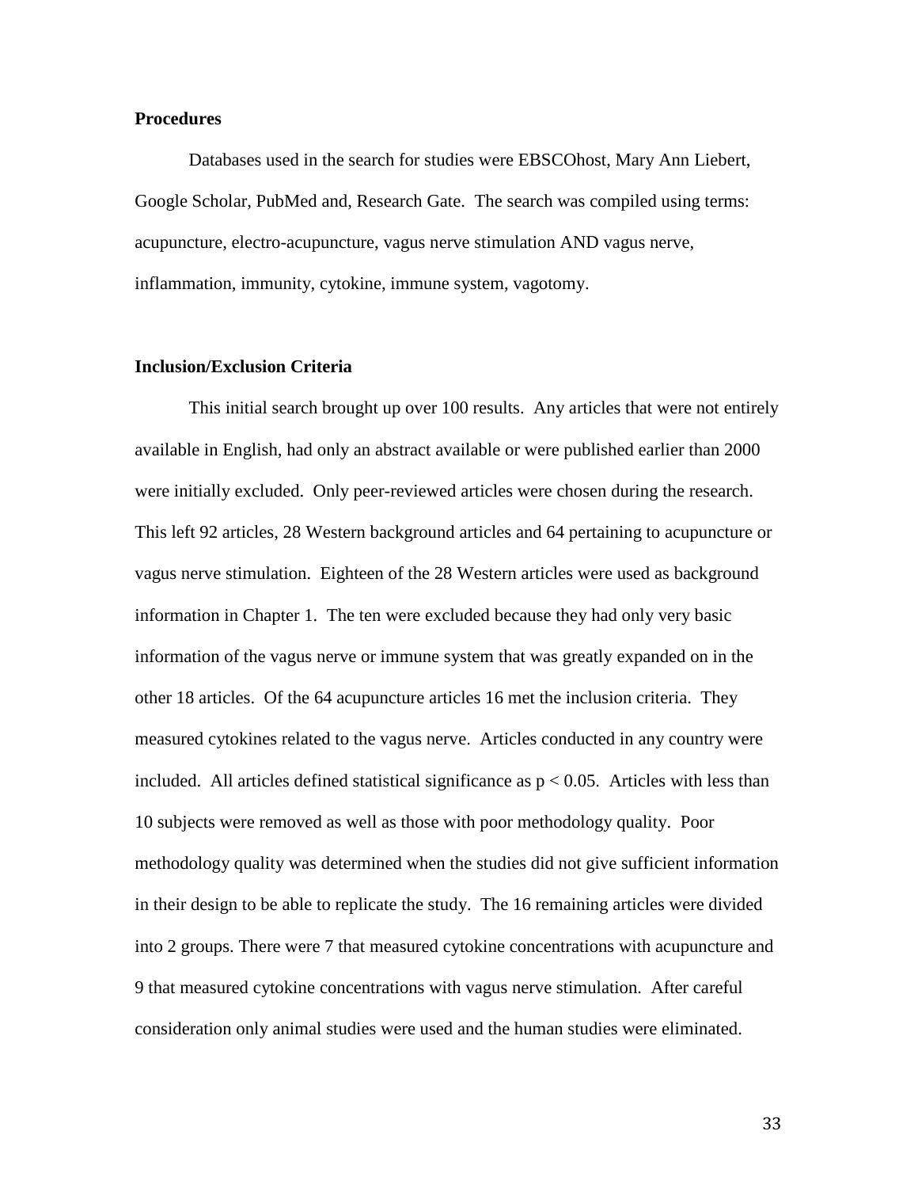### Procedures

Databases used in the search for studies were EBSCOhost, Mary Ann Liebert, Google Scholar, PubMed and, Research Gate. The search was compiled using terms: acupuncture, electro-acupuncture, vagus nerve stimulation AND vagus nerve, inflammation, immunity, cytokine, immune system, vagotomy.

### Inclusion/Exclusion Criteria

This initial search brought up over 100 results. Any articles that were not entirely available in English, had only an abstract available or were published earlier than 2000 were initially excluded. Only peer-reviewed articles were chosen during the research. This left 92 articles, 28 Western background articles and 64 pertaining to acupuncture or vagus nerve stimulation. Eighteen of the 28 Western articles were used as background information in Chapter 1. The ten were excluded because they had only very basic information of the vagus nerve or immune system that was greatly expanded on in the other 18 articles. Of the 64 acupuncture articles 16 met the inclusion criteria. They measured cytokines related to the vagus nerve. Articles conducted in any country were included. All articles defined statistical significance as $p < 0.05$. Articles with less than 10 subjects were removed as well as those with poor methodology quality. Poor methodology quality was determined when the studies did not give sufficient information in their design to be able to replicate the study. The 16 remaining articles were divided into 2 groups. There were 7 that measured cytokine concentrations with acupuncture and 9 that measured cytokine concentrations with vagus nerve stimulation. After careful consideration only animal studies were used and the human studies were eliminated.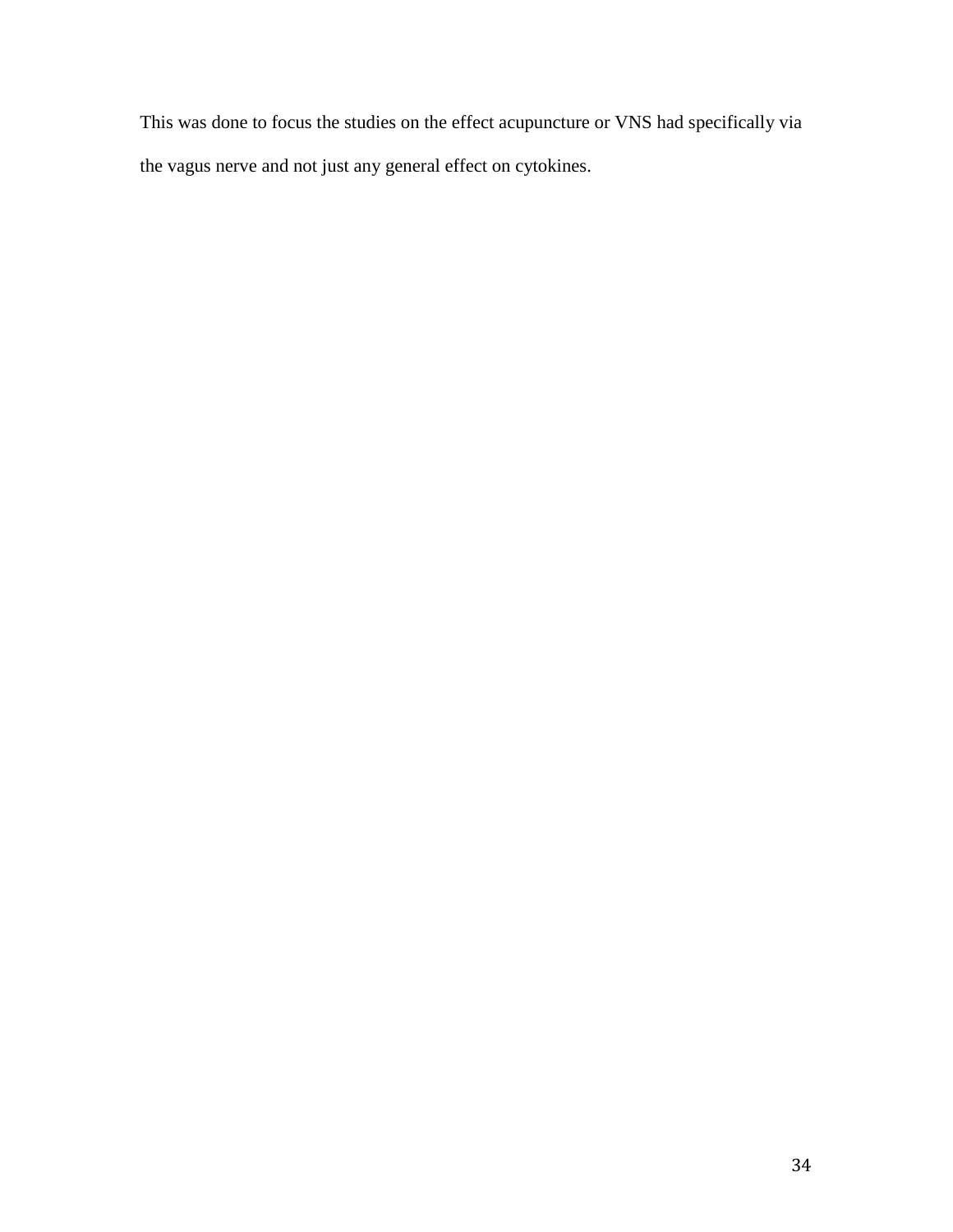This was done to focus the studies on the effect acupuncture or VNS had specifically via the vagus nerve and not just any general effect on cytokines.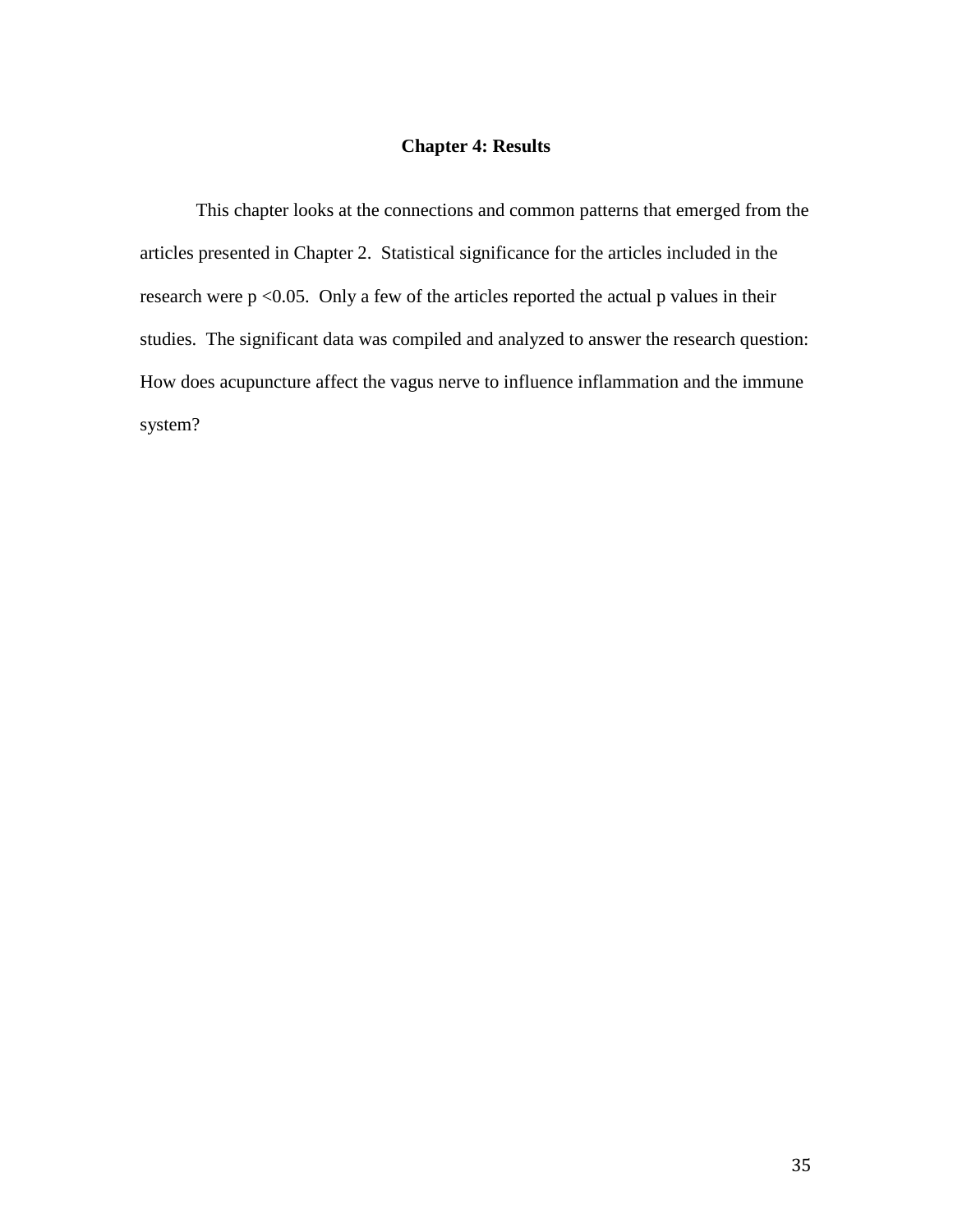# Chapter 4: Results

This chapter looks at the connections and common patterns that emerged from the articles presented in Chapter 2. Statistical significance for the articles included in the research were $p < 0.05$. Only a few of the articles reported the actual p values in their studies. The significant data was compiled and analyzed to answer the research question: How does acupuncture affect the vagus nerve to influence inflammation and the immune system?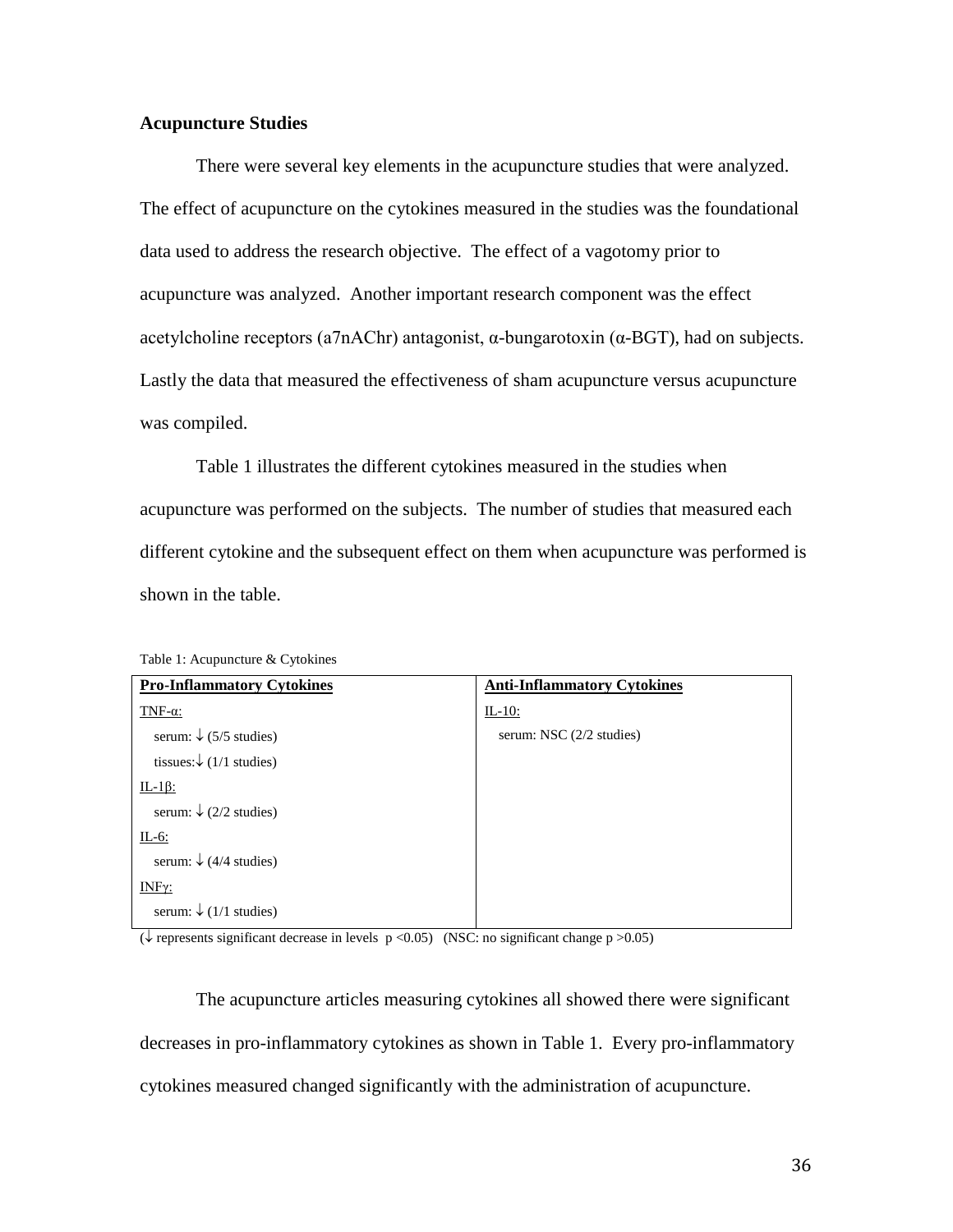**Acupuncture Studies**

There were several key elements in the acupuncture studies that were analyzed. The effect of acupuncture on the cytokines measured in the studies was the foundational data used to address the research objective. The effect of a vagotomy prior to acupuncture was analyzed. Another important research component was the effect acetylcholine receptors (a7nAChr) antagonist, α-bungarotoxin (α-BGT), had on subjects. Lastly the data that measured the effectiveness of sham acupuncture versus acupuncture was compiled.

Table 1 illustrates the different cytokines measured in the studies when acupuncture was performed on the subjects. The number of studies that measured each different cytokine and the subsequent effect on them when acupuncture was performed is shown in the table.

Table 1: Acupuncture & Cytokines

| **Pro-Inflammatory Cytokines** | **Anti-Inflammatory Cytokines** |
|---|---|
| TNF-α: | IL-10: |
| serum: ↓ (5/5 studies) | serum: NSC (2/2 studies) |
| tissues: ↓ (1/1 studies) | |
| IL-1β: | |
| serum: ↓ (2/2 studies) | |
| IL-6: | |
| serum: ↓ (4/4 studies) | |
| INFγ: | |
| serum: ↓ (1/1 studies) | |

(↓ represents significant decrease in levels $p < 0.05$) (NSC: no significant change $p > 0.05$)

The acupuncture articles measuring cytokines all showed there were significant decreases in pro-inflammatory cytokines as shown in Table 1. Every pro-inflammatory cytokines measured changed significantly with the administration of acupuncture.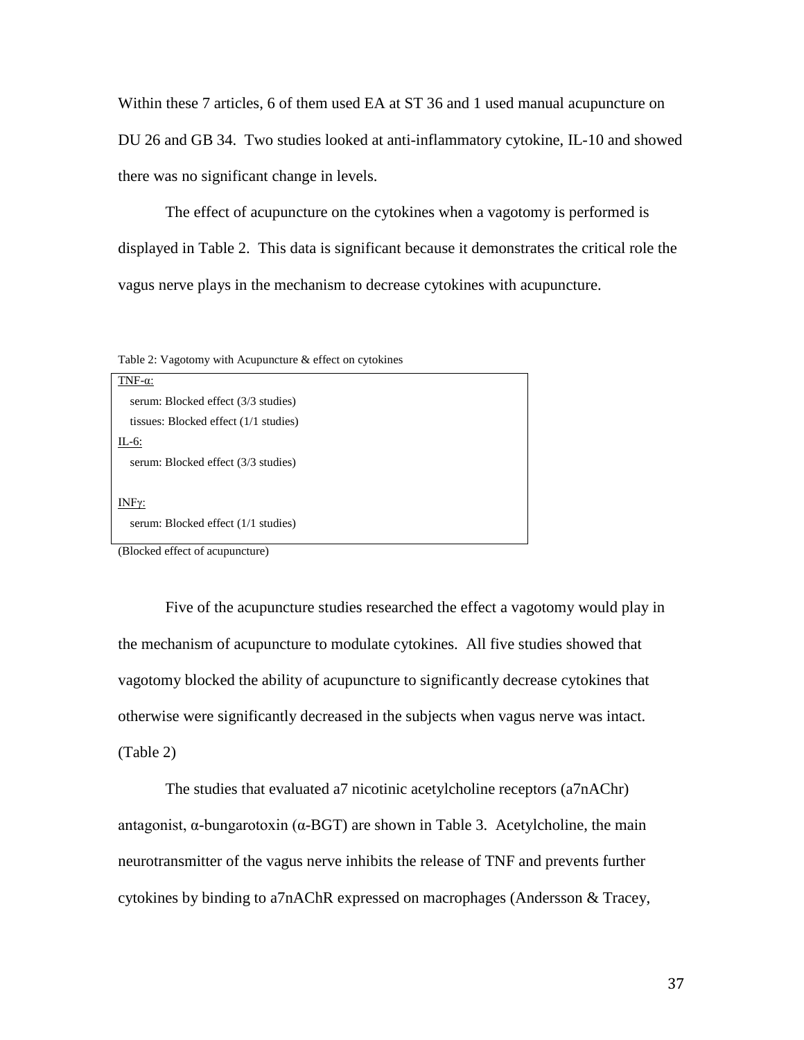Within these 7 articles, 6 of them used EA at ST 36 and 1 used manual acupuncture on DU 26 and GB 34. Two studies looked at anti-inflammatory cytokine, IL-10 and showed there was no significant change in levels.

The effect of acupuncture on the cytokines when a vagotomy is performed is displayed in Table 2. This data is significant because it demonstrates the critical role the vagus nerve plays in the mechanism to decrease cytokines with acupuncture.

Table 2: Vagotomy with Acupuncture & effect on cytokines

| Cytokine / Sample | Effect |
| --- | --- |
| TNF-α: | |
| serum | Blocked effect (3/3 studies) |
| tissues | Blocked effect (1/1 studies) |
| IL-6: | |
| serum | Blocked effect (3/3 studies) |
| INFγ: | |
| serum | Blocked effect (1/1 studies) |

(Blocked effect of acupuncture)

Five of the acupuncture studies researched the effect a vagotomy would play in the mechanism of acupuncture to modulate cytokines. All five studies showed that vagotomy blocked the ability of acupuncture to significantly decrease cytokines that otherwise were significantly decreased in the subjects when vagus nerve was intact. (Table 2)

The studies that evaluated a7 nicotinic acetylcholine receptors (a7nAChr) antagonist, α-bungarotoxin (α-BGT) are shown in Table 3. Acetylcholine, the main neurotransmitter of the vagus nerve inhibits the release of TNF and prevents further cytokines by binding to a7nAChR expressed on macrophages (Andersson & Tracey,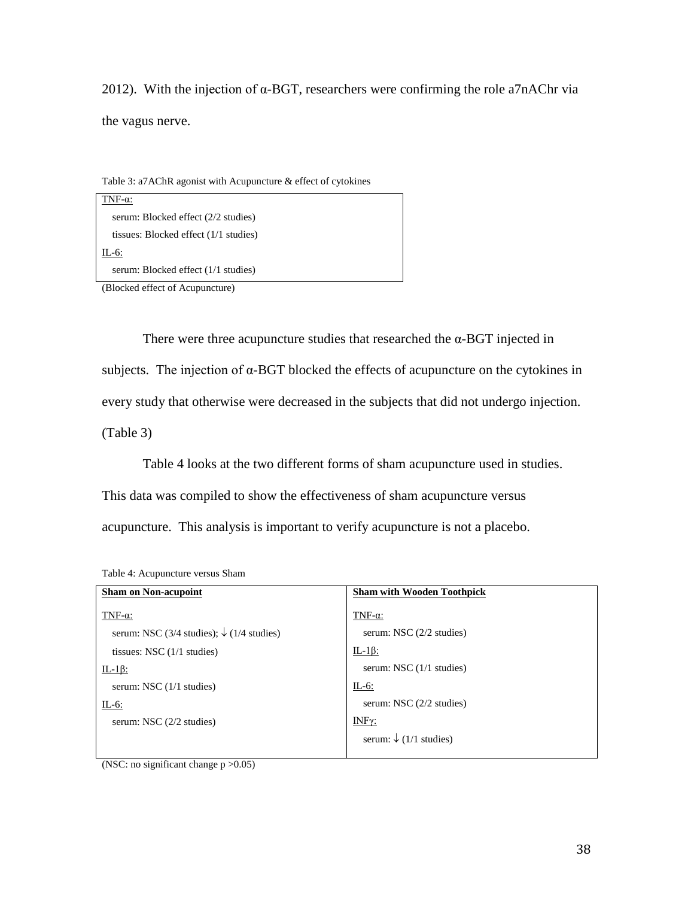2012). With the injection of α-BGT, researchers were confirming the role a7nAChr via the vagus nerve.

Table 3: a7AChR agonist with Acupuncture & effect of cytokines

| |
|---|
| TNF-α: |
| serum: Blocked effect (2/2 studies) |
| tissues: Blocked effect (1/1 studies) |
| IL-6: |
| serum: Blocked effect (1/1 studies) |

(Blocked effect of Acupuncture)

There were three acupuncture studies that researched the α-BGT injected in subjects. The injection of α-BGT blocked the effects of acupuncture on the cytokines in every study that otherwise were decreased in the subjects that did not undergo injection. (Table 3)

Table 4 looks at the two different forms of sham acupuncture used in studies. This data was compiled to show the effectiveness of sham acupuncture versus acupuncture. This analysis is important to verify acupuncture is not a placebo.

Table 4: Acupuncture versus Sham

| **Sham on Non-acupoint** | **Sham with Wooden Toothpick** |
|---|---|
| TNF-α: | TNF-α: |
| serum: NSC (3/4 studies); ↓ (1/4 studies) | serum: NSC (2/2 studies) |
| tissues: NSC (1/1 studies) | IL-1β: |
| IL-1β: | serum: NSC (1/1 studies) |
| serum: NSC (1/1 studies) | IL-6: |
| IL-6: | serum: NSC (2/2 studies) |
| serum: NSC (2/2 studies) | INFγ: |
| | serum: ↓ (1/1 studies) |

(NSC: no significant change $p > 0.05$)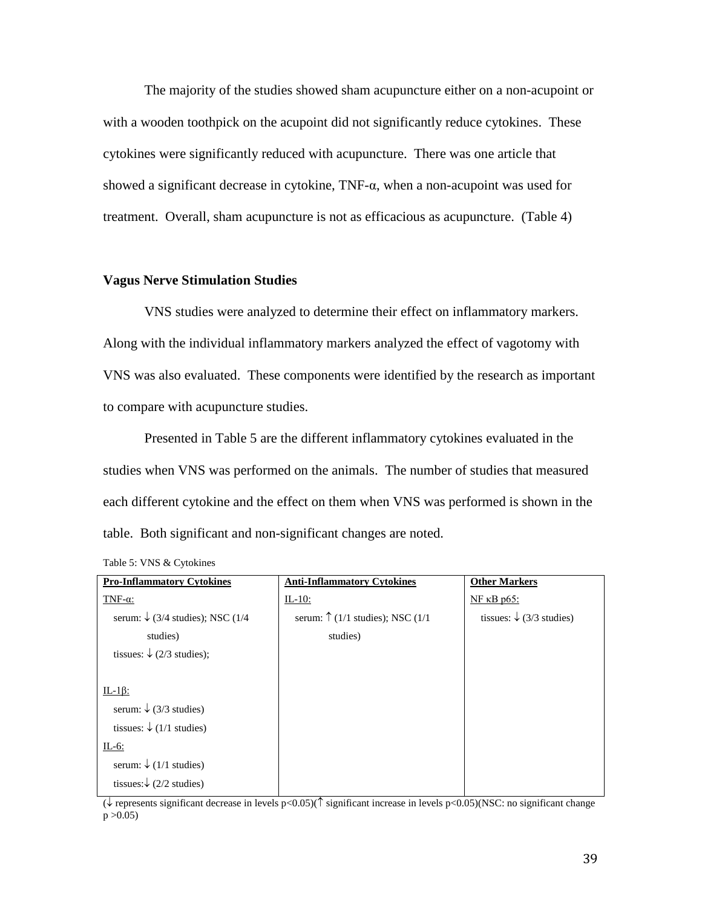The majority of the studies showed sham acupuncture either on a non-acupoint or with a wooden toothpick on the acupoint did not significantly reduce cytokines. These cytokines were significantly reduced with acupuncture. There was one article that showed a significant decrease in cytokine, TNF-α, when a non-acupoint was used for treatment. Overall, sham acupuncture is not as efficacious as acupuncture. (Table 4)

**Vagus Nerve Stimulation Studies**

VNS studies were analyzed to determine their effect on inflammatory markers. Along with the individual inflammatory markers analyzed the effect of vagotomy with VNS was also evaluated. These components were identified by the research as important to compare with acupuncture studies.

Presented in Table 5 are the different inflammatory cytokines evaluated in the studies when VNS was performed on the animals. The number of studies that measured each different cytokine and the effect on them when VNS was performed is shown in the table. Both significant and non-significant changes are noted.

Table 5: VNS & Cytokines

| **Pro-Inflammatory Cytokines** | **Anti-Inflammatory Cytokines** | **Other Markers** |
|---|---|---|
| TNF-α: serum: ↓ (3/4 studies); NSC (1/4 studies) tissues: ↓ (2/3 studies); | IL-10: serum: ↑ (1/1 studies); NSC (1/1 studies) | NF κB p65: tissues: ↓ (3/3 studies) |
| IL-1β: serum: ↓ (3/3 studies) tissues: ↓ (1/1 studies) | | |
| IL-6: serum: ↓ (1/1 studies) tissues: ↓ (2/2 studies) | | |

(↓ represents significant decrease in levels $p<0.05$)(↑ significant increase in levels $p<0.05$)(NSC: no significant change $p >0.05$)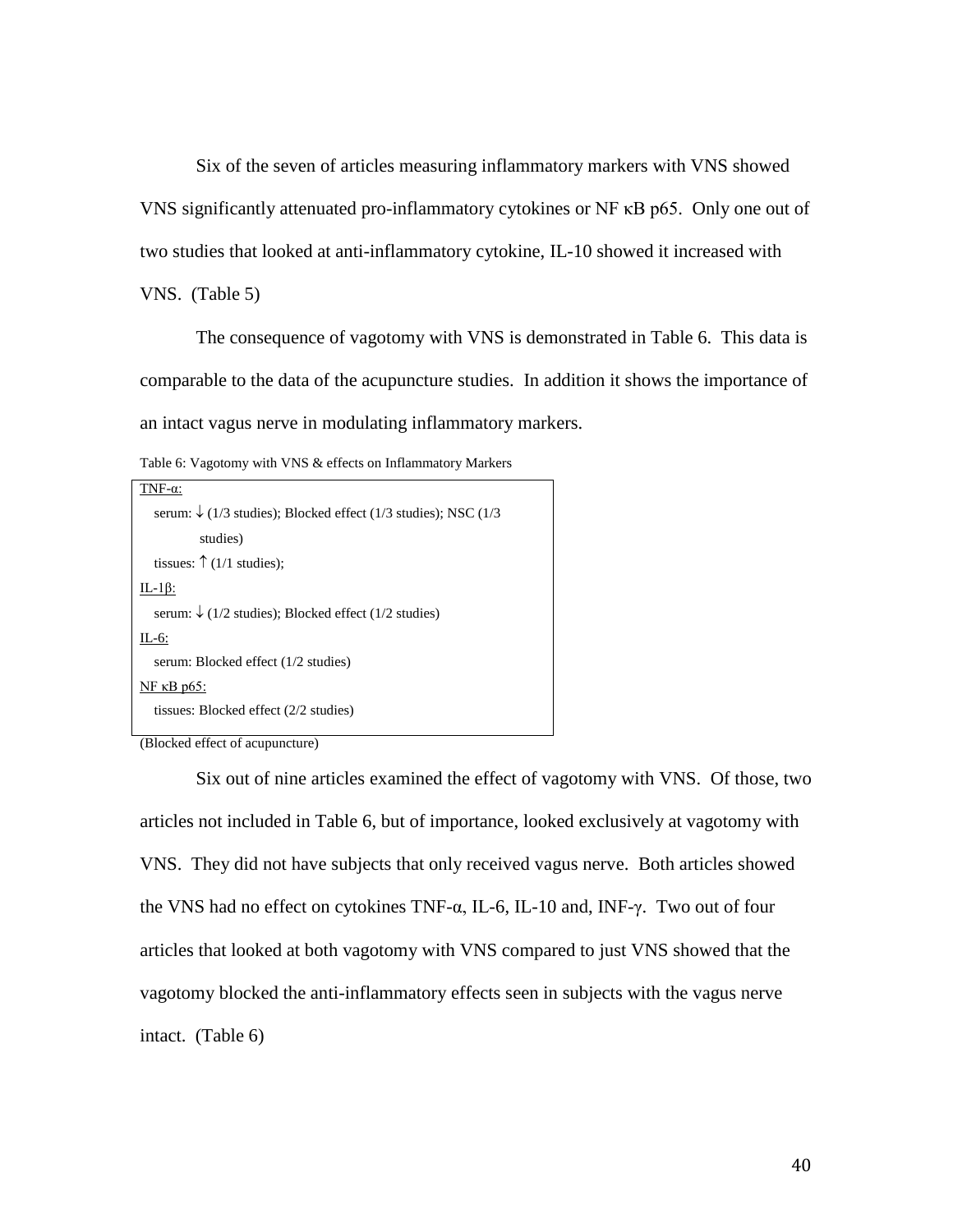Six of the seven of articles measuring inflammatory markers with VNS showed VNS significantly attenuated pro-inflammatory cytokines or NF κB p65. Only one out of two studies that looked at anti-inflammatory cytokine, IL-10 showed it increased with VNS. (Table 5)

The consequence of vagotomy with VNS is demonstrated in Table 6. This data is comparable to the data of the acupuncture studies. In addition it shows the importance of an intact vagus nerve in modulating inflammatory markers.

Table 6: Vagotomy with VNS & effects on Inflammatory Markers

| |
|---|
| <u>TNF-α:</u> |
| serum: ↓ (1/3 studies); Blocked effect (1/3 studies); NSC (1/3 studies) |
| tissues: ↑ (1/1 studies); |
| <u>IL-1β:</u> |
| serum: ↓ (1/2 studies); Blocked effect (1/2 studies) |
| <u>IL-6:</u> |
| serum: Blocked effect (1/2 studies) |
| <u>NF κB p65:</u> |
| tissues: Blocked effect (2/2 studies) |

(Blocked effect of acupuncture)

Six out of nine articles examined the effect of vagotomy with VNS. Of those, two articles not included in Table 6, but of importance, looked exclusively at vagotomy with VNS. They did not have subjects that only received vagus nerve. Both articles showed the VNS had no effect on cytokines TNF-α, IL-6, IL-10 and, INF-γ. Two out of four articles that looked at both vagotomy with VNS compared to just VNS showed that the vagotomy blocked the anti-inflammatory effects seen in subjects with the vagus nerve intact. (Table 6)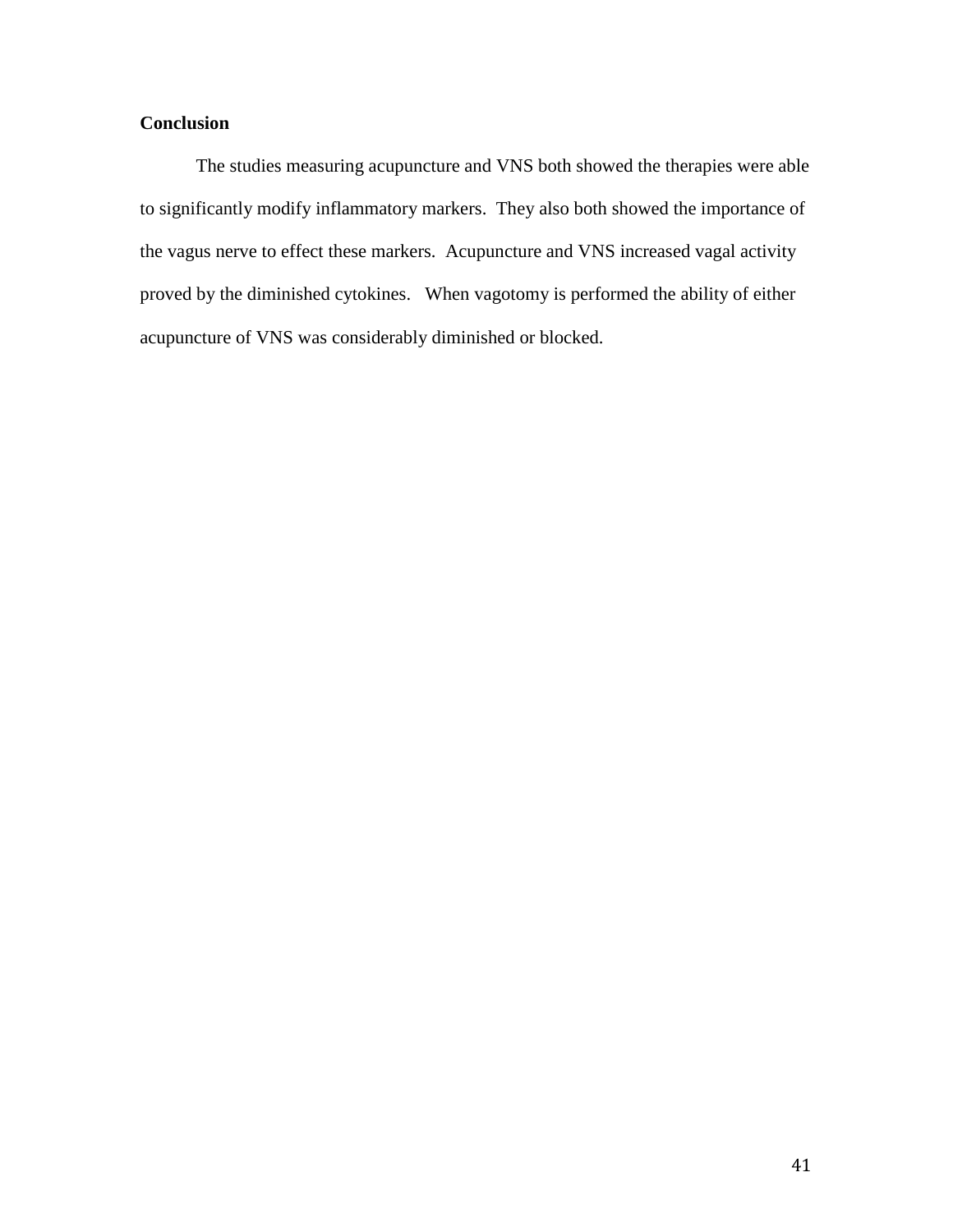**Conclusion**

The studies measuring acupuncture and VNS both showed the therapies were able to significantly modify inflammatory markers. They also both showed the importance of the vagus nerve to effect these markers. Acupuncture and VNS increased vagal activity proved by the diminished cytokines. When vagotomy is performed the ability of either acupuncture of VNS was considerably diminished or blocked.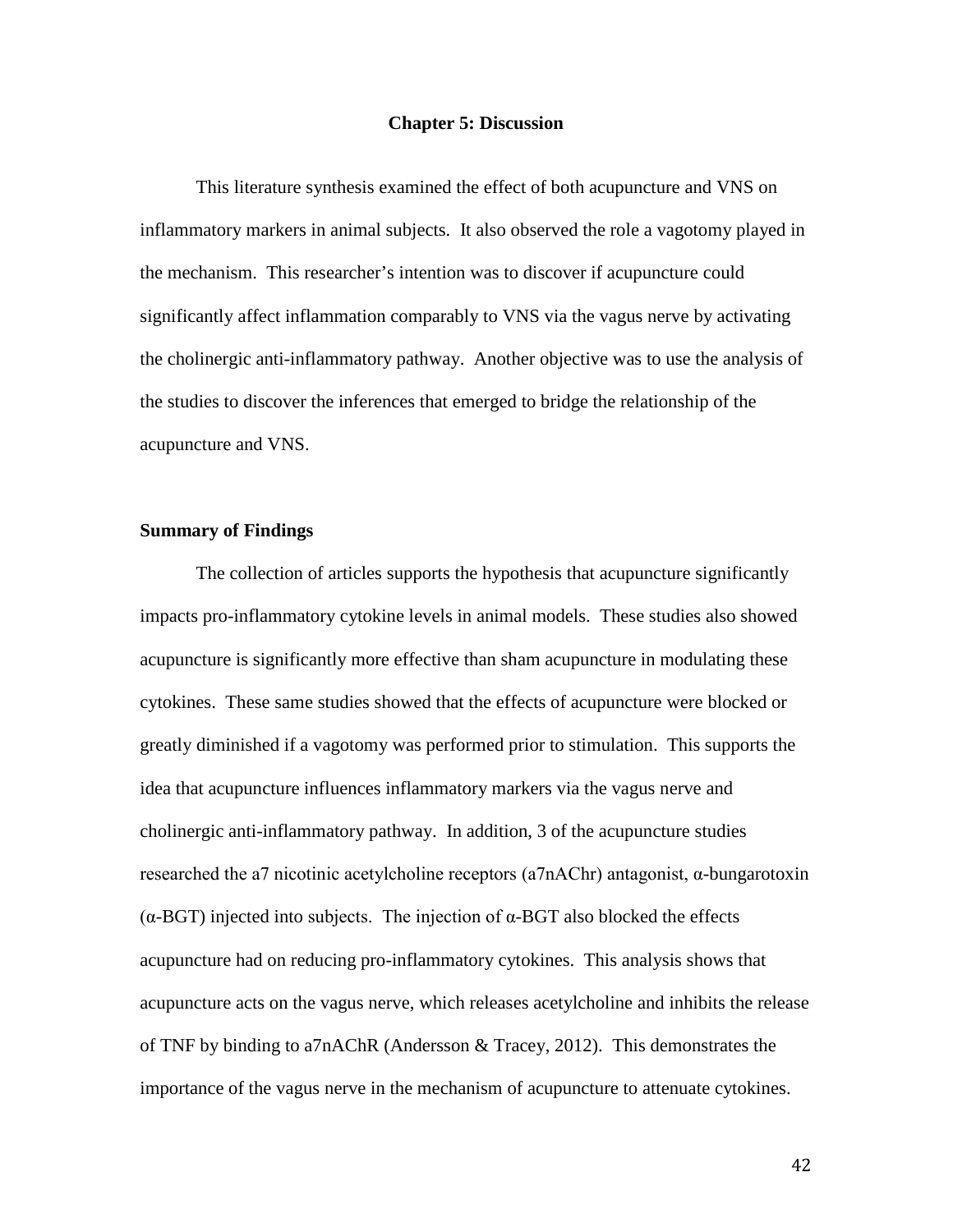# Chapter 5: Discussion

This literature synthesis examined the effect of both acupuncture and VNS on inflammatory markers in animal subjects. It also observed the role a vagotomy played in the mechanism. This researcher's intention was to discover if acupuncture could significantly affect inflammation comparably to VNS via the vagus nerve by activating the cholinergic anti-inflammatory pathway. Another objective was to use the analysis of the studies to discover the inferences that emerged to bridge the relationship of the acupuncture and VNS.

## Summary of Findings

The collection of articles supports the hypothesis that acupuncture significantly impacts pro-inflammatory cytokine levels in animal models. These studies also showed acupuncture is significantly more effective than sham acupuncture in modulating these cytokines. These same studies showed that the effects of acupuncture were blocked or greatly diminished if a vagotomy was performed prior to stimulation. This supports the idea that acupuncture influences inflammatory markers via the vagus nerve and cholinergic anti-inflammatory pathway. In addition, 3 of the acupuncture studies researched the a7 nicotinic acetylcholine receptors (a7nAChr) antagonist, α-bungarotoxin (α-BGT) injected into subjects. The injection of α-BGT also blocked the effects acupuncture had on reducing pro-inflammatory cytokines. This analysis shows that acupuncture acts on the vagus nerve, which releases acetylcholine and inhibits the release of TNF by binding to a7nAChR (Andersson & Tracey, 2012). This demonstrates the importance of the vagus nerve in the mechanism of acupuncture to attenuate cytokines.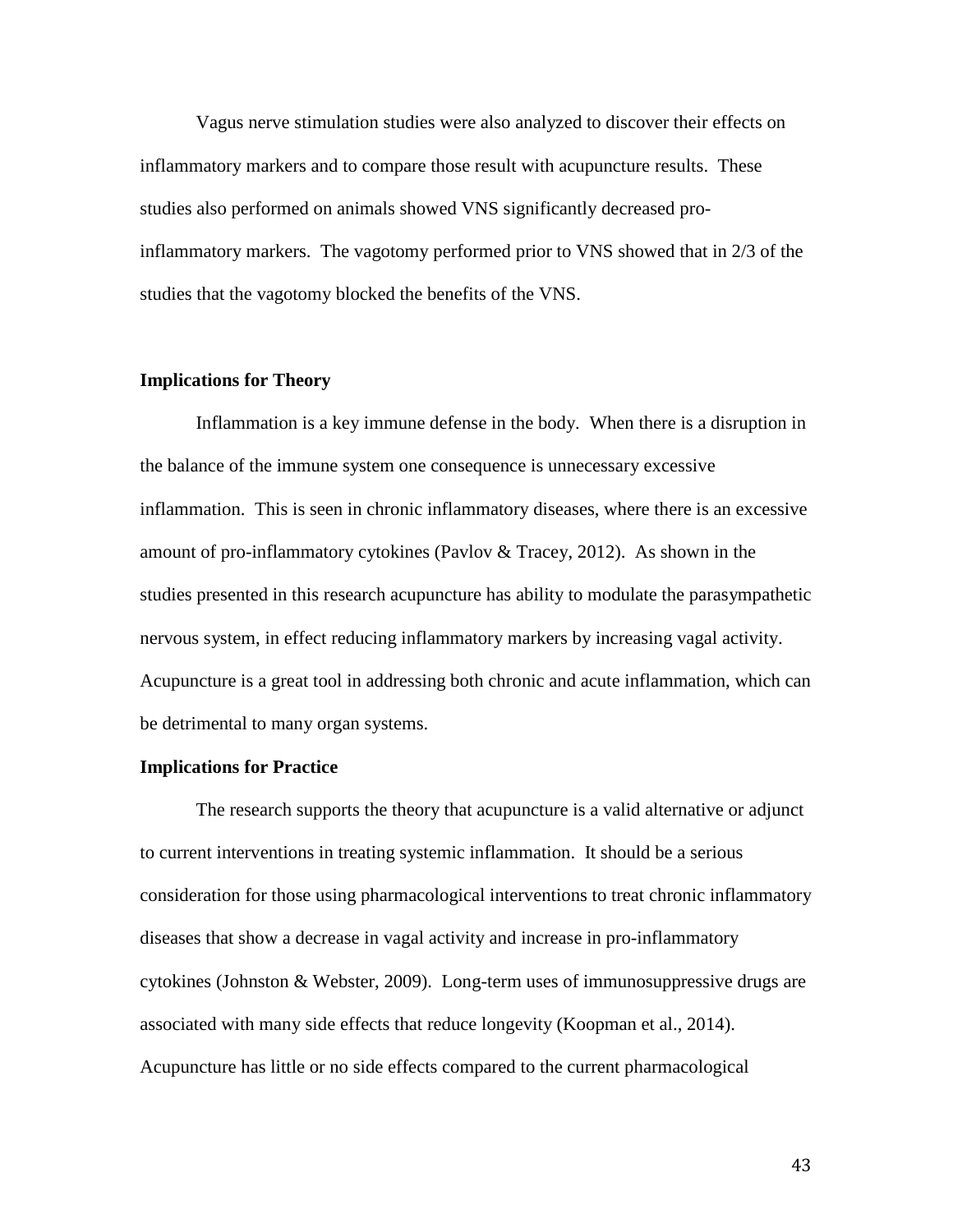Vagus nerve stimulation studies were also analyzed to discover their effects on inflammatory markers and to compare those result with acupuncture results. These studies also performed on animals showed VNS significantly decreased pro-inflammatory markers. The vagotomy performed prior to VNS showed that in 2/3 of the studies that the vagotomy blocked the benefits of the VNS.

**Implications for Theory**

Inflammation is a key immune defense in the body. When there is a disruption in the balance of the immune system one consequence is unnecessary excessive inflammation. This is seen in chronic inflammatory diseases, where there is an excessive amount of pro-inflammatory cytokines (Pavlov & Tracey, 2012). As shown in the studies presented in this research acupuncture has ability to modulate the parasympathetic nervous system, in effect reducing inflammatory markers by increasing vagal activity. Acupuncture is a great tool in addressing both chronic and acute inflammation, which can be detrimental to many organ systems.

**Implications for Practice**

The research supports the theory that acupuncture is a valid alternative or adjunct to current interventions in treating systemic inflammation. It should be a serious consideration for those using pharmacological interventions to treat chronic inflammatory diseases that show a decrease in vagal activity and increase in pro-inflammatory cytokines (Johnston & Webster, 2009). Long-term uses of immunosuppressive drugs are associated with many side effects that reduce longevity (Koopman et al., 2014). Acupuncture has little or no side effects compared to the current pharmacological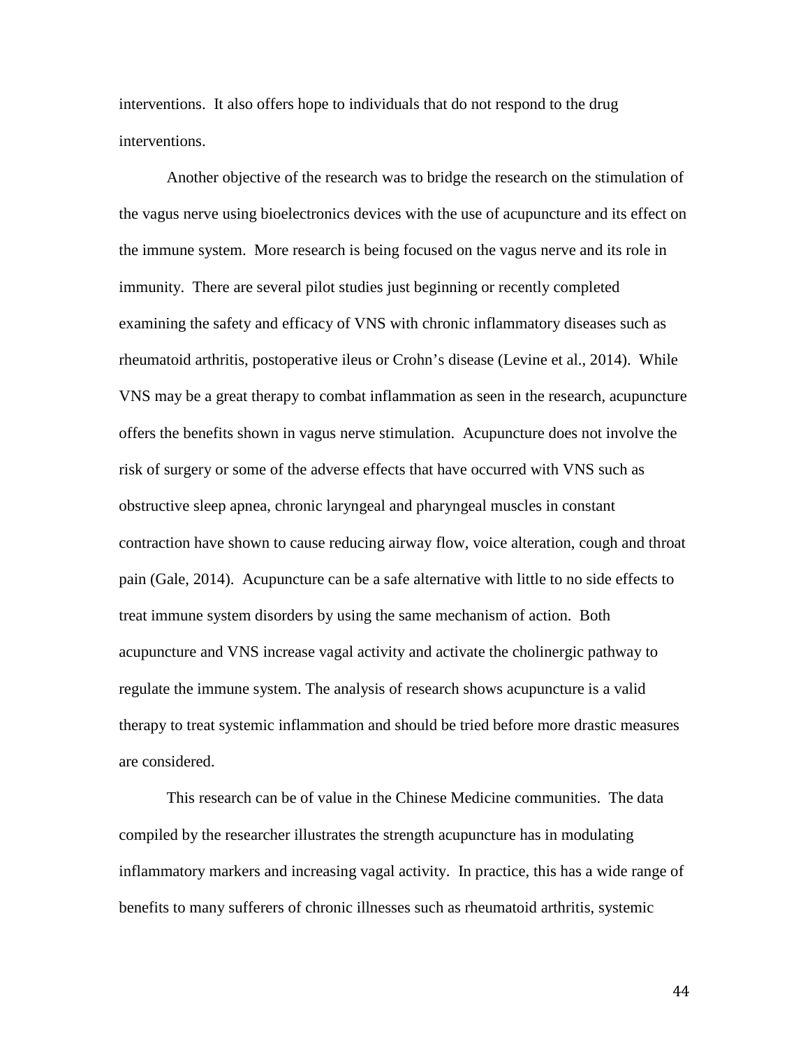interventions. It also offers hope to individuals that do not respond to the drug interventions.

Another objective of the research was to bridge the research on the stimulation of the vagus nerve using bioelectronics devices with the use of acupuncture and its effect on the immune system. More research is being focused on the vagus nerve and its role in immunity. There are several pilot studies just beginning or recently completed examining the safety and efficacy of VNS with chronic inflammatory diseases such as rheumatoid arthritis, postoperative ileus or Crohn's disease (Levine et al., 2014). While VNS may be a great therapy to combat inflammation as seen in the research, acupuncture offers the benefits shown in vagus nerve stimulation. Acupuncture does not involve the risk of surgery or some of the adverse effects that have occurred with VNS such as obstructive sleep apnea, chronic laryngeal and pharyngeal muscles in constant contraction have shown to cause reducing airway flow, voice alteration, cough and throat pain (Gale, 2014). Acupuncture can be a safe alternative with little to no side effects to treat immune system disorders by using the same mechanism of action. Both acupuncture and VNS increase vagal activity and activate the cholinergic pathway to regulate the immune system. The analysis of research shows acupuncture is a valid therapy to treat systemic inflammation and should be tried before more drastic measures are considered.

This research can be of value in the Chinese Medicine communities. The data compiled by the researcher illustrates the strength acupuncture has in modulating inflammatory markers and increasing vagal activity. In practice, this has a wide range of benefits to many sufferers of chronic illnesses such as rheumatoid arthritis, systemic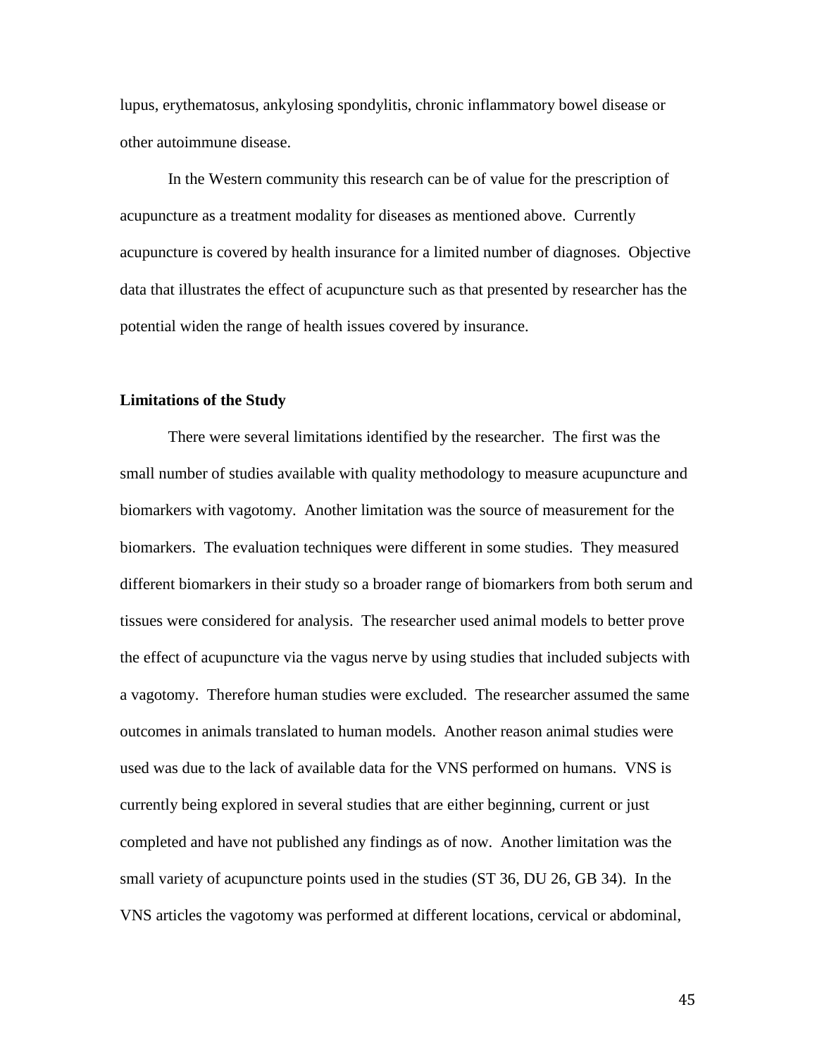lupus, erythematosus, ankylosing spondylitis, chronic inflammatory bowel disease or other autoimmune disease.

In the Western community this research can be of value for the prescription of acupuncture as a treatment modality for diseases as mentioned above. Currently acupuncture is covered by health insurance for a limited number of diagnoses. Objective data that illustrates the effect of acupuncture such as that presented by researcher has the potential widen the range of health issues covered by insurance.

### Limitations of the Study

There were several limitations identified by the researcher. The first was the small number of studies available with quality methodology to measure acupuncture and biomarkers with vagotomy. Another limitation was the source of measurement for the biomarkers. The evaluation techniques were different in some studies. They measured different biomarkers in their study so a broader range of biomarkers from both serum and tissues were considered for analysis. The researcher used animal models to better prove the effect of acupuncture via the vagus nerve by using studies that included subjects with a vagotomy. Therefore human studies were excluded. The researcher assumed the same outcomes in animals translated to human models. Another reason animal studies were used was due to the lack of available data for the VNS performed on humans. VNS is currently being explored in several studies that are either beginning, current or just completed and have not published any findings as of now. Another limitation was the small variety of acupuncture points used in the studies (ST 36, DU 26, GB 34). In the VNS articles the vagotomy was performed at different locations, cervical or abdominal,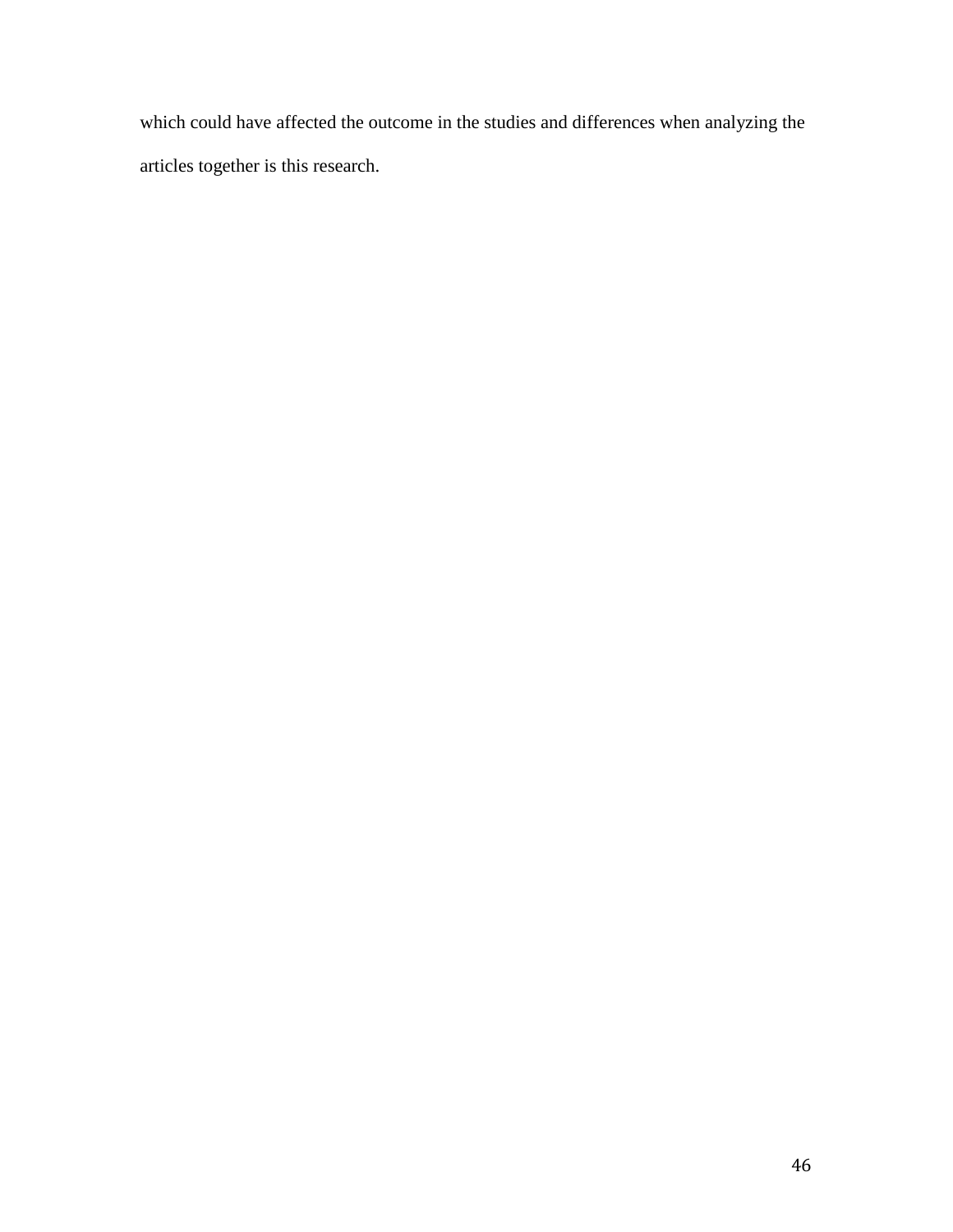which could have affected the outcome in the studies and differences when analyzing the articles together is this research.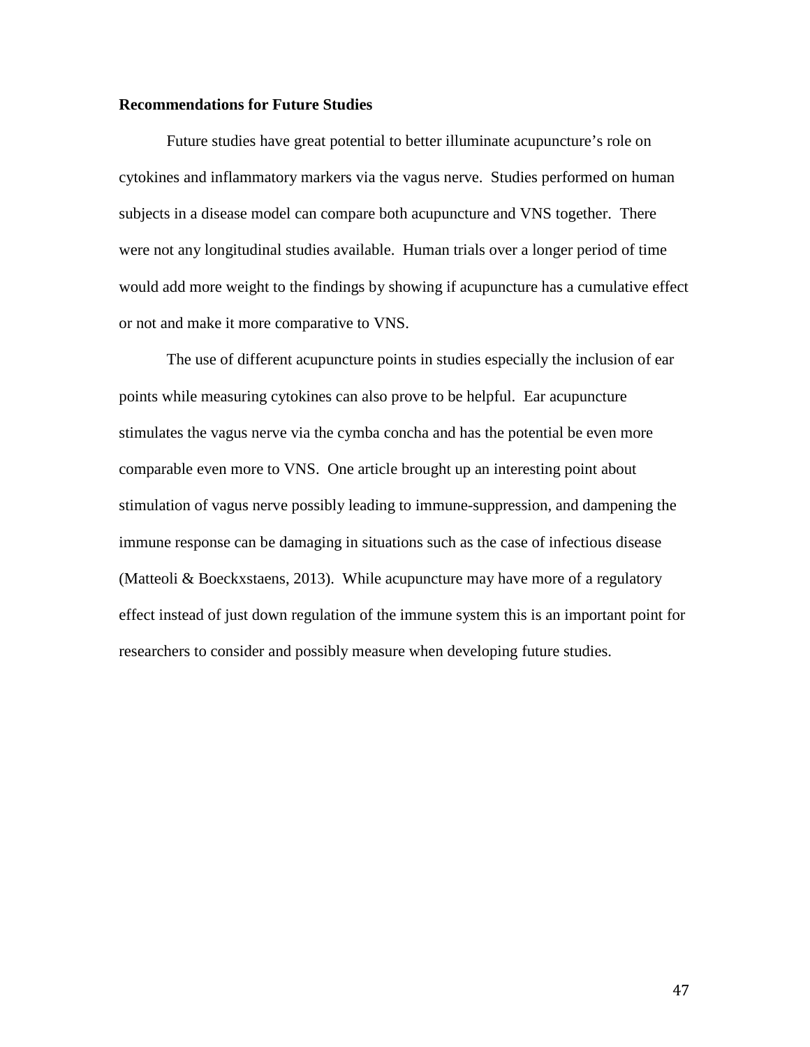## Recommendations for Future Studies

Future studies have great potential to better illuminate acupuncture's role on cytokines and inflammatory markers via the vagus nerve. Studies performed on human subjects in a disease model can compare both acupuncture and VNS together. There were not any longitudinal studies available. Human trials over a longer period of time would add more weight to the findings by showing if acupuncture has a cumulative effect or not and make it more comparative to VNS.

The use of different acupuncture points in studies especially the inclusion of ear points while measuring cytokines can also prove to be helpful. Ear acupuncture stimulates the vagus nerve via the cymba concha and has the potential be even more comparable even more to VNS. One article brought up an interesting point about stimulation of vagus nerve possibly leading to immune-suppression, and dampening the immune response can be damaging in situations such as the case of infectious disease (Matteoli & Boeckxstaens, 2013). While acupuncture may have more of a regulatory effect instead of just down regulation of the immune system this is an important point for researchers to consider and possibly measure when developing future studies.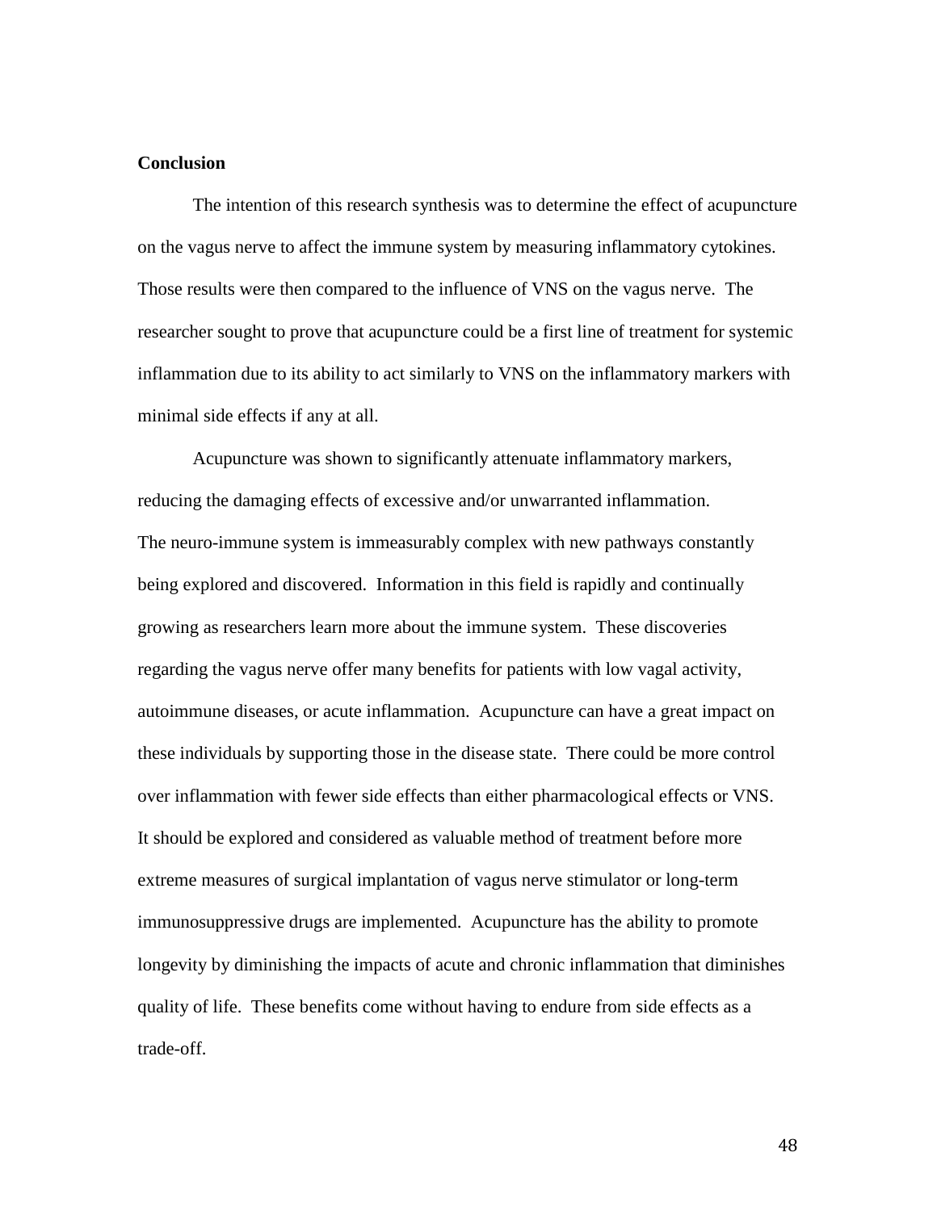## Conclusion

The intention of this research synthesis was to determine the effect of acupuncture on the vagus nerve to affect the immune system by measuring inflammatory cytokines. Those results were then compared to the influence of VNS on the vagus nerve. The researcher sought to prove that acupuncture could be a first line of treatment for systemic inflammation due to its ability to act similarly to VNS on the inflammatory markers with minimal side effects if any at all.

Acupuncture was shown to significantly attenuate inflammatory markers, reducing the damaging effects of excessive and/or unwarranted inflammation. The neuro-immune system is immeasurably complex with new pathways constantly being explored and discovered. Information in this field is rapidly and continually growing as researchers learn more about the immune system. These discoveries regarding the vagus nerve offer many benefits for patients with low vagal activity, autoimmune diseases, or acute inflammation. Acupuncture can have a great impact on these individuals by supporting those in the disease state. There could be more control over inflammation with fewer side effects than either pharmacological effects or VNS. It should be explored and considered as valuable method of treatment before more extreme measures of surgical implantation of vagus nerve stimulator or long-term immunosuppressive drugs are implemented. Acupuncture has the ability to promote longevity by diminishing the impacts of acute and chronic inflammation that diminishes quality of life. These benefits come without having to endure from side effects as a trade-off.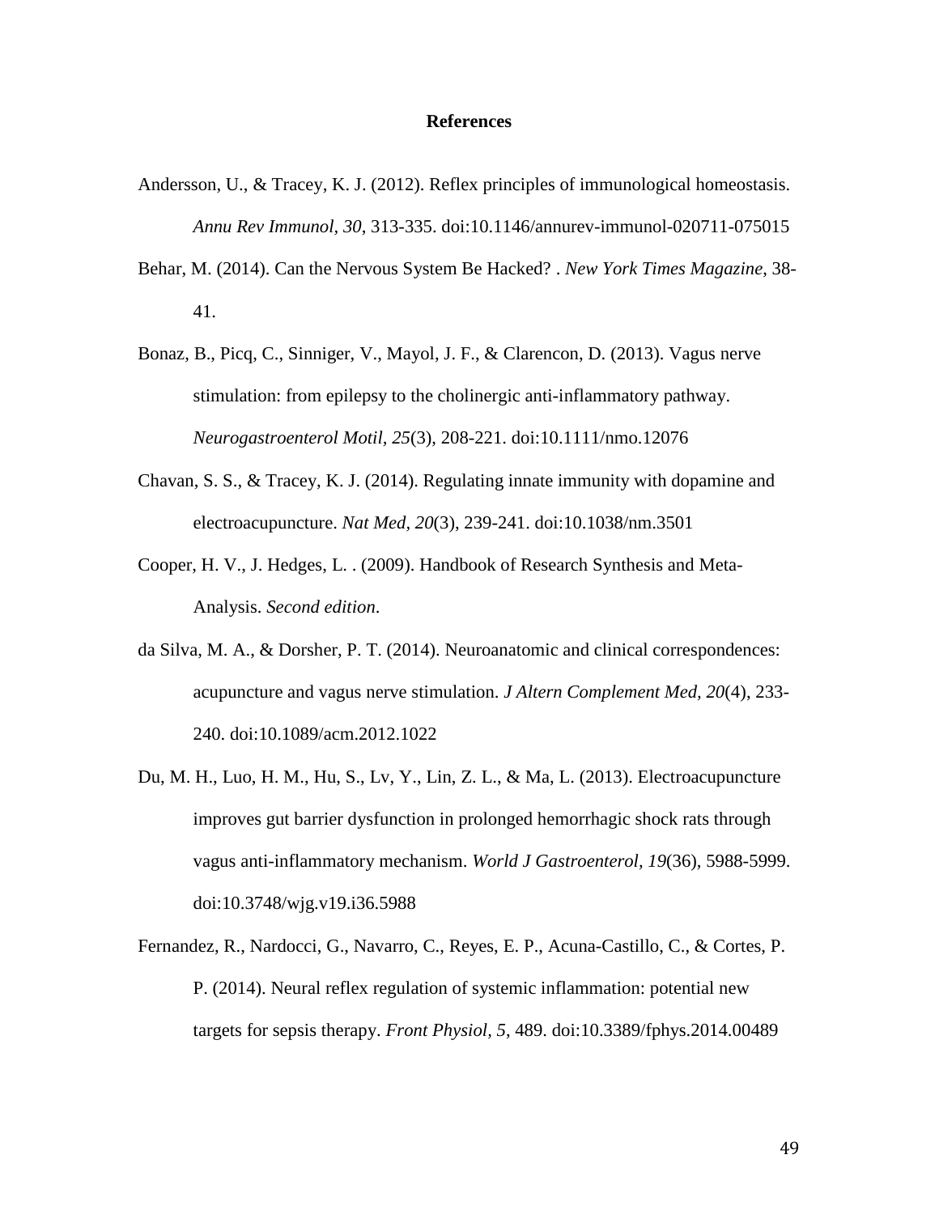# References

Andersson, U., & Tracey, K. J. (2012). Reflex principles of immunological homeostasis. *Annu Rev Immunol*, *30*, 313-335. doi:10.1146/annurev-immunol-020711-075015

Behar, M. (2014). Can the Nervous System Be Hacked? . *New York Times Magazine*, 38-41.

Bonaz, B., Picq, C., Sinniger, V., Mayol, J. F., & Clarencon, D. (2013). Vagus nerve stimulation: from epilepsy to the cholinergic anti-inflammatory pathway. *Neurogastroenterol Motil*, *25*(3), 208-221. doi:10.1111/nmo.12076

Chavan, S. S., & Tracey, K. J. (2014). Regulating innate immunity with dopamine and electroacupuncture. *Nat Med*, *20*(3), 239-241. doi:10.1038/nm.3501

Cooper, H. V., J. Hedges, L. . (2009). Handbook of Research Synthesis and Meta-Analysis. *Second edition*.

da Silva, M. A., & Dorsher, P. T. (2014). Neuroanatomic and clinical correspondences: acupuncture and vagus nerve stimulation. *J Altern Complement Med*, *20*(4), 233-240. doi:10.1089/acm.2012.1022

Du, M. H., Luo, H. M., Hu, S., Lv, Y., Lin, Z. L., & Ma, L. (2013). Electroacupuncture improves gut barrier dysfunction in prolonged hemorrhagic shock rats through vagus anti-inflammatory mechanism. *World J Gastroenterol*, *19*(36), 5988-5999. doi:10.3748/wjg.v19.i36.5988

Fernandez, R., Nardocci, G., Navarro, C., Reyes, E. P., Acuna-Castillo, C., & Cortes, P. P. (2014). Neural reflex regulation of systemic inflammation: potential new targets for sepsis therapy. *Front Physiol*, *5*, 489. doi:10.3389/fphys.2014.00489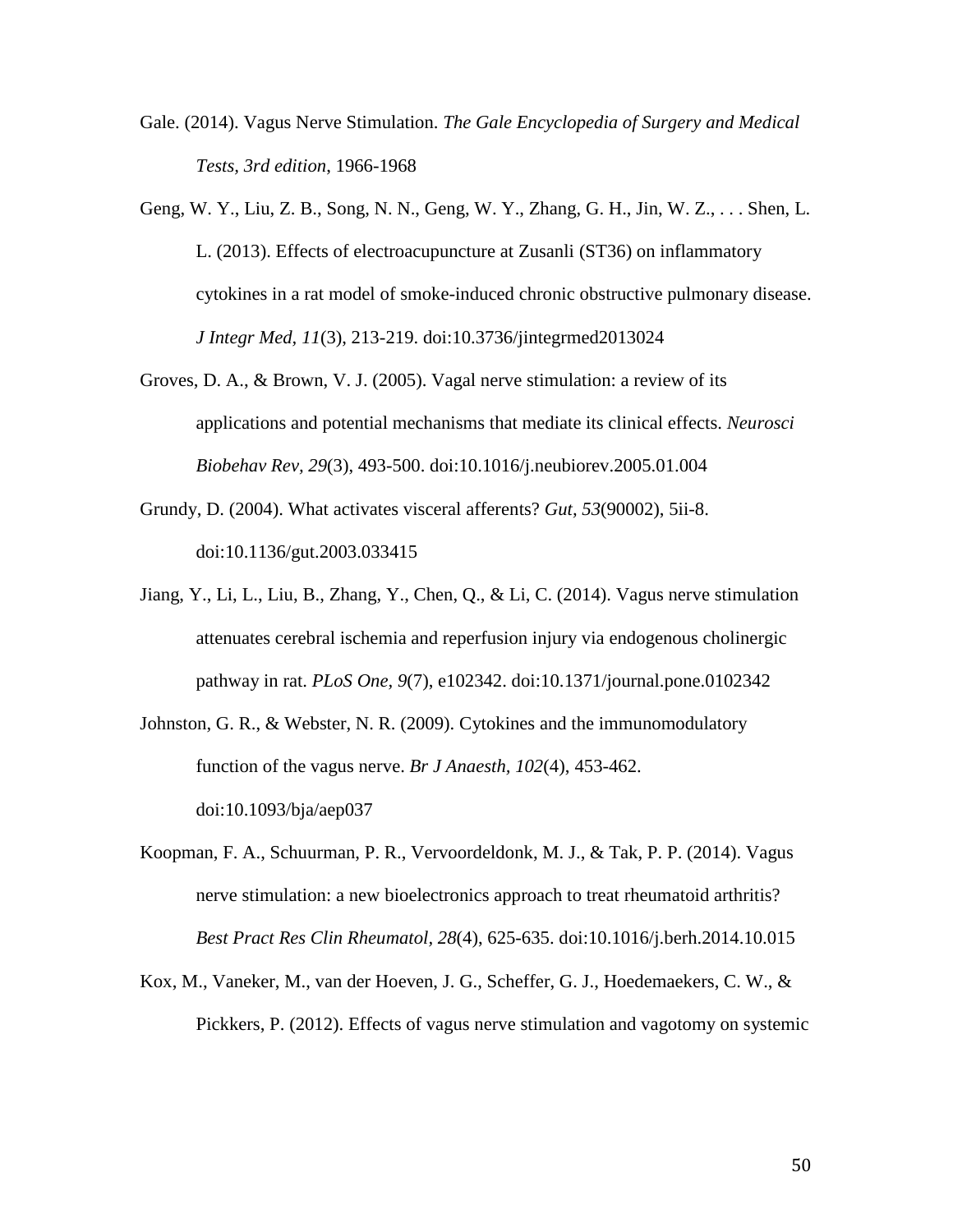Gale. (2014). Vagus Nerve Stimulation. *The Gale Encyclopedia of Surgery and Medical Tests, 3rd edition*, 1966-1968

Geng, W. Y., Liu, Z. B., Song, N. N., Geng, W. Y., Zhang, G. H., Jin, W. Z., . . . Shen, L. L. (2013). Effects of electroacupuncture at Zusanli (ST36) on inflammatory cytokines in a rat model of smoke-induced chronic obstructive pulmonary disease. *J Integr Med, 11*(3), 213-219. doi:10.3736/jintegrmed2013024

Groves, D. A., & Brown, V. J. (2005). Vagal nerve stimulation: a review of its applications and potential mechanisms that mediate its clinical effects. *Neurosci Biobehav Rev, 29*(3), 493-500. doi:10.1016/j.neubiorev.2005.01.004

Grundy, D. (2004). What activates visceral afferents? *Gut, 53*(90002), 5ii-8. doi:10.1136/gut.2003.033415

Jiang, Y., Li, L., Liu, B., Zhang, Y., Chen, Q., & Li, C. (2014). Vagus nerve stimulation attenuates cerebral ischemia and reperfusion injury via endogenous cholinergic pathway in rat. *PLoS One, 9*(7), e102342. doi:10.1371/journal.pone.0102342

Johnston, G. R., & Webster, N. R. (2009). Cytokines and the immunomodulatory function of the vagus nerve. *Br J Anaesth, 102*(4), 453-462. doi:10.1093/bja/aep037

Koopman, F. A., Schuurman, P. R., Vervoordeldonk, M. J., & Tak, P. P. (2014). Vagus nerve stimulation: a new bioelectronics approach to treat rheumatoid arthritis? *Best Pract Res Clin Rheumatol, 28*(4), 625-635. doi:10.1016/j.berh.2014.10.015

Kox, M., Vaneker, M., van der Hoeven, J. G., Scheffer, G. J., Hoedemaekers, C. W., & Pickkers, P. (2012). Effects of vagus nerve stimulation and vagotomy on systemic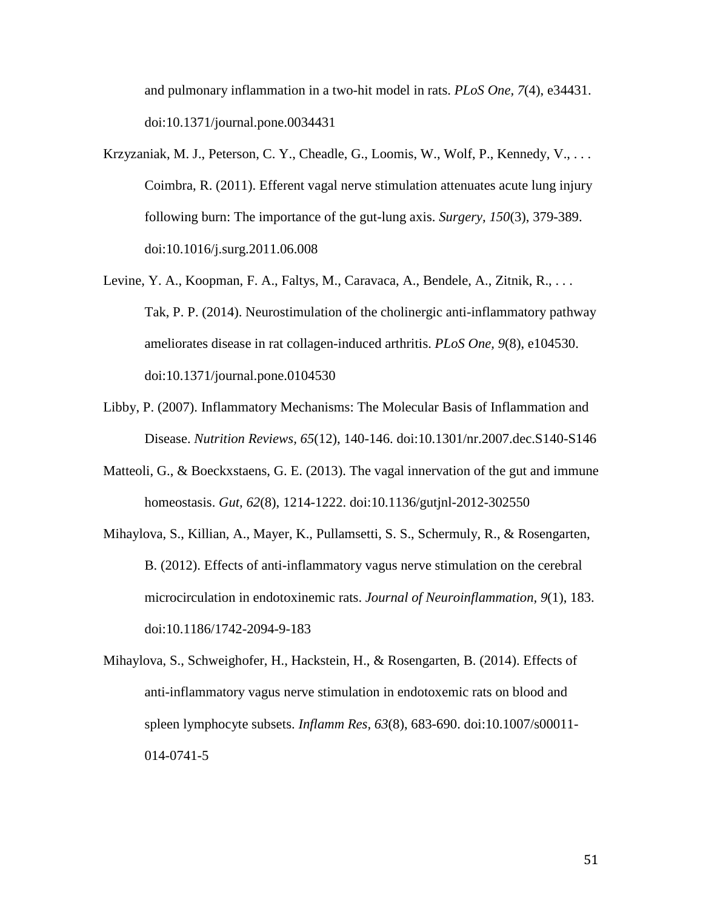and pulmonary inflammation in a two-hit model in rats. *PLoS One, 7*(4), e34431. doi:10.1371/journal.pone.0034431

Krzyzaniak, M. J., Peterson, C. Y., Cheadle, G., Loomis, W., Wolf, P., Kennedy, V., . . . Coimbra, R. (2011). Efferent vagal nerve stimulation attenuates acute lung injury following burn: The importance of the gut-lung axis. *Surgery, 150*(3), 379-389. doi:10.1016/j.surg.2011.06.008

Levine, Y. A., Koopman, F. A., Faltys, M., Caravaca, A., Bendele, A., Zitnik, R., . . . Tak, P. P. (2014). Neurostimulation of the cholinergic anti-inflammatory pathway ameliorates disease in rat collagen-induced arthritis. *PLoS One, 9*(8), e104530. doi:10.1371/journal.pone.0104530

Libby, P. (2007). Inflammatory Mechanisms: The Molecular Basis of Inflammation and Disease. *Nutrition Reviews, 65*(12), 140-146. doi:10.1301/nr.2007.dec.S140-S146

Matteoli, G., & Boeckxstaens, G. E. (2013). The vagal innervation of the gut and immune homeostasis. *Gut, 62*(8), 1214-1222. doi:10.1136/gutjnl-2012-302550

Mihaylova, S., Killian, A., Mayer, K., Pullamsetti, S. S., Schermuly, R., & Rosengarten, B. (2012). Effects of anti-inflammatory vagus nerve stimulation on the cerebral microcirculation in endotoxinemic rats. *Journal of Neuroinflammation, 9*(1), 183. doi:10.1186/1742-2094-9-183

Mihaylova, S., Schweighofer, H., Hackstein, H., & Rosengarten, B. (2014). Effects of anti-inflammatory vagus nerve stimulation in endotoxemic rats on blood and spleen lymphocyte subsets. *Inflamm Res, 63*(8), 683-690. doi:10.1007/s00011-014-0741-5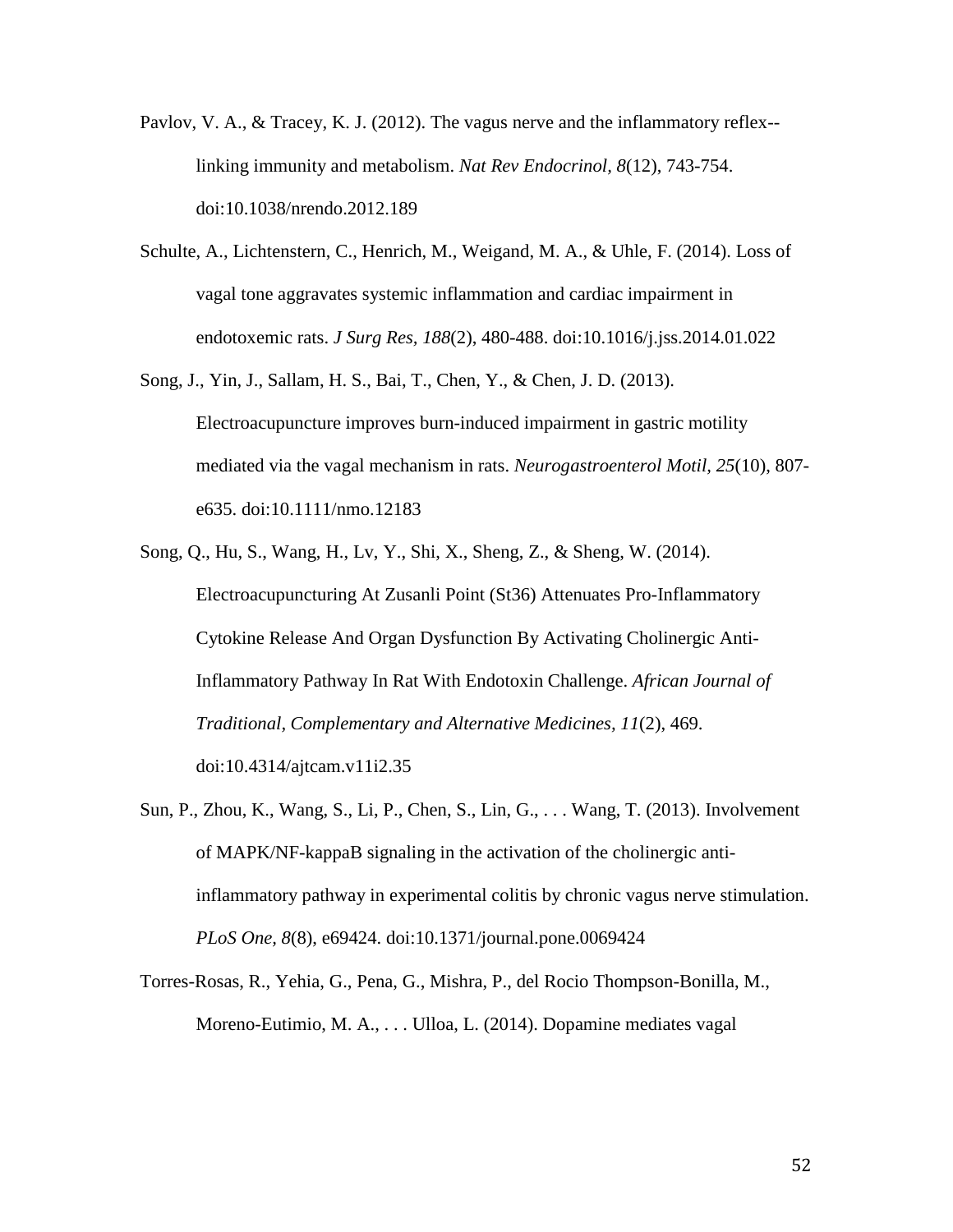Pavlov, V. A., & Tracey, K. J. (2012). The vagus nerve and the inflammatory reflex--linking immunity and metabolism. *Nat Rev Endocrinol, 8*(12), 743-754. doi:10.1038/nrendo.2012.189

Schulte, A., Lichtenstern, C., Henrich, M., Weigand, M. A., & Uhle, F. (2014). Loss of vagal tone aggravates systemic inflammation and cardiac impairment in endotoxemic rats. *J Surg Res, 188*(2), 480-488. doi:10.1016/j.jss.2014.01.022

Song, J., Yin, J., Sallam, H. S., Bai, T., Chen, Y., & Chen, J. D. (2013). Electroacupuncture improves burn-induced impairment in gastric motility mediated via the vagal mechanism in rats. *Neurogastroenterol Motil, 25*(10), 807-e635. doi:10.1111/nmo.12183

Song, Q., Hu, S., Wang, H., Lv, Y., Shi, X., Sheng, Z., & Sheng, W. (2014). Electroacupuncturing At Zusanli Point (St36) Attenuates Pro-Inflammatory Cytokine Release And Organ Dysfunction By Activating Cholinergic Anti-Inflammatory Pathway In Rat With Endotoxin Challenge. *African Journal of Traditional, Complementary and Alternative Medicines, 11*(2), 469. doi:10.4314/ajtcam.v11i2.35

Sun, P., Zhou, K., Wang, S., Li, P., Chen, S., Lin, G., . . . Wang, T. (2013). Involvement of MAPK/NF-kappaB signaling in the activation of the cholinergic anti-inflammatory pathway in experimental colitis by chronic vagus nerve stimulation. *PLoS One, 8*(8), e69424. doi:10.1371/journal.pone.0069424

Torres-Rosas, R., Yehia, G., Pena, G., Mishra, P., del Rocio Thompson-Bonilla, M., Moreno-Eutimio, M. A., . . . Ulloa, L. (2014). Dopamine mediates vagal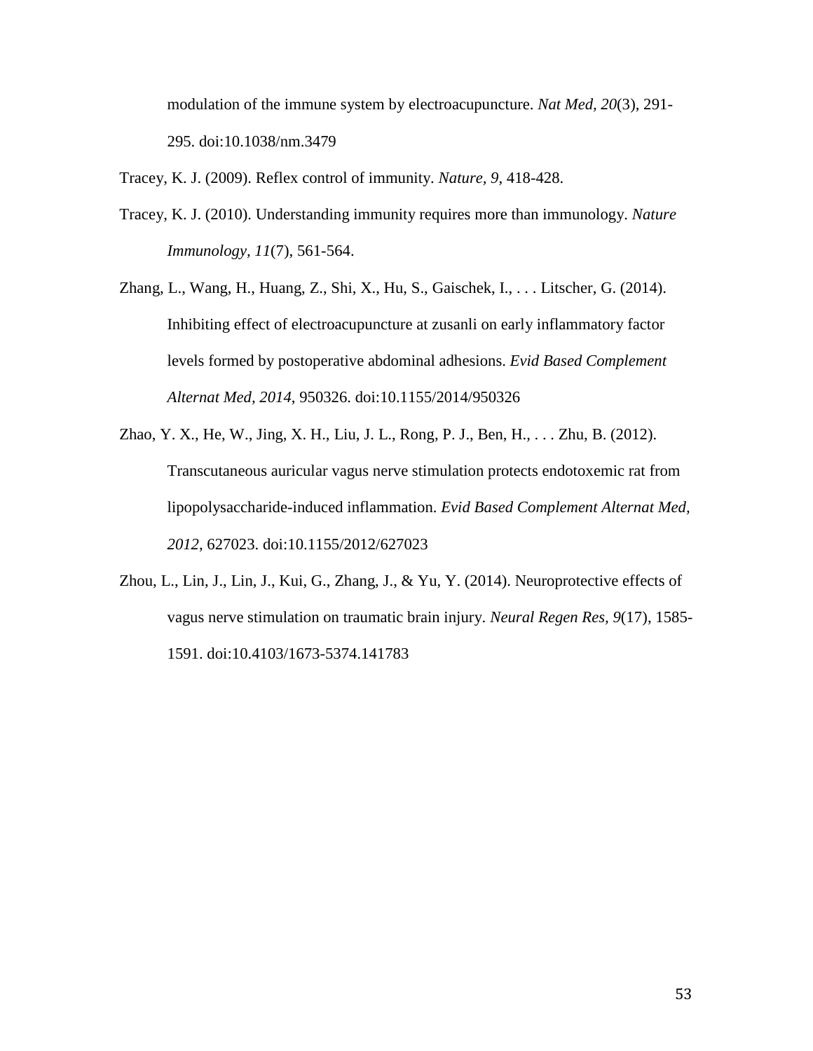modulation of the immune system by electroacupuncture. *Nat Med, 20*(3), 291-295. doi:10.1038/nm.3479

Tracey, K. J. (2009). Reflex control of immunity. *Nature, 9*, 418-428.

Tracey, K. J. (2010). Understanding immunity requires more than immunology. *Nature Immunology, 11*(7), 561-564.

Zhang, L., Wang, H., Huang, Z., Shi, X., Hu, S., Gaischek, I., . . . Litscher, G. (2014). Inhibiting effect of electroacupuncture at zusanli on early inflammatory factor levels formed by postoperative abdominal adhesions. *Evid Based Complement Alternat Med, 2014*, 950326. doi:10.1155/2014/950326

Zhao, Y. X., He, W., Jing, X. H., Liu, J. L., Rong, P. J., Ben, H., . . . Zhu, B. (2012). Transcutaneous auricular vagus nerve stimulation protects endotoxemic rat from lipopolysaccharide-induced inflammation. *Evid Based Complement Alternat Med, 2012*, 627023. doi:10.1155/2012/627023

Zhou, L., Lin, J., Lin, J., Kui, G., Zhang, J., & Yu, Y. (2014). Neuroprotective effects of vagus nerve stimulation on traumatic brain injury. *Neural Regen Res, 9*(17), 1585-1591. doi:10.4103/1673-5374.141783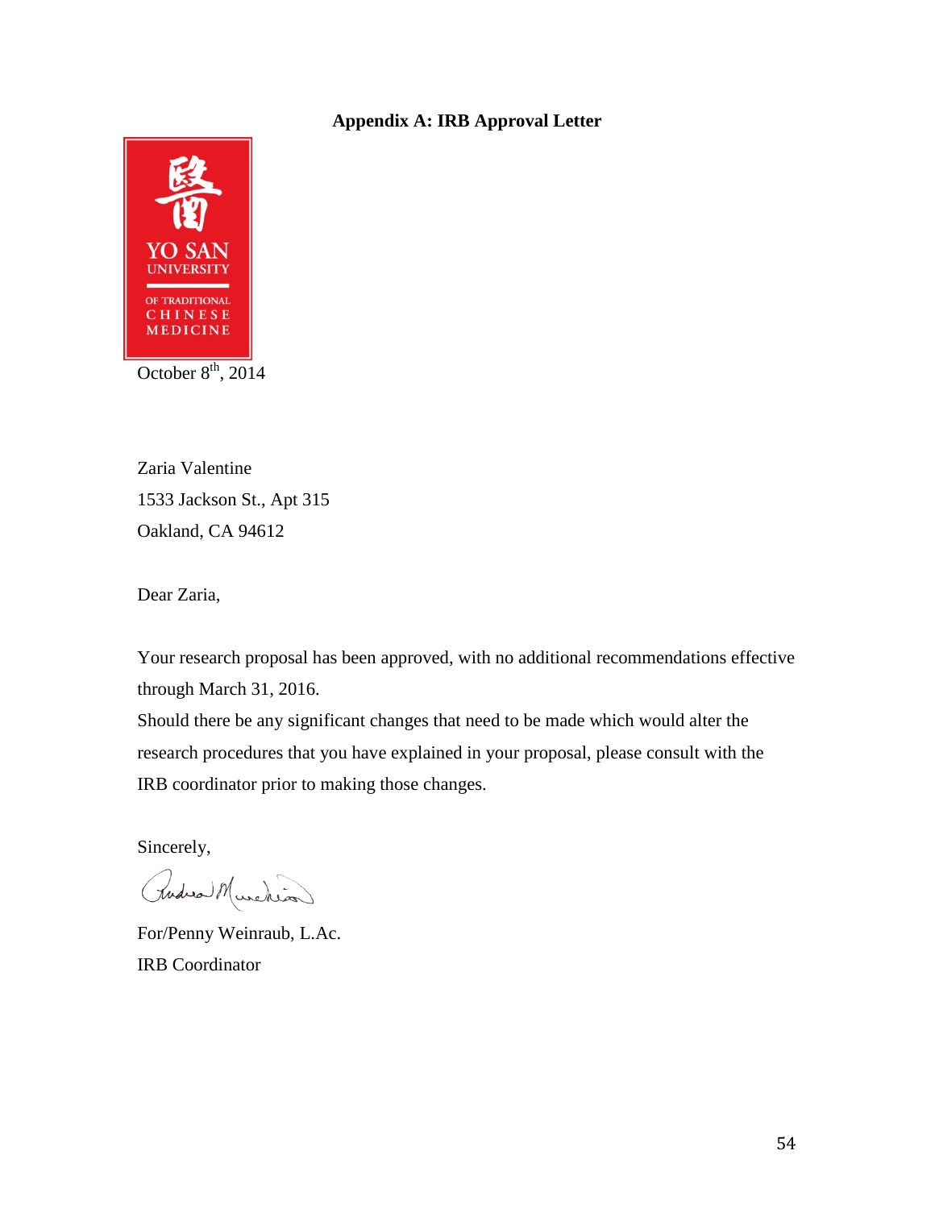## Appendix A: IRB Approval Letter

YO SAN UNIVERSITY OF TRADITIONAL CHINESE MEDICINE

October 8th, 2014

Zaria Valentine
1533 Jackson St., Apt 315
Oakland, CA 94612

Dear Zaria,

Your research proposal has been approved, with no additional recommendations effective through March 31, 2016.
Should there be any significant changes that need to be made which would alter the research procedures that you have explained in your proposal, please consult with the IRB coordinator prior to making those changes.

Sincerely,

For/Penny Weinraub, L.Ac.
IRB Coordinator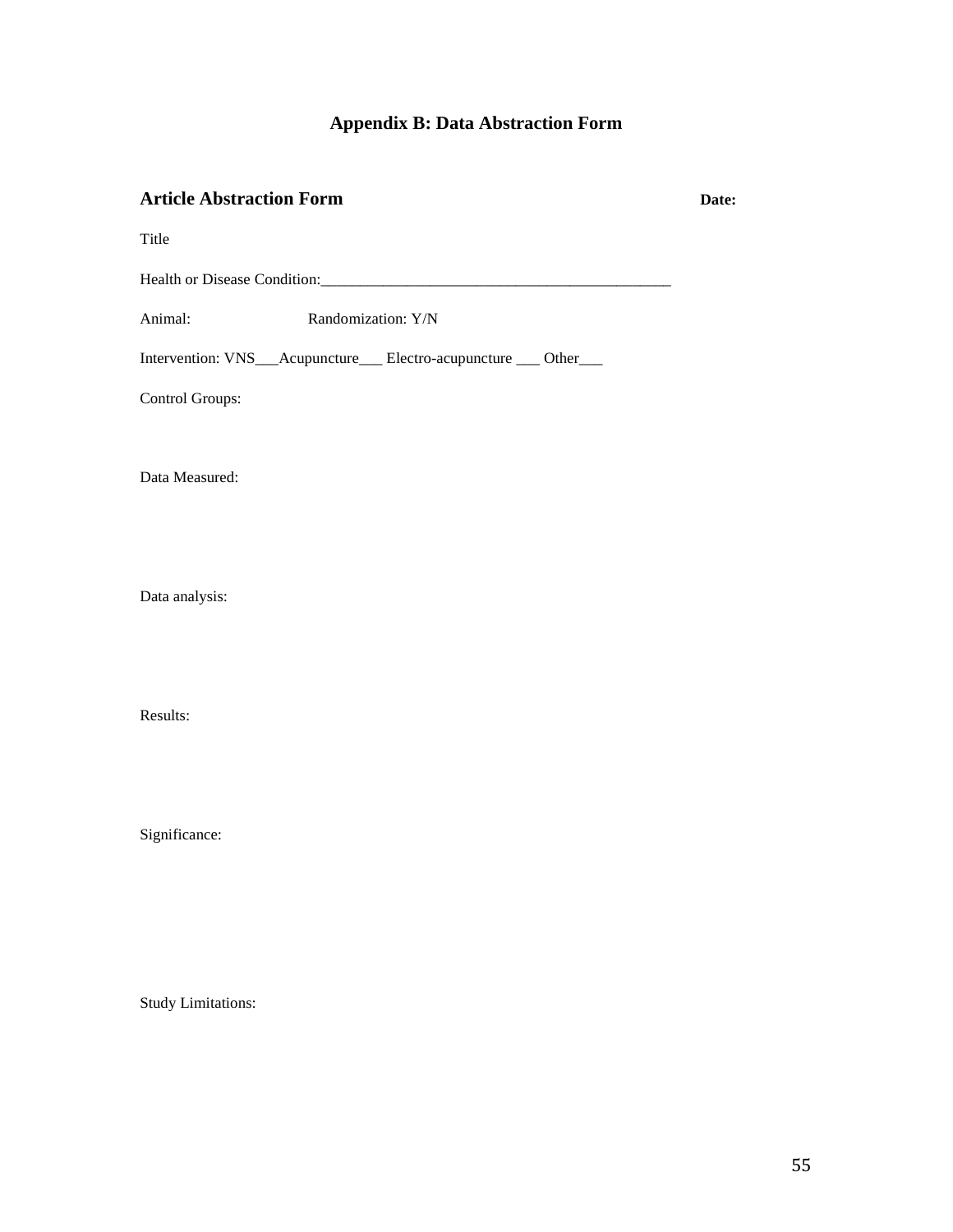# Appendix B: Data Abstraction Form

## Article Abstraction Form **Date:**

Title

Health or Disease Condition:_____________________________________________

Animal: Randomization: Y/N

Intervention: VNS___Acupuncture___ Electro-acupuncture ___ Other___

Control Groups:

Data Measured:

Data analysis:

Results:

Significance:

Study Limitations: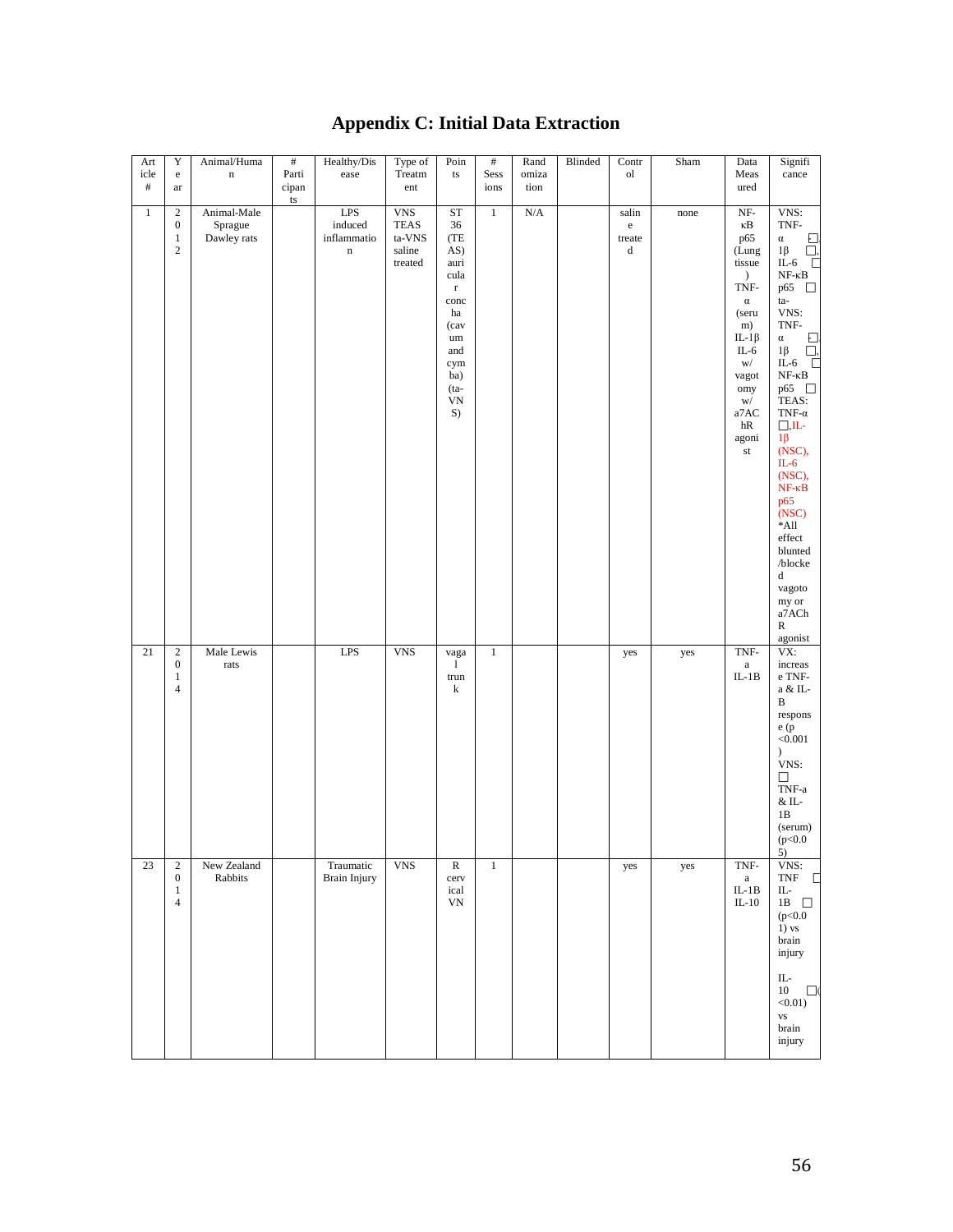# Appendix C: Initial Data Extraction

| Article # | Year | Animal/Human | # Participants | Healthy/Disease | Type of Treatment | Points | # Sessions | Randomization | Blinded | Control | Sham | Data Measured | Significance |
|---|---|---|---|---|---|---|---|---|---|---|---|---|---|
| 1 | 2012 | Animal-Male Sprague Dawley rats | | LPS induced inflammation | VNS TEAS ta-VNS saline treated | ST 36 (TEAS) auricular concha (cavum and cymba) (ta-VNS) | 1 | N/A | | saline treated | none | NF-κB p65 (Lung tissue) TNF-α (serum) IL-1β IL-6 w/ vagotomy w/ a7AChR agonist | VNS: TNF-α ☐, 1β ☐, IL-6 ☐ NF-κB p65 ☐ ta-VNS: TNF-α ☐, 1β ☐, IL-6 ☐ NF-κB p65 ☐ TEAS: TNF-α ☐, IL-1β (NSC), IL-6 (NSC), NF-κB p65 (NSC) *All effect blunted /blocked vagotomy or a7AChR agonist |
| 21 | 2014 | Male Lewis rats | | LPS | VNS | vagal trunk | 1 | | | yes | yes | TNF-a IL-1B | VX: increase TNF-a & IL-B response ($p < 0.001$) VNS: ☐ TNF-a & IL-1B (serum) ($p < 0.05$) |
| 23 | 2014 | New Zealand Rabbits | | Traumatic Brain Injury | VNS | R cervical VN | 1 | | | yes | yes | TNF-a IL-1B IL-10 | VNS: TNF ☐ IL-1B ☐ ($p < 0.01$) vs brain injury IL-10 ☐ ($< 0.01$) vs brain injury |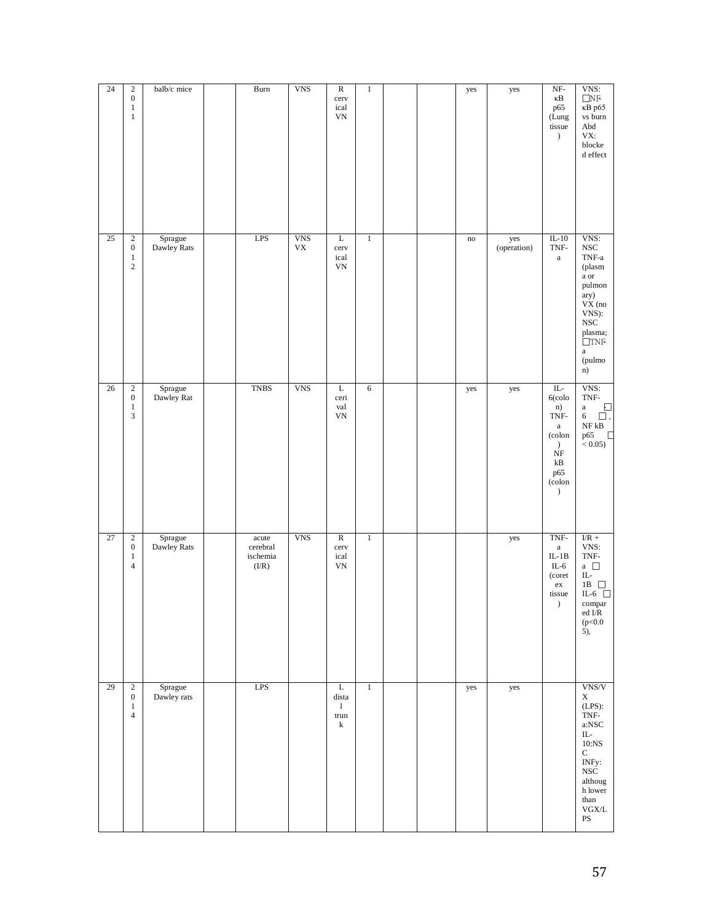| 24 | 2011 | balb/c mice | | Burn | VNS | R cervical VN | 1 | | | yes | yes | NF-κB p65 (Lung tissue) | VNS: □NF-κB p65 vs burn Abd VX: blocked effect |
|---|---|---|---|---|---|---|---|---|---|---|---|---|---|
| 25 | 2012 | Sprague Dawley Rats | | LPS | VNS VX | L cervical VN | 1 | | | no | yes (operation) | IL-10 TNF-a | VNS: NSC TNF-a (plasma or pulmonary) VX (no VNS): NSC plasma; □TNF-a (pulmon) |
| 26 | 2013 | Sprague Dawley Rat | | TNBS | VNS | L cerical VN | 6 | | | yes | yes | IL-6(colon) TNF-a (colon) NF kB p65 (colon) | VNS: TNF-a □ 6 □, NF kB p65 □ < 0.05) |
| 27 | 2014 | Sprague Dawley Rats | | acute cerebral ischemia (I/R) | VNS | R cervical VN | 1 | | | | yes | TNF-a IL-1B IL-6 (coretex tissue) | I/R + VNS: TNF-a □ IL-1B □ IL-6 □ compared I/R (p<0.05), |
| 29 | 2014 | Sprague Dawley rats | | LPS | | L distal trunk | 1 | | | yes | yes | | VNS/VX (LPS): TNF-a:NSC IL-10:NSC INFy: NSC although lower than VGX/LPS |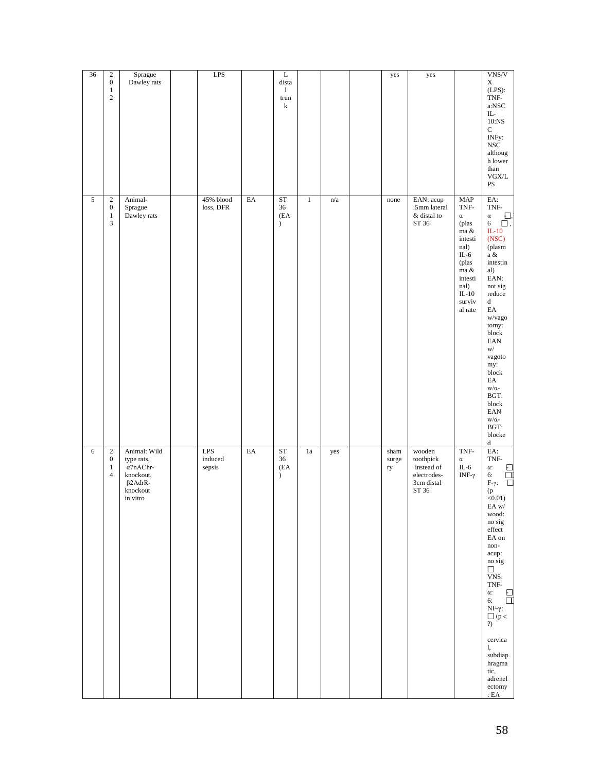| 36 | 2012 | Sprague Dawley rats | | LPS | | L distal trunk | | | | yes | yes | | VNS/VX (LPS): TNF-a:NSC IL-10:NSC INFy: NSC although lower than VGX/LPS |
|---|---|---|---|---|---|---|---|---|---|---|---|---|---|
| 5 | 2013 | Animal-Sprague Dawley rats | | 45% blood loss, DFR | EA | ST 36 (EA) | 1 | n/a | | none | EAN: acup .5mm lateral & distal to ST 36 | MAP TNF-α (plasma & intestinal) IL-6 (plasma & intestinal) IL-10 survival rate | EA: TNF-α □, 6 □, IL-10 (NSC) (plasma & intestinal) EAN: not sig reduced EA w/vagotomy: block EAN w/ vagotomy: block EA w/α-BGT: block EAN w/α-BGT: blocked |
| 6 | 2014 | Animal: Wild type rats, α7nAChr-knockout, β2AdrR-knockout in vitro | | LPS induced sepsis | EA | ST 36 (EA) | 1a | yes | | sham surgery | wooden toothpick instead of electrodes-3cm distal ST 36 | TNF-α IL-6 INF-γ | EA: TNF-α: □ 6: □ F-γ: □ (p <0.01) EA w/ wood: no sig effect EA on non-acup: no sig □ VNS: TNF-α: □ 6: □ NF-γ: □ (p < ?) cervical, subdiaphragmatic, adrenelectomy : EA |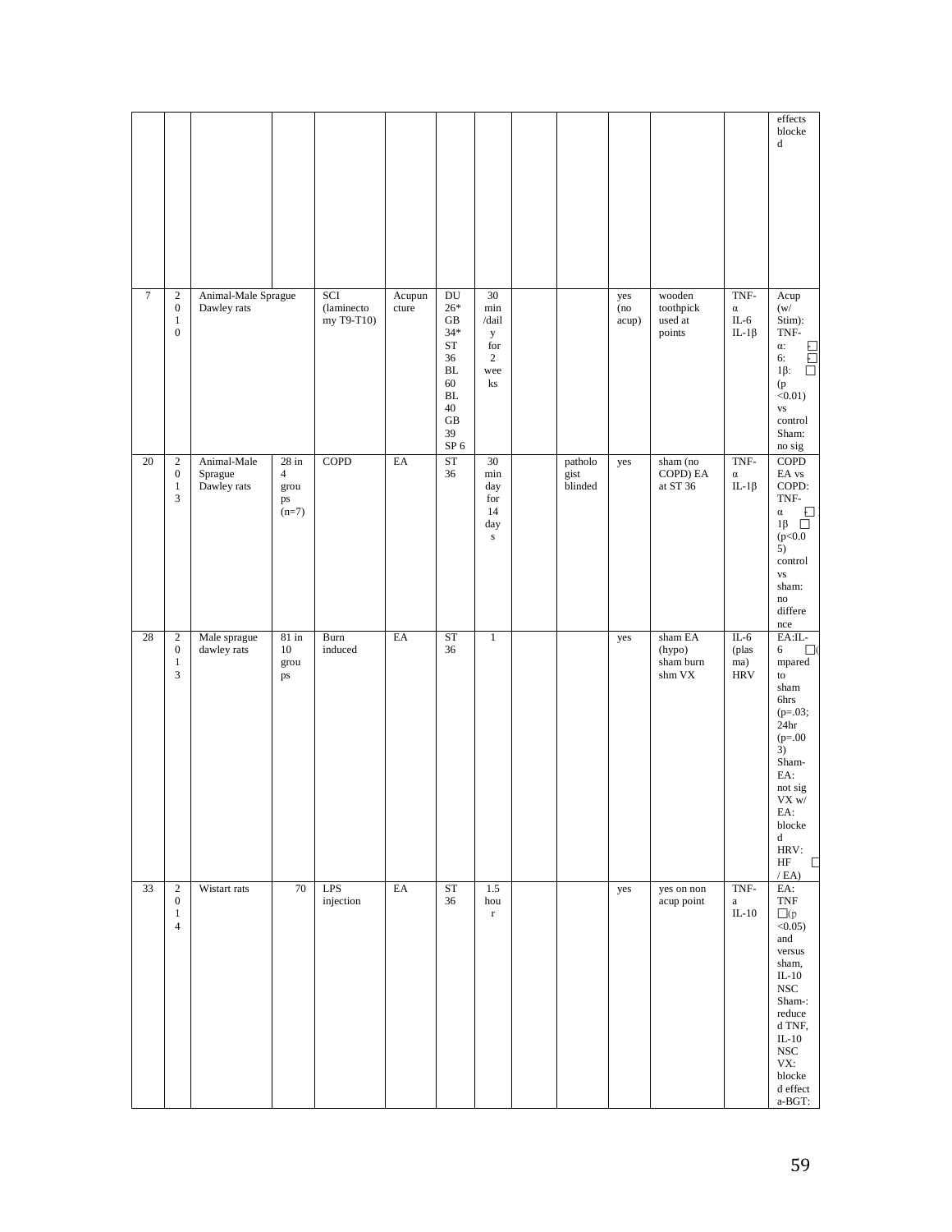|  |  |  |  |  |  |  |  |  |  |  |  |  | effects blocked |
|---|---|---|---|---|---|---|---|---|---|---|---|---|---|
| 7 | 2010 | Animal-Male Sprague Dawley rats |  | SCI (laminectomy T9-T10) | Acupuncture | DU 26* GB 34* ST 36 BL 60 BL 40 GB 39 SP 6 | 30 min /daily for 2 weeks |  |  | yes (no acup) | wooden toothpick used at points | TNF-α IL-6 IL-1β | Acup (w/ Stim): TNF-α: □ 6: □ 1β: □ (p <0.01) vs control Sham: no sig |
| 20 | 2013 | Animal-Male Sprague Dawley rats | 28 in 4 groups (n=7) | COPD | EA | ST 36 | 30 min day for 14 days |  | pathologist blinded | yes | sham (no COPD) EA at ST 36 | TNF-α IL-1β | COPD EA vs COPD: TNF-α □ 1β □ (p<0.05) control vs sham: no difference |
| 28 | 2013 | Male sprague dawley rats | 81 in 10 groups | Burn induced | EA | ST 36 | 1 |  |  | yes | sham EA (hypo) sham burn shm VX | IL-6 (plasma) HRV | EA:IL-6 □(compared to sham 6hrs (p=.03; 24hr (p=.003) Sham-EA: not sig VX w/ EA: blocked HRV: HF □ / EA) |
| 33 | 2014 | Wistart rats | 70 | LPS injection | EA | ST 36 | 1.5 hour |  |  | yes | yes on non acup point | TNF-a IL-10 | EA: TNF □(p <0.05) and versus sham, IL-10 NSC Sham-: reduced TNF, IL-10 NSC VX: blocked effect a-BGT: |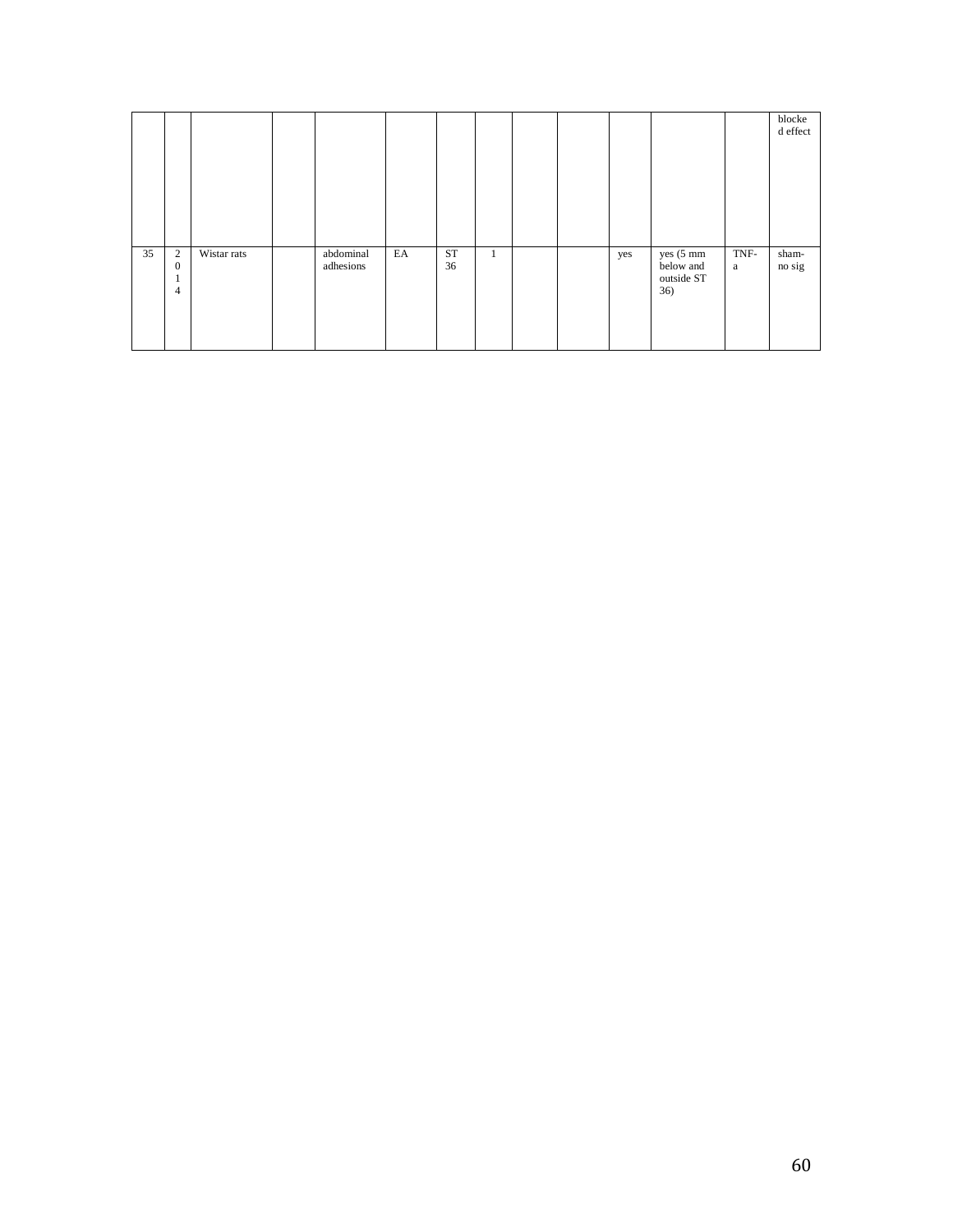| | | | | | | | | | | | | | |
|---|---|---|---|---|---|---|---|---|---|---|---|---|---|
| | | | | | | | | | | | | | blocked effect |
| 35 | 2014 | Wistar rats | | abdominal adhesions | EA | ST 36 | 1 | | | yes | yes (5 mm below and outside ST 36) | TNF-a | sham-no sig |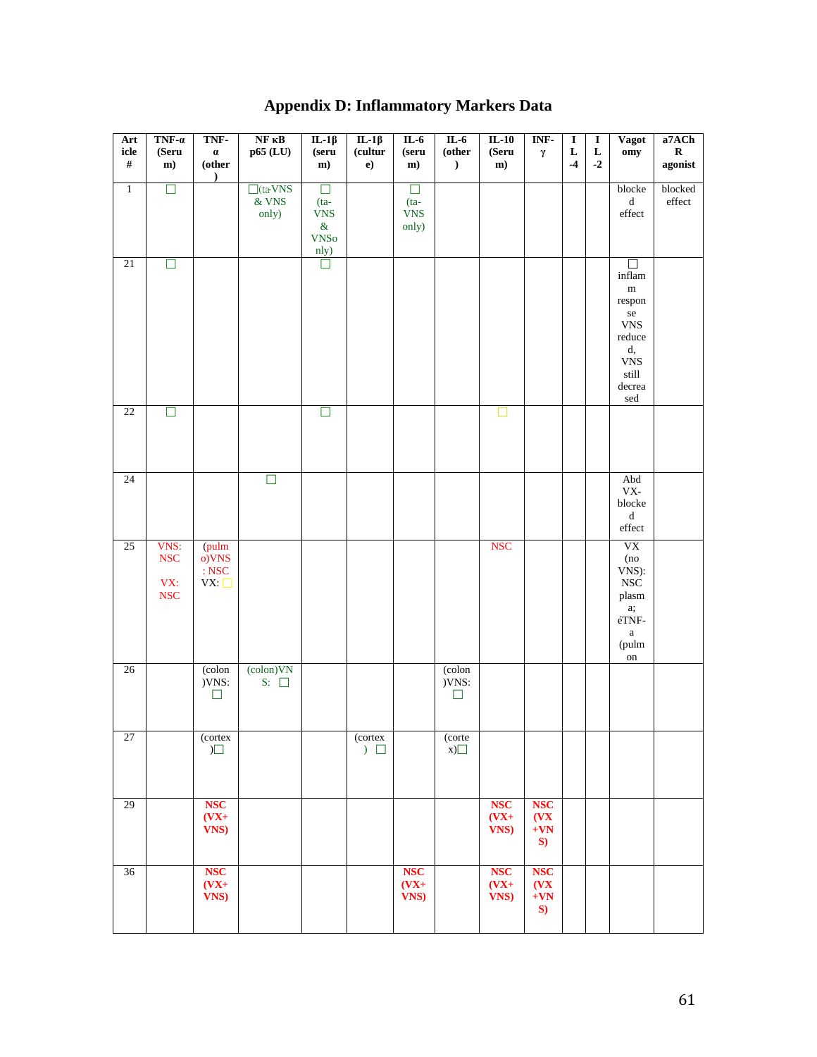# Appendix D: Inflammatory Markers Data

| Article # | TNF-α (Serum) | TNF-α (other) | NF κB p65 (LU) | IL-1β (serum) | IL-1β (culture) | IL-6 (serum) | IL-6 (other) | IL-10 (Serum) | INF-γ | IL-4 | IL-2 | Vagotomy | a7AChR agonist |
|---|---|---|---|---|---|---|---|---|---|---|---|---|---|
| 1 | ☐ | | ☐(ta-VNS & VNS only) | ☐ (ta-VNS & VNSonly) | | ☐ (ta-VNS only) | | | | | | blocked effect | blocked effect |
| 21 | ☐ | | | ☐ | | | | | | | | ☐ inflamm response VNS reduced, VNS still decreased | |
| 22 | ☐ | | | ☐ | | | | ☐ | | | | | |
| 24 | | | ☐ | | | | | | | | | Abd VX-blocked effect | |
| 25 | VNS: NSC VX: NSC | (pulmo)VNS: NSC VX: ☐ | | | | | | NSC | | | | VX (no VNS): NSC plasma; éTNF-a (pulmon | |
| 26 | | (colon)VNS: ☐ | (colon)VNS: ☐ | | | | (colon)VNS: ☐ | | | | | | |
| 27 | | (cortex)☐ | | | (cortex) ☐ | | (cortex)☐ | | | | | | |
| 29 | | **NSC (VX+VNS)** | | | | | | **NSC (VX+VNS)** | **NSC (VX+VNS)** | | | | |
| 36 | | **NSC (VX+VNS)** | | | | **NSC (VX+VNS)** | | **NSC (VX+VNS)** | **NSC (VX+VNS)** | | | | |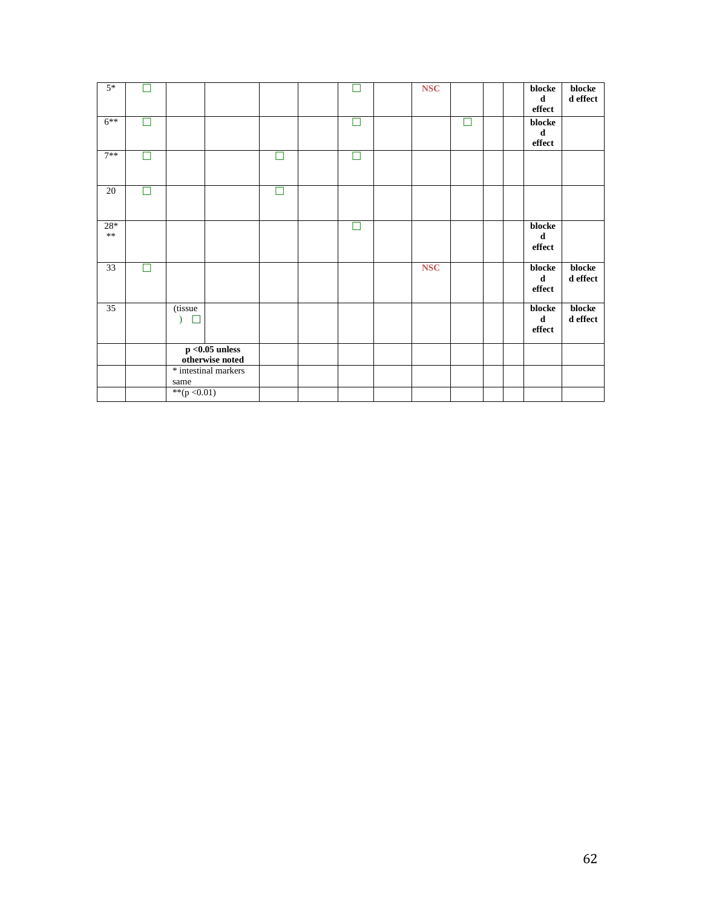| 5* | ☐ | | | | | ☐ | | NSC | | | | **blocked effect** | **blocked effect** |
|---|---|---|---|---|---|---|---|---|---|---|---|---|---|
| 6** | ☐ | | | | | ☐ | | | ☐ | | | **blocked effect** | |
| 7** | ☐ | | | ☐ | | ☐ | | | | | | | |
| 20 | ☐ | | | ☐ | | | | | | | | | |
| 28*** | | | | | | ☐ | | | | | | **blocked effect** | |
| 33 | ☐ | | | | | | | NSC | | | | **blocked effect** | **blocked effect** |
| 35 | | (tissue) ☐ | | | | | | | | | | **blocked effect** | **blocked effect** |
| | | **p <0.05 unless otherwise noted** | | | | | | | | | | | |
| | | * intestinal markers same | | | | | | | | | | | |
| | | **(p <0.01) | | | | | | | | | | | |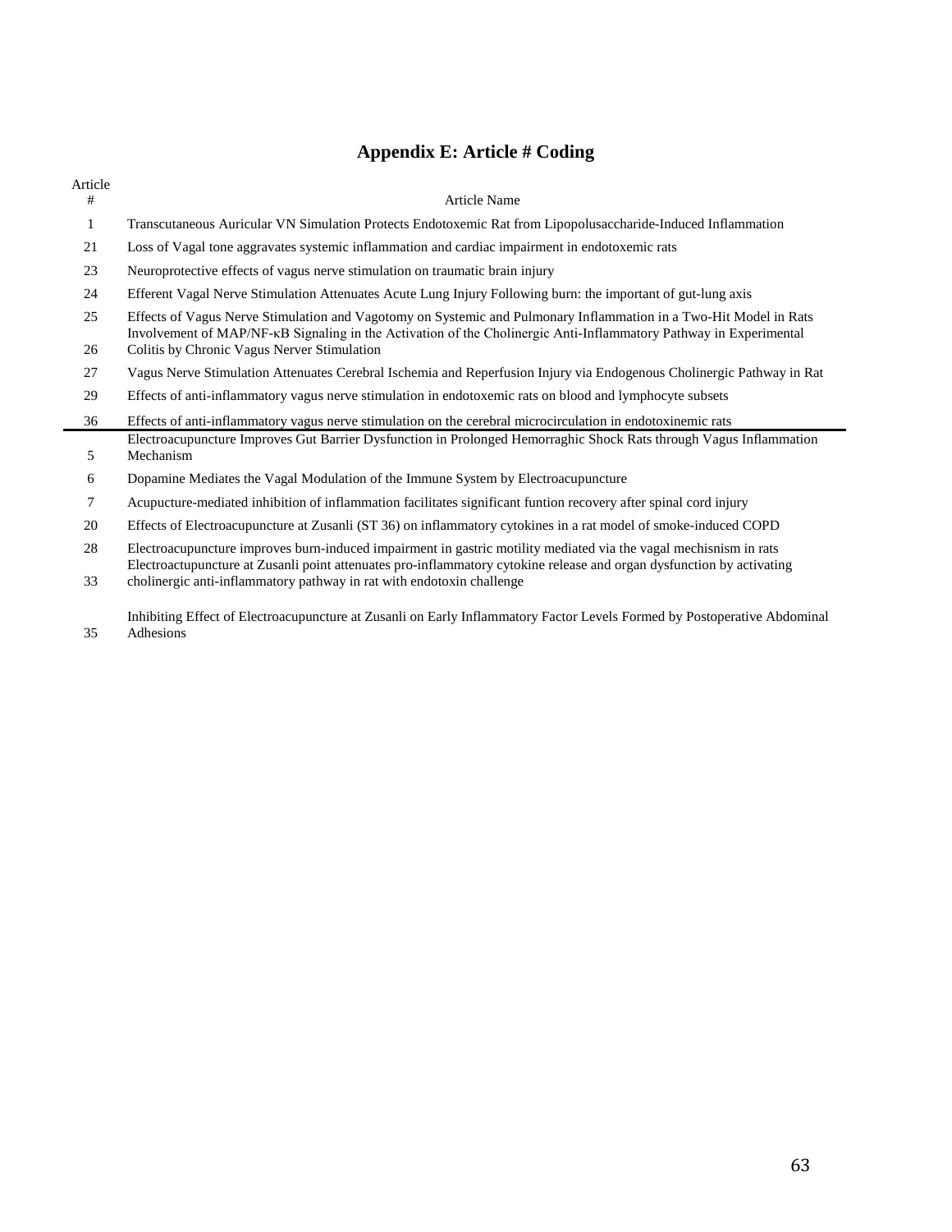# Appendix E: Article # Coding

| Article # | Article Name |
|---|---|
| 1 | Transcutaneous Auricular VN Simulation Protects Endotoxemic Rat from Lipopolusaccharide-Induced Inflammation |
| 21 | Loss of Vagal tone aggravates systemic inflammation and cardiac impairment in endotoxemic rats |
| 23 | Neuroprotective effects of vagus nerve stimulation on traumatic brain injury |
| 24 | Efferent Vagal Nerve Stimulation Attenuates Acute Lung Injury Following burn: the important of gut-lung axis |
| 25 | Effects of Vagus Nerve Stimulation and Vagotomy on Systemic and Pulmonary Inflammation in a Two-Hit Model in Rats |
| 26 | Involvement of MAP/NF-κB Signaling in the Activation of the Cholinergic Anti-Inflammatory Pathway in Experimental Colitis by Chronic Vagus Nerver Stimulation |
| 27 | Vagus Nerve Stimulation Attenuates Cerebral Ischemia and Reperfusion Injury via Endogenous Cholinergic Pathway in Rat |
| 29 | Effects of anti-inflammatory vagus nerve stimulation in endotoxemic rats on blood and lymphocyte subsets |
| 36 | Effects of anti-inflammatory vagus nerve stimulation on the cerebral microcirculation in endotoxinemic rats |
| 5 | Electroacupuncture Improves Gut Barrier Dysfunction in Prolonged Hemorraghic Shock Rats through Vagus Inflammation Mechanism |
| 6 | Dopamine Mediates the Vagal Modulation of the Immune System by Electroacupuncture |
| 7 | Acupucture-mediated inhibition of inflammation facilitates significant funtion recovery after spinal cord injury |
| 20 | Effects of Electroacupuncture at Zusanli (ST 36) on inflammatory cytokines in a rat model of smoke-induced COPD |
| 28 | Electroacupuncture improves burn-induced impairment in gastric motility mediated via the vagal mechisnism in rats |
| 33 | Electroactupuncture at Zusanli point attenuates pro-inflammatory cytokine release and organ dysfunction by activating cholinergic anti-inflammatory pathway in rat with endotoxin challenge |
| 35 | Inhibiting Effect of Electroacupuncture at Zusanli on Early Inflammatory Factor Levels Formed by Postoperative Abdominal Adhesions |